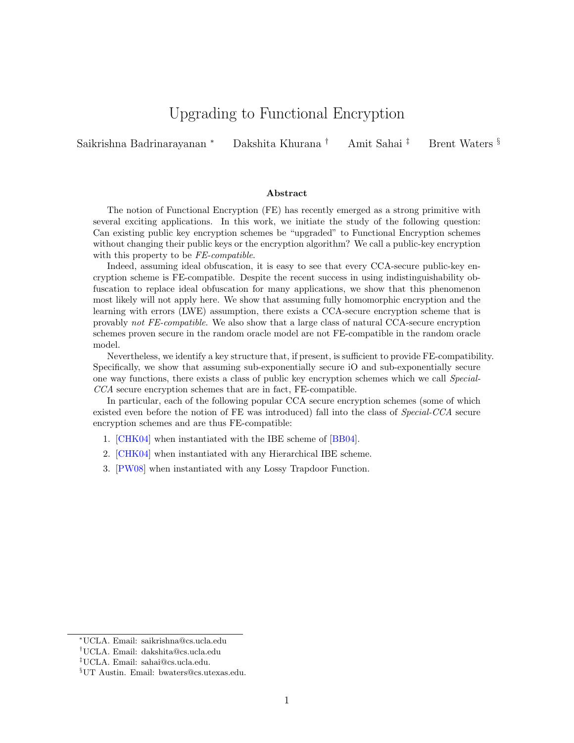# Upgrading to Functional Encryption

Saikrishna Badrinarayanan [*] Dakshita Khurana [†] Amit Sahai [‡] Brent Waters [§]

### Abstract

The notion of Functional Encryption (FE) has recently emerged as a strong primitive with several exciting applications. In this work, we initiate the study of the following question: Can existing public key encryption schemes be "upgraded" to Functional Encryption schemes without changing their public keys or the encryption algorithm? We call a public-key encryption with this property to be *FE-compatible*.

Indeed, assuming ideal obfuscation, it is easy to see that every CCA-secure public-key encryption scheme is FE-compatible. Despite the recent success in using indistinguishability obfuscation to replace ideal obfuscation for many applications, we show that this phenomenon most likely will not apply here. We show that assuming fully homomorphic encryption and the learning with errors (LWE) assumption, there exists a CCA-secure encryption scheme that is provably *not FE-compatible*. We also show that a large class of natural CCA-secure encryption schemes proven secure in the random oracle model are not FE-compatible in the random oracle model.

Nevertheless, we identify a key structure that, if present, is sufficient to provide FE-compatibility. Specifically, we show that assuming sub-exponentially secure iO and sub-exponentially secure one way functions, there exists a class of public key encryption schemes which we call *Special-CCA* secure encryption schemes that are in fact, FE-compatible.

In particular, each of the following popular CCA secure encryption schemes (some of which existed even before the notion of FE was introduced) fall into the class of *Special-CCA* secure encryption schemes and are thus FE-compatible:

1. [CHK04] when instantiated with the IBE scheme of [BB04].
2. [CHK04] when instantiated with any Hierarchical IBE scheme.
3. [PW08] when instantiated with any Lossy Trapdoor Function.

---

[*] UCLA. Email: saikrishna@cs.ucla.edu

[†] UCLA. Email: dakshita@cs.ucla.edu

[‡] UCLA. Email: sahai@cs.ucla.edu.

[§] UT Austin. Email: bwaters@cs.utexas.edu.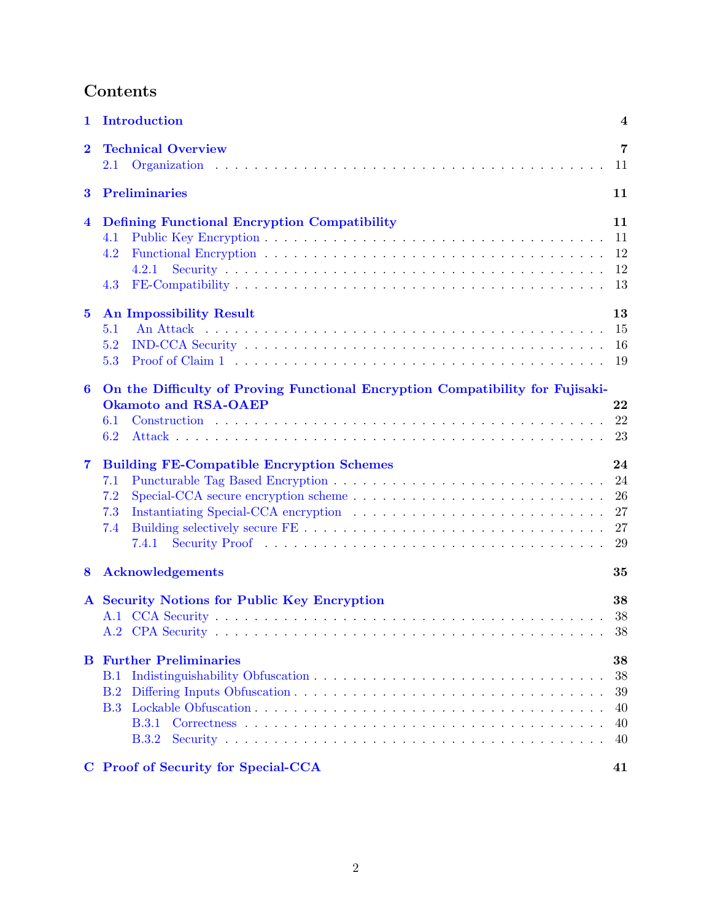## Contents

- **1 Introduction** — 4
- **2 Technical Overview** — 7
  - 2.1 Organization — 11
- **3 Preliminaries** — 11
- **4 Defining Functional Encryption Compatibility** — 11
  - 4.1 Public Key Encryption — 11
  - 4.2 Functional Encryption — 12
    - 4.2.1 Security — 12
  - 4.3 FE-Compatibility — 13
- **5 An Impossibility Result** — 13
  - 5.1 An Attack — 15
  - 5.2 IND-CCA Security — 16
  - 5.3 Proof of Claim 1 — 19
- **6 On the Difficulty of Proving Functional Encryption Compatibility for Fujisaki-Okamoto and RSA-OAEP** — 22
  - 6.1 Construction — 22
  - 6.2 Attack — 23
- **7 Building FE-Compatible Encryption Schemes** — 24
  - 7.1 Puncturable Tag Based Encryption — 24
  - 7.2 Special-CCA secure encryption scheme — 26
  - 7.3 Instantiating Special-CCA encryption — 27
  - 7.4 Building selectively secure FE — 27
    - 7.4.1 Security Proof — 29
- **8 Acknowledgements** — 35
- **A Security Notions for Public Key Encryption** — 38
  - A.1 CCA Security — 38
  - A.2 CPA Security — 38
- **B Further Preliminaries** — 38
  - B.1 Indistinguishability Obfuscation — 38
  - B.2 Differing Inputs Obfuscation — 39
  - B.3 Lockable Obfuscation — 40
    - B.3.1 Correctness — 40
    - B.3.2 Security — 40
- **C Proof of Security for Special-CCA** — 41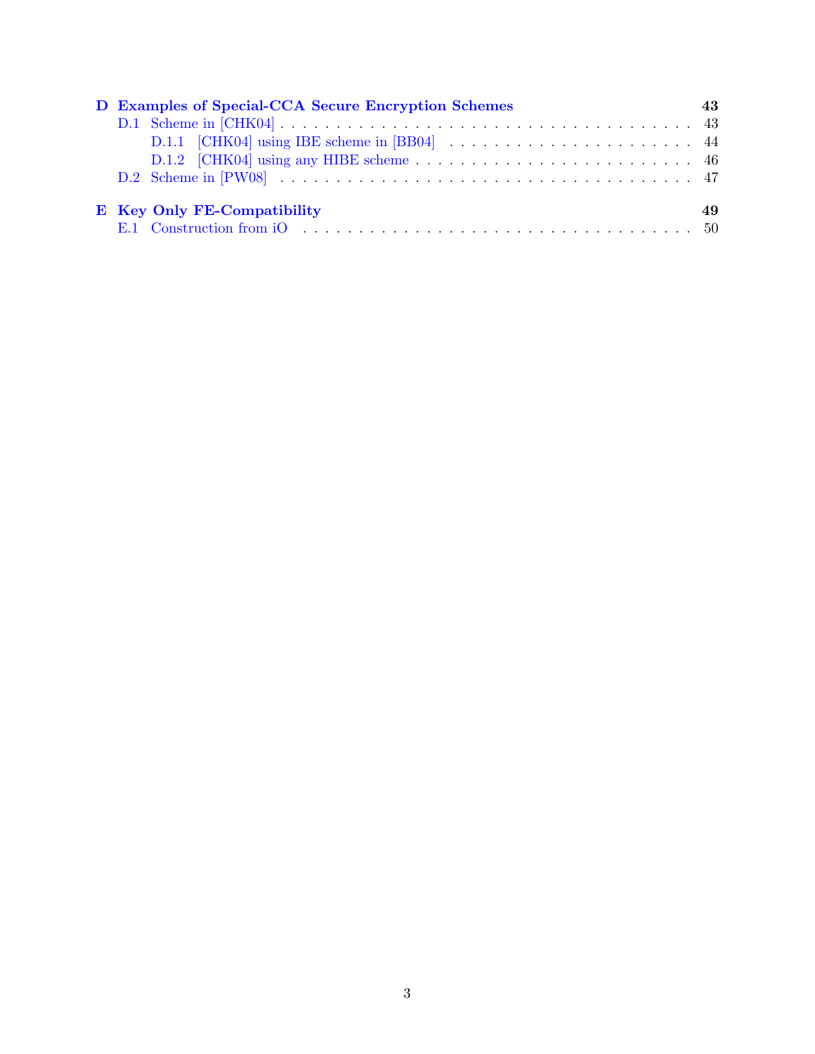**D Examples of Special-CCA Secure Encryption Schemes** — 43

- D.1 Scheme in [CHK04] — 43
  - D.1.1 [CHK04] using IBE scheme in [BB04] — 44
  - D.1.2 [CHK04] using any HIBE scheme — 46
- D.2 Scheme in [PW08] — 47

**E Key Only FE-Compatibility** — 49

- E.1 Construction from iO — 50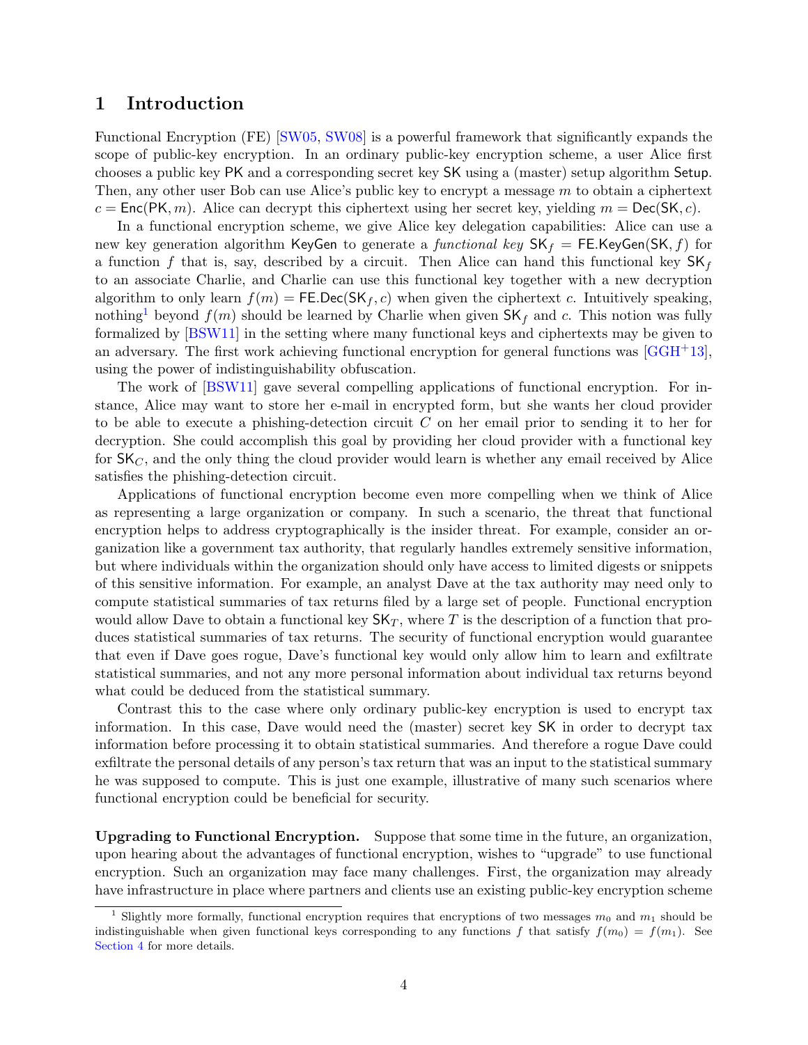# 1 Introduction

Functional Encryption (FE) [SW05, SW08] is a powerful framework that significantly expands the scope of public-key encryption. In an ordinary public-key encryption scheme, a user Alice first chooses a public key $\mathsf{PK}$ and a corresponding secret key $\mathsf{SK}$ using a (master) setup algorithm $\mathsf{Setup}$. Then, any other user Bob can use Alice's public key to encrypt a message $m$ to obtain a ciphertext $c = \mathsf{Enc}(\mathsf{PK}, m)$. Alice can decrypt this ciphertext using her secret key, yielding $m = \mathsf{Dec}(\mathsf{SK}, c)$.

In a functional encryption scheme, we give Alice key delegation capabilities: Alice can use a new key generation algorithm $\mathsf{KeyGen}$ to generate a *functional key* $\mathsf{SK}_f = \mathsf{FE.KeyGen}(\mathsf{SK}, f)$ for a function $f$ that is, say, described by a circuit. Then Alice can hand this functional key $\mathsf{SK}_f$ to an associate Charlie, and Charlie can use this functional key together with a new decryption algorithm to only learn $f(m) = \mathsf{FE.Dec}(\mathsf{SK}_f, c)$ when given the ciphertext $c$. Intuitively speaking, nothing[1] beyond $f(m)$ should be learned by Charlie when given $\mathsf{SK}_f$ and $c$. This notion was fully formalized by [BSW11] in the setting where many functional keys and ciphertexts may be given to an adversary. The first work achieving functional encryption for general functions was [GGH+13], using the power of indistinguishability obfuscation.

The work of [BSW11] gave several compelling applications of functional encryption. For instance, Alice may want to store her e-mail in encrypted form, but she wants her cloud provider to be able to execute a phishing-detection circuit $C$ on her email prior to sending it to her for decryption. She could accomplish this goal by providing her cloud provider with a functional key for $\mathsf{SK}_C$, and the only thing the cloud provider would learn is whether any email received by Alice satisfies the phishing-detection circuit.

Applications of functional encryption become even more compelling when we think of Alice as representing a large organization or company. In such a scenario, the threat that functional encryption helps to address cryptographically is the insider threat. For example, consider an organization like a government tax authority, that regularly handles extremely sensitive information, but where individuals within the organization should only have access to limited digests or snippets of this sensitive information. For example, an analyst Dave at the tax authority may need only to compute statistical summaries of tax returns filed by a large set of people. Functional encryption would allow Dave to obtain a functional key $\mathsf{SK}_T$, where $T$ is the description of a function that produces statistical summaries of tax returns. The security of functional encryption would guarantee that even if Dave goes rogue, Dave's functional key would only allow him to learn and exfiltrate statistical summaries, and not any more personal information about individual tax returns beyond what could be deduced from the statistical summary.

Contrast this to the case where only ordinary public-key encryption is used to encrypt tax information. In this case, Dave would need the (master) secret key $\mathsf{SK}$ in order to decrypt tax information before processing it to obtain statistical summaries. And therefore a rogue Dave could exfiltrate the personal details of any person's tax return that was an input to the statistical summary he was supposed to compute. This is just one example, illustrative of many such scenarios where functional encryption could be beneficial for security.

**Upgrading to Functional Encryption.** Suppose that some time in the future, an organization, upon hearing about the advantages of functional encryption, wishes to "upgrade" to use functional encryption. Such an organization may face many challenges. First, the organization may already have infrastructure in place where partners and clients use an existing public-key encryption scheme

[1] Slightly more formally, functional encryption requires that encryptions of two messages $m_0$ and $m_1$ should be indistinguishable when given functional keys corresponding to any functions $f$ that satisfy $f(m_0) = f(m_1)$. See Section 4 for more details.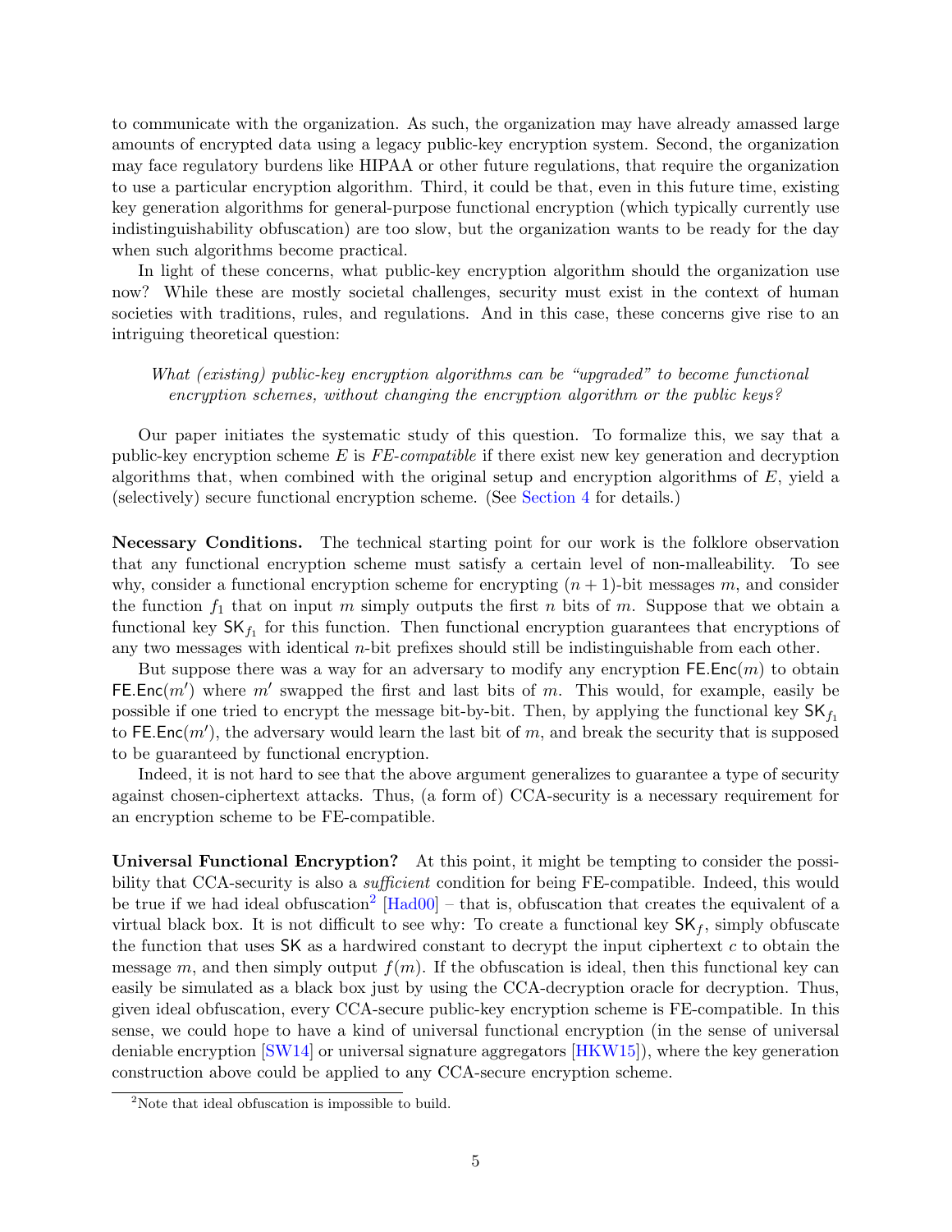to communicate with the organization. As such, the organization may have already amassed large amounts of encrypted data using a legacy public-key encryption system. Second, the organization may face regulatory burdens like HIPAA or other future regulations, that require the organization to use a particular encryption algorithm. Third, it could be that, even in this future time, existing key generation algorithms for general-purpose functional encryption (which typically currently use indistinguishability obfuscation) are too slow, but the organization wants to be ready for the day when such algorithms become practical.

In light of these concerns, what public-key encryption algorithm should the organization use now? While these are mostly societal challenges, security must exist in the context of human societies with traditions, rules, and regulations. And in this case, these concerns give rise to an intriguing theoretical question:

> *What (existing) public-key encryption algorithms can be "upgraded" to become functional encryption schemes, without changing the encryption algorithm or the public keys?*

Our paper initiates the systematic study of this question. To formalize this, we say that a public-key encryption scheme $E$ is *FE-compatible* if there exist new key generation and decryption algorithms that, when combined with the original setup and encryption algorithms of $E$, yield a (selectively) secure functional encryption scheme. (See Section 4 for details.)

**Necessary Conditions.** The technical starting point for our work is the folklore observation that any functional encryption scheme must satisfy a certain level of non-malleability. To see why, consider a functional encryption scheme for encrypting $(n+1)$-bit messages $m$, and consider the function $f_1$ that on input $m$ simply outputs the first $n$ bits of $m$. Suppose that we obtain a functional key $\mathsf{SK}_{f_1}$ for this function. Then functional encryption guarantees that encryptions of any two messages with identical $n$-bit prefixes should still be indistinguishable from each other.

But suppose there was a way for an adversary to modify any encryption $\mathsf{FE.Enc}(m)$ to obtain $\mathsf{FE.Enc}(m')$ where $m'$ swapped the first and last bits of $m$. This would, for example, easily be possible if one tried to encrypt the message bit-by-bit. Then, by applying the functional key $\mathsf{SK}_{f_1}$ to $\mathsf{FE.Enc}(m')$, the adversary would learn the last bit of $m$, and break the security that is supposed to be guaranteed by functional encryption.

Indeed, it is not hard to see that the above argument generalizes to guarantee a type of security against chosen-ciphertext attacks. Thus, (a form of) CCA-security is a necessary requirement for an encryption scheme to be FE-compatible.

**Universal Functional Encryption?** At this point, it might be tempting to consider the possibility that CCA-security is also a *sufficient* condition for being FE-compatible. Indeed, this would be true if we had ideal obfuscation[2] [Had00] – that is, obfuscation that creates the equivalent of a virtual black box. It is not difficult to see why: To create a functional key $\mathsf{SK}_f$, simply obfuscate the function that uses $\mathsf{SK}$ as a hardwired constant to decrypt the input ciphertext $c$ to obtain the message $m$, and then simply output $f(m)$. If the obfuscation is ideal, then this functional key can easily be simulated as a black box just by using the CCA-decryption oracle for decryption. Thus, given ideal obfuscation, every CCA-secure public-key encryption scheme is FE-compatible. In this sense, we could hope to have a kind of universal functional encryption (in the sense of universal deniable encryption [SW14] or universal signature aggregators [HKW15]), where the key generation construction above could be applied to any CCA-secure encryption scheme.

[2] Note that ideal obfuscation is impossible to build.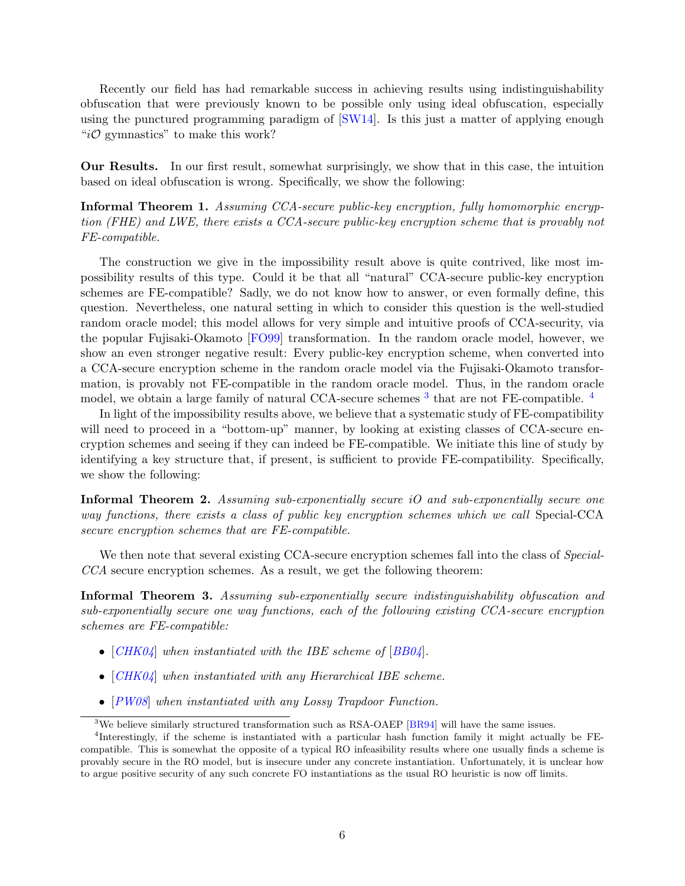Recently our field has had remarkable success in achieving results using indistinguishability obfuscation that were previously known to be possible only using ideal obfuscation, especially using the punctured programming paradigm of [SW14]. Is this just a matter of applying enough "$i\mathcal{O}$ gymnastics" to make this work?

**Our Results.** In our first result, somewhat surprisingly, we show that in this case, the intuition based on ideal obfuscation is wrong. Specifically, we show the following:

**Informal Theorem 1.** *Assuming CCA-secure public-key encryption, fully homomorphic encryption (FHE) and LWE, there exists a CCA-secure public-key encryption scheme that is provably not FE-compatible.*

The construction we give in the impossibility result above is quite contrived, like most impossibility results of this type. Could it be that all "natural" CCA-secure public-key encryption schemes are FE-compatible? Sadly, we do not know how to answer, or even formally define, this question. Nevertheless, one natural setting in which to consider this question is the well-studied random oracle model; this model allows for very simple and intuitive proofs of CCA-security, via the popular Fujisaki-Okamoto [FO99] transformation. In the random oracle model, however, we show an even stronger negative result: Every public-key encryption scheme, when converted into a CCA-secure encryption scheme in the random oracle model via the Fujisaki-Okamoto transformation, is provably not FE-compatible in the random oracle model. Thus, in the random oracle model, we obtain a large family of natural CCA-secure schemes [3] that are not FE-compatible. [4]

In light of the impossibility results above, we believe that a systematic study of FE-compatibility will need to proceed in a "bottom-up" manner, by looking at existing classes of CCA-secure encryption schemes and seeing if they can indeed be FE-compatible. We initiate this line of study by identifying a key structure that, if present, is sufficient to provide FE-compatibility. Specifically, we show the following:

**Informal Theorem 2.** *Assuming sub-exponentially secure iO and sub-exponentially secure one way functions, there exists a class of public key encryption schemes which we call* Special-CCA *secure encryption schemes that are FE-compatible.*

We then note that several existing CCA-secure encryption schemes fall into the class of *Special-CCA* secure encryption schemes. As a result, we get the following theorem:

**Informal Theorem 3.** *Assuming sub-exponentially secure indistinguishability obfuscation and sub-exponentially secure one way functions, each of the following existing CCA-secure encryption schemes are FE-compatible:*

- *[CHK04] when instantiated with the IBE scheme of [BB04].*
- *[CHK04] when instantiated with any Hierarchical IBE scheme.*
- *[PW08] when instantiated with any Lossy Trapdoor Function.*

---

[3] We believe similarly structured transformation such as RSA-OAEP [BR94] will have the same issues.

[4] Interestingly, if the scheme is instantiated with a particular hash function family it might actually be FE-compatible. This is somewhat the opposite of a typical RO infeasibility results where one usually finds a scheme is provably secure in the RO model, but is insecure under any concrete instantiation. Unfortunately, it is unclear how to argue positive security of any such concrete FO instantiations as the usual RO heuristic is now off limits.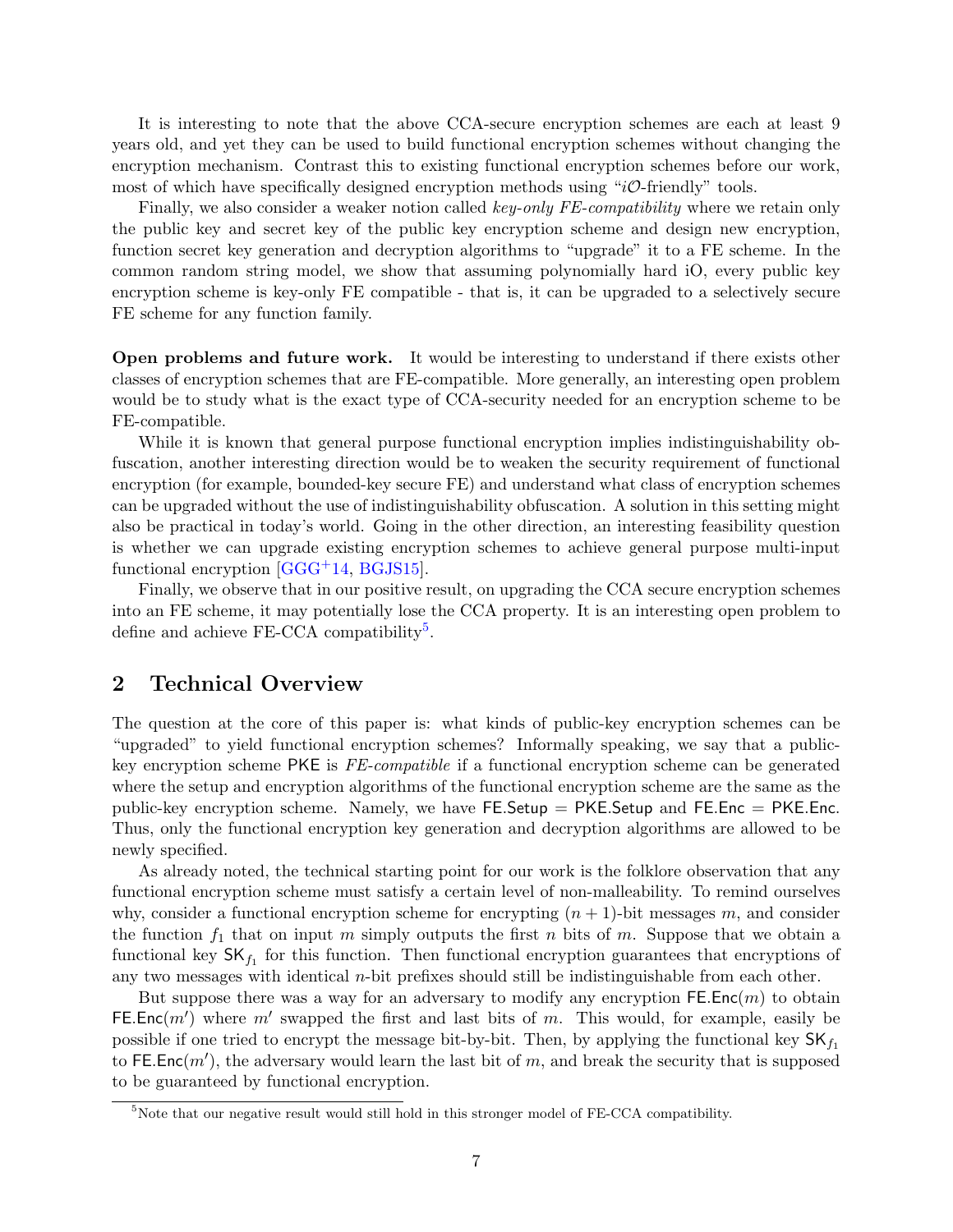It is interesting to note that the above CCA-secure encryption schemes are each at least 9 years old, and yet they can be used to build functional encryption schemes without changing the encryption mechanism. Contrast this to existing functional encryption schemes before our work, most of which have specifically designed encryption methods using "$i\mathcal{O}$-friendly" tools.

Finally, we also consider a weaker notion called *key-only FE-compatibility* where we retain only the public key and secret key of the public key encryption scheme and design new encryption, function secret key generation and decryption algorithms to "upgrade" it to a FE scheme. In the common random string model, we show that assuming polynomially hard iO, every public key encryption scheme is key-only FE compatible - that is, it can be upgraded to a selectively secure FE scheme for any function family.

**Open problems and future work.** It would be interesting to understand if there exists other classes of encryption schemes that are FE-compatible. More generally, an interesting open problem would be to study what is the exact type of CCA-security needed for an encryption scheme to be FE-compatible.

While it is known that general purpose functional encryption implies indistinguishability obfuscation, another interesting direction would be to weaken the security requirement of functional encryption (for example, bounded-key secure FE) and understand what class of encryption schemes can be upgraded without the use of indistinguishability obfuscation. A solution in this setting might also be practical in today's world. Going in the other direction, an interesting feasibility question is whether we can upgrade existing encryption schemes to achieve general purpose multi-input functional encryption [GGG+14, BGJS15].

Finally, we observe that in our positive result, on upgrading the CCA secure encryption schemes into an FE scheme, it may potentially lose the CCA property. It is an interesting open problem to define and achieve FE-CCA compatibility[5].

# 2 Technical Overview

The question at the core of this paper is: what kinds of public-key encryption schemes can be "upgraded" to yield functional encryption schemes? Informally speaking, we say that a public-key encryption scheme $\mathsf{PKE}$ is *FE-compatible* if a functional encryption scheme can be generated where the setup and encryption algorithms of the functional encryption scheme are the same as the public-key encryption scheme. Namely, we have $\mathsf{FE.Setup} = \mathsf{PKE.Setup}$ and $\mathsf{FE.Enc} = \mathsf{PKE.Enc}$. Thus, only the functional encryption key generation and decryption algorithms are allowed to be newly specified.

As already noted, the technical starting point for our work is the folklore observation that any functional encryption scheme must satisfy a certain level of non-malleability. To remind ourselves why, consider a functional encryption scheme for encrypting $(n+1)$-bit messages $m$, and consider the function $f_1$ that on input $m$ simply outputs the first $n$ bits of $m$. Suppose that we obtain a functional key $\mathsf{SK}_{f_1}$ for this function. Then functional encryption guarantees that encryptions of any two messages with identical $n$-bit prefixes should still be indistinguishable from each other.

But suppose there was a way for an adversary to modify any encryption $\mathsf{FE.Enc}(m)$ to obtain $\mathsf{FE.Enc}(m')$ where $m'$ swapped the first and last bits of $m$. This would, for example, easily be possible if one tried to encrypt the message bit-by-bit. Then, by applying the functional key $\mathsf{SK}_{f_1}$ to $\mathsf{FE.Enc}(m')$, the adversary would learn the last bit of $m$, and break the security that is supposed to be guaranteed by functional encryption.

[5] Note that our negative result would still hold in this stronger model of FE-CCA compatibility.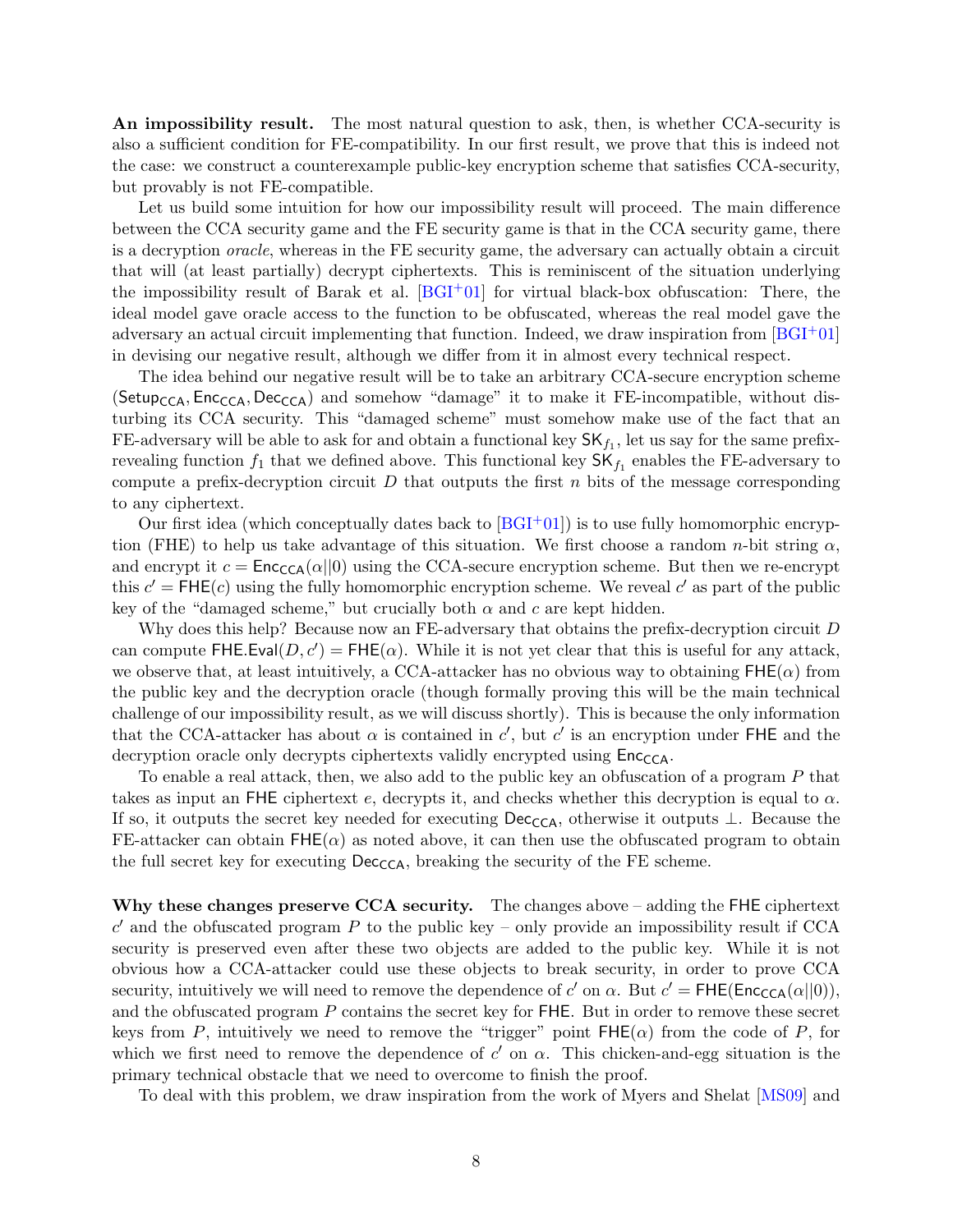**An impossibility result.** The most natural question to ask, then, is whether CCA-security is also a sufficient condition for FE-compatibility. In our first result, we prove that this is indeed not the case: we construct a counterexample public-key encryption scheme that satisfies CCA-security, but provably is not FE-compatible.

Let us build some intuition for how our impossibility result will proceed. The main difference between the CCA security game and the FE security game is that in the CCA security game, there is a decryption *oracle*, whereas in the FE security game, the adversary can actually obtain a circuit that will (at least partially) decrypt ciphertexts. This is reminiscent of the situation underlying the impossibility result of Barak et al. [BGI+01] for virtual black-box obfuscation: There, the ideal model gave oracle access to the function to be obfuscated, whereas the real model gave the adversary an actual circuit implementing that function. Indeed, we draw inspiration from [BGI+01] in devising our negative result, although we differ from it in almost every technical respect.

The idea behind our negative result will be to take an arbitrary CCA-secure encryption scheme $(\mathsf{Setup}_{\mathsf{CCA}}, \mathsf{Enc}_{\mathsf{CCA}}, \mathsf{Dec}_{\mathsf{CCA}})$ and somehow "damage" it to make it FE-incompatible, without disturbing its CCA security. This "damaged scheme" must somehow make use of the fact that an FE-adversary will be able to ask for and obtain a functional key $\mathsf{SK}_{f_1}$, let us say for the same prefix-revealing function $f_1$ that we defined above. This functional key $\mathsf{SK}_{f_1}$ enables the FE-adversary to compute a prefix-decryption circuit $D$ that outputs the first $n$ bits of the message corresponding to any ciphertext.

Our first idea (which conceptually dates back to [BGI+01]) is to use fully homomorphic encryption (FHE) to help us take advantage of this situation. We first choose a random $n$-bit string $\alpha$, and encrypt it $c = \mathsf{Enc}_{\mathsf{CCA}}(\alpha||0)$ using the CCA-secure encryption scheme. But then we re-encrypt this $c' = \mathsf{FHE}(c)$ using the fully homomorphic encryption scheme. We reveal $c'$ as part of the public key of the "damaged scheme," but crucially both $\alpha$ and $c$ are kept hidden.

Why does this help? Because now an FE-adversary that obtains the prefix-decryption circuit $D$ can compute $\mathsf{FHE.Eval}(D, c') = \mathsf{FHE}(\alpha)$. While it is not yet clear that this is useful for any attack, we observe that, at least intuitively, a CCA-attacker has no obvious way to obtaining $\mathsf{FHE}(\alpha)$ from the public key and the decryption oracle (though formally proving this will be the main technical challenge of our impossibility result, as we will discuss shortly). This is because the only information that the CCA-attacker has about $\alpha$ is contained in $c'$, but $c'$ is an encryption under $\mathsf{FHE}$ and the decryption oracle only decrypts ciphertexts validly encrypted using $\mathsf{Enc}_{\mathsf{CCA}}$.

To enable a real attack, then, we also add to the public key an obfuscation of a program $P$ that takes as input an $\mathsf{FHE}$ ciphertext $e$, decrypts it, and checks whether this decryption is equal to $\alpha$. If so, it outputs the secret key needed for executing $\mathsf{Dec}_{\mathsf{CCA}}$, otherwise it outputs $\perp$. Because the FE-attacker can obtain $\mathsf{FHE}(\alpha)$ as noted above, it can then use the obfuscated program to obtain the full secret key for executing $\mathsf{Dec}_{\mathsf{CCA}}$, breaking the security of the FE scheme.

**Why these changes preserve CCA security.** The changes above – adding the $\mathsf{FHE}$ ciphertext $c'$ and the obfuscated program $P$ to the public key – only provide an impossibility result if CCA security is preserved even after these two objects are added to the public key. While it is not obvious how a CCA-attacker could use these objects to break security, in order to prove CCA security, intuitively we will need to remove the dependence of $c'$ on $\alpha$. But $c' = \mathsf{FHE}(\mathsf{Enc}_{\mathsf{CCA}}(\alpha||0))$, and the obfuscated program $P$ contains the secret key for $\mathsf{FHE}$. But in order to remove these secret keys from $P$, intuitively we need to remove the "trigger" point $\mathsf{FHE}(\alpha)$ from the code of $P$, for which we first need to remove the dependence of $c'$ on $\alpha$. This chicken-and-egg situation is the primary technical obstacle that we need to overcome to finish the proof.

To deal with this problem, we draw inspiration from the work of Myers and Shelat [MS09] and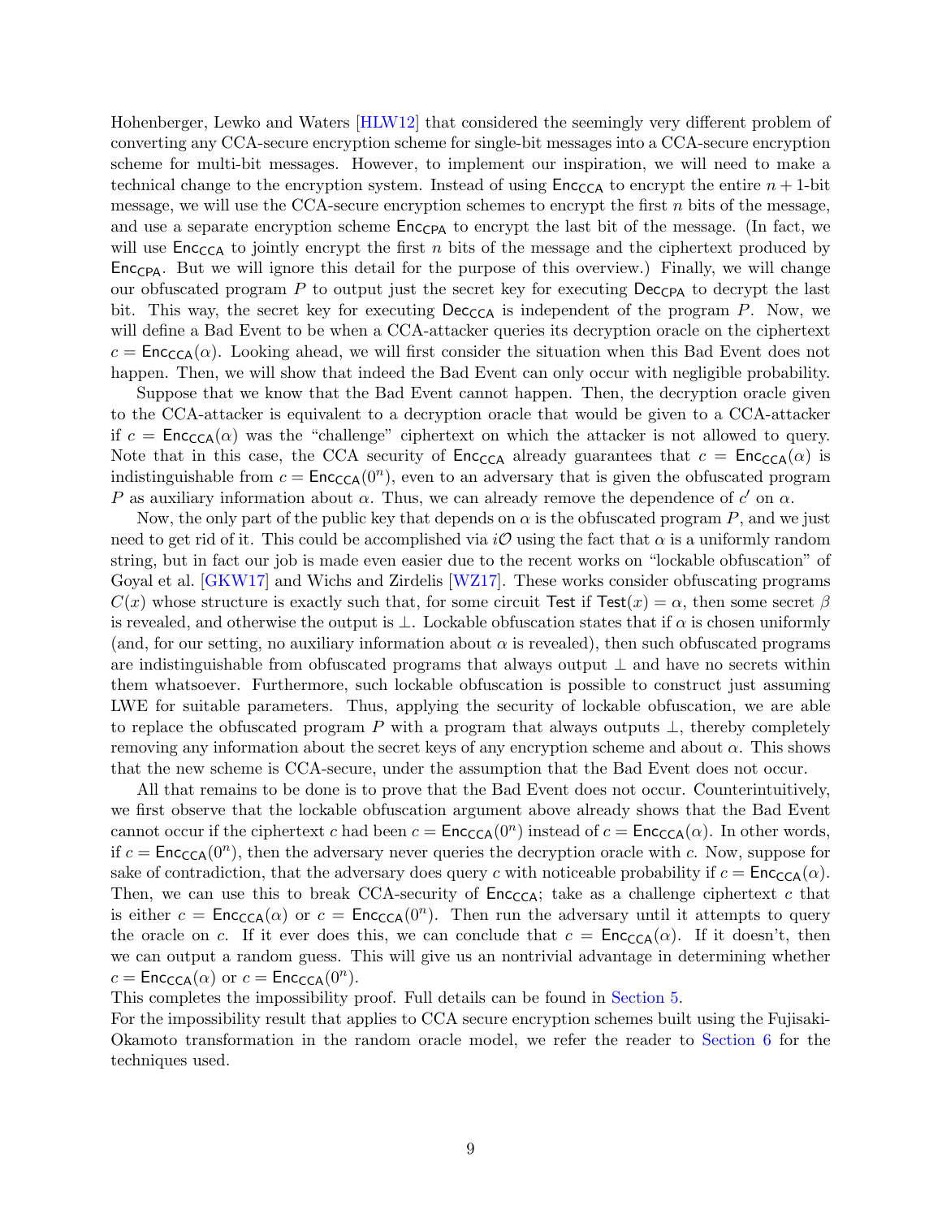Hohenberger, Lewko and Waters [HLW12] that considered the seemingly very different problem of converting any CCA-secure encryption scheme for single-bit messages into a CCA-secure encryption scheme for multi-bit messages. However, to implement our inspiration, we will need to make a technical change to the encryption system. Instead of using $\mathsf{Enc}_{\mathsf{CCA}}$ to encrypt the entire $n+1$-bit message, we will use the CCA-secure encryption schemes to encrypt the first $n$ bits of the message, and use a separate encryption scheme $\mathsf{Enc}_{\mathsf{CPA}}$ to encrypt the last bit of the message. (In fact, we will use $\mathsf{Enc}_{\mathsf{CCA}}$ to jointly encrypt the first $n$ bits of the message and the ciphertext produced by $\mathsf{Enc}_{\mathsf{CPA}}$. But we will ignore this detail for the purpose of this overview.) Finally, we will change our obfuscated program $P$ to output just the secret key for executing $\mathsf{Dec}_{\mathsf{CPA}}$ to decrypt the last bit. This way, the secret key for executing $\mathsf{Dec}_{\mathsf{CCA}}$ is independent of the program $P$. Now, we will define a Bad Event to be when a CCA-attacker queries its decryption oracle on the ciphertext $c = \mathsf{Enc}_{\mathsf{CCA}}(\alpha)$. Looking ahead, we will first consider the situation when this Bad Event does not happen. Then, we will show that indeed the Bad Event can only occur with negligible probability.

Suppose that we know that the Bad Event cannot happen. Then, the decryption oracle given to the CCA-attacker is equivalent to a decryption oracle that would be given to a CCA-attacker if $c = \mathsf{Enc}_{\mathsf{CCA}}(\alpha)$ was the "challenge" ciphertext on which the attacker is not allowed to query. Note that in this case, the CCA security of $\mathsf{Enc}_{\mathsf{CCA}}$ already guarantees that $c = \mathsf{Enc}_{\mathsf{CCA}}(\alpha)$ is indistinguishable from $c = \mathsf{Enc}_{\mathsf{CCA}}(0^n)$, even to an adversary that is given the obfuscated program $P$ as auxiliary information about $\alpha$. Thus, we can already remove the dependence of $c'$ on $\alpha$.

Now, the only part of the public key that depends on $\alpha$ is the obfuscated program $P$, and we just need to get rid of it. This could be accomplished via $i\mathcal{O}$ using the fact that $\alpha$ is a uniformly random string, but in fact our job is made even easier due to the recent works on "lockable obfuscation" of Goyal et al. [GKW17] and Wichs and Zirdelis [WZ17]. These works consider obfuscating programs $C(x)$ whose structure is exactly such that, for some circuit $\mathsf{Test}$ if $\mathsf{Test}(x) = \alpha$, then some secret $\beta$ is revealed, and otherwise the output is $\perp$. Lockable obfuscation states that if $\alpha$ is chosen uniformly (and, for our setting, no auxiliary information about $\alpha$ is revealed), then such obfuscated programs are indistinguishable from obfuscated programs that always output $\perp$ and have no secrets within them whatsoever. Furthermore, such lockable obfuscation is possible to construct just assuming LWE for suitable parameters. Thus, applying the security of lockable obfuscation, we are able to replace the obfuscated program $P$ with a program that always outputs $\perp$, thereby completely removing any information about the secret keys of any encryption scheme and about $\alpha$. This shows that the new scheme is CCA-secure, under the assumption that the Bad Event does not occur.

All that remains to be done is to prove that the Bad Event does not occur. Counterintuitively, we first observe that the lockable obfuscation argument above already shows that the Bad Event cannot occur if the ciphertext $c$ had been $c = \mathsf{Enc}_{\mathsf{CCA}}(0^n)$ instead of $c = \mathsf{Enc}_{\mathsf{CCA}}(\alpha)$. In other words, if $c = \mathsf{Enc}_{\mathsf{CCA}}(0^n)$, then the adversary never queries the decryption oracle with $c$. Now, suppose for sake of contradiction, that the adversary does query $c$ with noticeable probability if $c = \mathsf{Enc}_{\mathsf{CCA}}(\alpha)$. Then, we can use this to break CCA-security of $\mathsf{Enc}_{\mathsf{CCA}}$; take as a challenge ciphertext $c$ that is either $c = \mathsf{Enc}_{\mathsf{CCA}}(\alpha)$ or $c = \mathsf{Enc}_{\mathsf{CCA}}(0^n)$. Then run the adversary until it attempts to query the oracle on $c$. If it ever does this, we can conclude that $c = \mathsf{Enc}_{\mathsf{CCA}}(\alpha)$. If it doesn't, then we can output a random guess. This will give us an nontrivial advantage in determining whether $c = \mathsf{Enc}_{\mathsf{CCA}}(\alpha)$ or $c = \mathsf{Enc}_{\mathsf{CCA}}(0^n)$.

This completes the impossibility proof. Full details can be found in Section 5.

For the impossibility result that applies to CCA secure encryption schemes built using the Fujisaki-Okamoto transformation in the random oracle model, we refer the reader to Section 6 for the techniques used.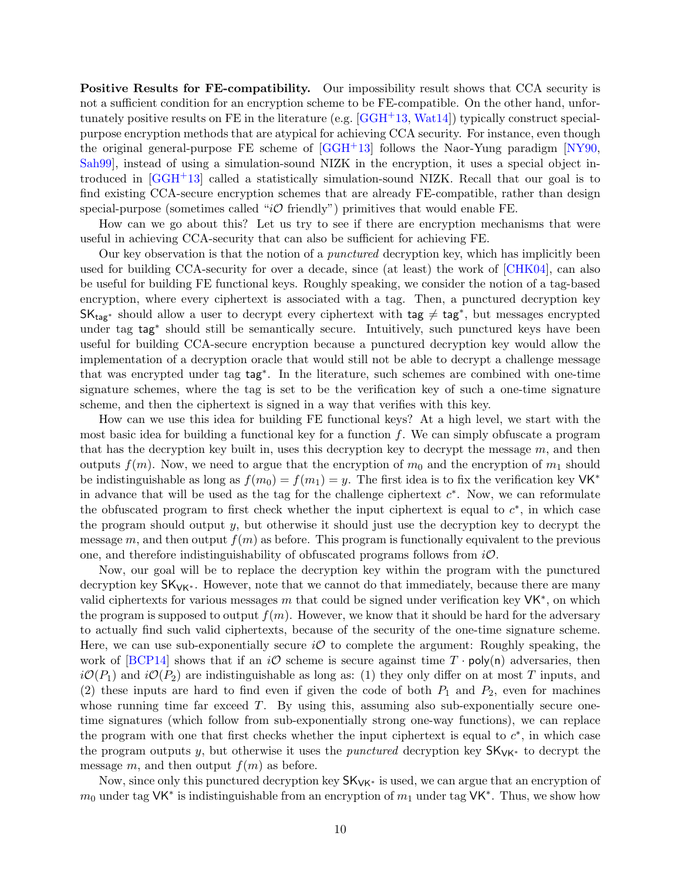**Positive Results for FE-compatibility.** Our impossibility result shows that CCA security is not a sufficient condition for an encryption scheme to be FE-compatible. On the other hand, unfortunately positive results on FE in the literature (e.g. [GGH+13, Wat14]) typically construct special-purpose encryption methods that are atypical for achieving CCA security. For instance, even though the original general-purpose FE scheme of [GGH+13] follows the Naor-Yung paradigm [NY90, Sah99], instead of using a simulation-sound NIZK in the encryption, it uses a special object introduced in [GGH+13] called a statistically simulation-sound NIZK. Recall that our goal is to find existing CCA-secure encryption schemes that are already FE-compatible, rather than design special-purpose (sometimes called "$i\mathcal{O}$ friendly") primitives that would enable FE.

How can we go about this? Let us try to see if there are encryption mechanisms that were useful in achieving CCA-security that can also be sufficient for achieving FE.

Our key observation is that the notion of a *punctured* decryption key, which has implicitly been used for building CCA-security for over a decade, since (at least) the work of [CHK04], can also be useful for building FE functional keys. Roughly speaking, we consider the notion of a tag-based encryption, where every ciphertext is associated with a tag. Then, a punctured decryption key $\mathsf{SK}_{\mathsf{tag}^*}$ should allow a user to decrypt every ciphertext with $\mathsf{tag} \neq \mathsf{tag}^*$, but messages encrypted under tag $\mathsf{tag}^*$ should still be semantically secure. Intuitively, such punctured keys have been useful for building CCA-secure encryption because a punctured decryption key would allow the implementation of a decryption oracle that would still not be able to decrypt a challenge message that was encrypted under tag $\mathsf{tag}^*$. In the literature, such schemes are combined with one-time signature schemes, where the tag is set to be the verification key of such a one-time signature scheme, and then the ciphertext is signed in a way that verifies with this key.

How can we use this idea for building FE functional keys? At a high level, we start with the most basic idea for building a functional key for a function $f$. We can simply obfuscate a program that has the decryption key built in, uses this decryption key to decrypt the message $m$, and then outputs $f(m)$. Now, we need to argue that the encryption of $m_0$ and the encryption of $m_1$ should be indistinguishable as long as $f(m_0) = f(m_1) = y$. The first idea is to fix the verification key $\mathsf{VK}^*$ in advance that will be used as the tag for the challenge ciphertext $c^*$. Now, we can reformulate the obfuscated program to first check whether the input ciphertext is equal to $c^*$, in which case the program should output $y$, but otherwise it should just use the decryption key to decrypt the message $m$, and then output $f(m)$ as before. This program is functionally equivalent to the previous one, and therefore indistinguishability of obfuscated programs follows from $i\mathcal{O}$.

Now, our goal will be to replace the decryption key within the program with the punctured decryption key $\mathsf{SK}_{\mathsf{VK}^*}$. However, note that we cannot do that immediately, because there are many valid ciphertexts for various messages $m$ that could be signed under verification key $\mathsf{VK}^*$, on which the program is supposed to output $f(m)$. However, we know that it should be hard for the adversary to actually find such valid ciphertexts, because of the security of the one-time signature scheme. Here, we can use sub-exponentially secure $i\mathcal{O}$ to complete the argument: Roughly speaking, the work of [BCP14] shows that if an $i\mathcal{O}$ scheme is secure against time $T \cdot \mathsf{poly}(\mathsf{n})$ adversaries, then $i\mathcal{O}(P_1)$ and $i\mathcal{O}(P_2)$ are indistinguishable as long as: (1) they only differ on at most $T$ inputs, and (2) these inputs are hard to find even if given the code of both $P_1$ and $P_2$, even for machines whose running time far exceed $T$. By using this, assuming also sub-exponentially secure one-time signatures (which follow from sub-exponentially strong one-way functions), we can replace the program with one that first checks whether the input ciphertext is equal to $c^*$, in which case the program outputs $y$, but otherwise it uses the *punctured* decryption key $\mathsf{SK}_{\mathsf{VK}^*}$ to decrypt the message $m$, and then output $f(m)$ as before.

Now, since only this punctured decryption key $\mathsf{SK}_{\mathsf{VK}^*}$ is used, we can argue that an encryption of $m_0$ under tag $\mathsf{VK}^*$ is indistinguishable from an encryption of $m_1$ under tag $\mathsf{VK}^*$. Thus, we show how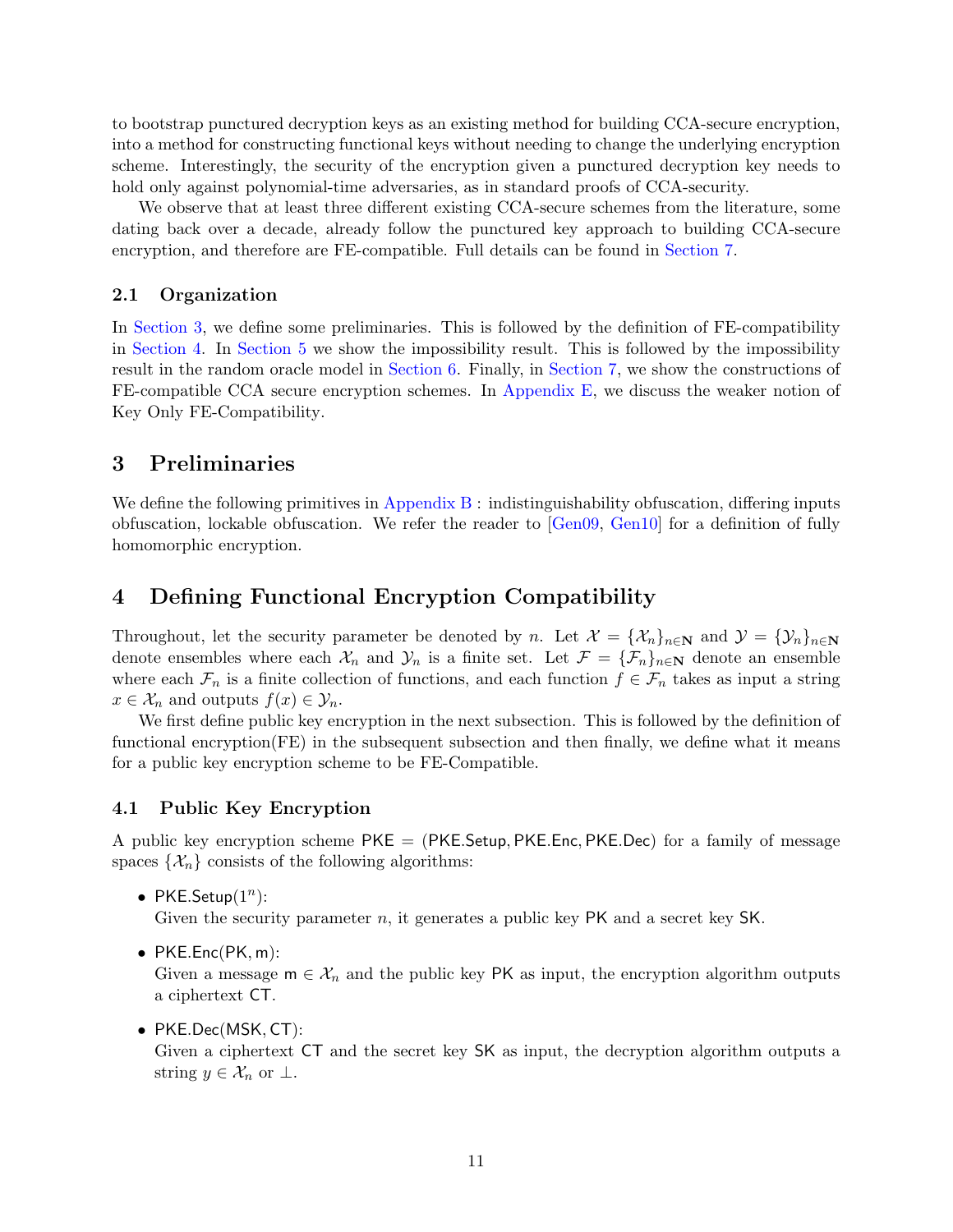to bootstrap punctured decryption keys as an existing method for building CCA-secure encryption, into a method for constructing functional keys without needing to change the underlying encryption scheme. Interestingly, the security of the encryption given a punctured decryption key needs to hold only against polynomial-time adversaries, as in standard proofs of CCA-security.

We observe that at least three different existing CCA-secure schemes from the literature, some dating back over a decade, already follow the punctured key approach to building CCA-secure encryption, and therefore are FE-compatible. Full details can be found in Section 7.

### 2.1 Organization

In Section 3, we define some preliminaries. This is followed by the definition of FE-compatibility in Section 4. In Section 5 we show the impossibility result. This is followed by the impossibility result in the random oracle model in Section 6. Finally, in Section 7, we show the constructions of FE-compatible CCA secure encryption schemes. In Appendix E, we discuss the weaker notion of Key Only FE-Compatibility.

## 3 Preliminaries

We define the following primitives in Appendix B : indistinguishability obfuscation, differing inputs obfuscation, lockable obfuscation. We refer the reader to [Gen09, Gen10] for a definition of fully homomorphic encryption.

## 4 Defining Functional Encryption Compatibility

Throughout, let the security parameter be denoted by $n$. Let $\mathcal{X} = \{\mathcal{X}_n\}_{n\in\mathbf{N}}$ and $\mathcal{Y} = \{\mathcal{Y}_n\}_{n\in\mathbf{N}}$ denote ensembles where each $\mathcal{X}_n$ and $\mathcal{Y}_n$ is a finite set. Let $\mathcal{F} = \{\mathcal{F}_n\}_{n\in\mathbf{N}}$ denote an ensemble where each $\mathcal{F}_n$ is a finite collection of functions, and each function $f \in \mathcal{F}_n$ takes as input a string $x \in \mathcal{X}_n$ and outputs $f(x) \in \mathcal{Y}_n$.

We first define public key encryption in the next subsection. This is followed by the definition of functional encryption(FE) in the subsequent subsection and then finally, we define what it means for a public key encryption scheme to be FE-Compatible.

### 4.1 Public Key Encryption

A public key encryption scheme $\mathsf{PKE} = (\mathsf{PKE.Setup}, \mathsf{PKE.Enc}, \mathsf{PKE.Dec})$ for a family of message spaces $\{\mathcal{X}_n\}$ consists of the following algorithms:

- $\mathsf{PKE.Setup}(1^n)$:
  Given the security parameter $n$, it generates a public key $\mathsf{PK}$ and a secret key $\mathsf{SK}$.
- $\mathsf{PKE.Enc}(\mathsf{PK}, \mathsf{m})$:
  Given a message $\mathsf{m} \in \mathcal{X}_n$ and the public key $\mathsf{PK}$ as input, the encryption algorithm outputs a ciphertext $\mathsf{CT}$.
- $\mathsf{PKE.Dec}(\mathsf{MSK}, \mathsf{CT})$:
  Given a ciphertext $\mathsf{CT}$ and the secret key $\mathsf{SK}$ as input, the decryption algorithm outputs a string $y \in \mathcal{X}_n$ or $\perp$.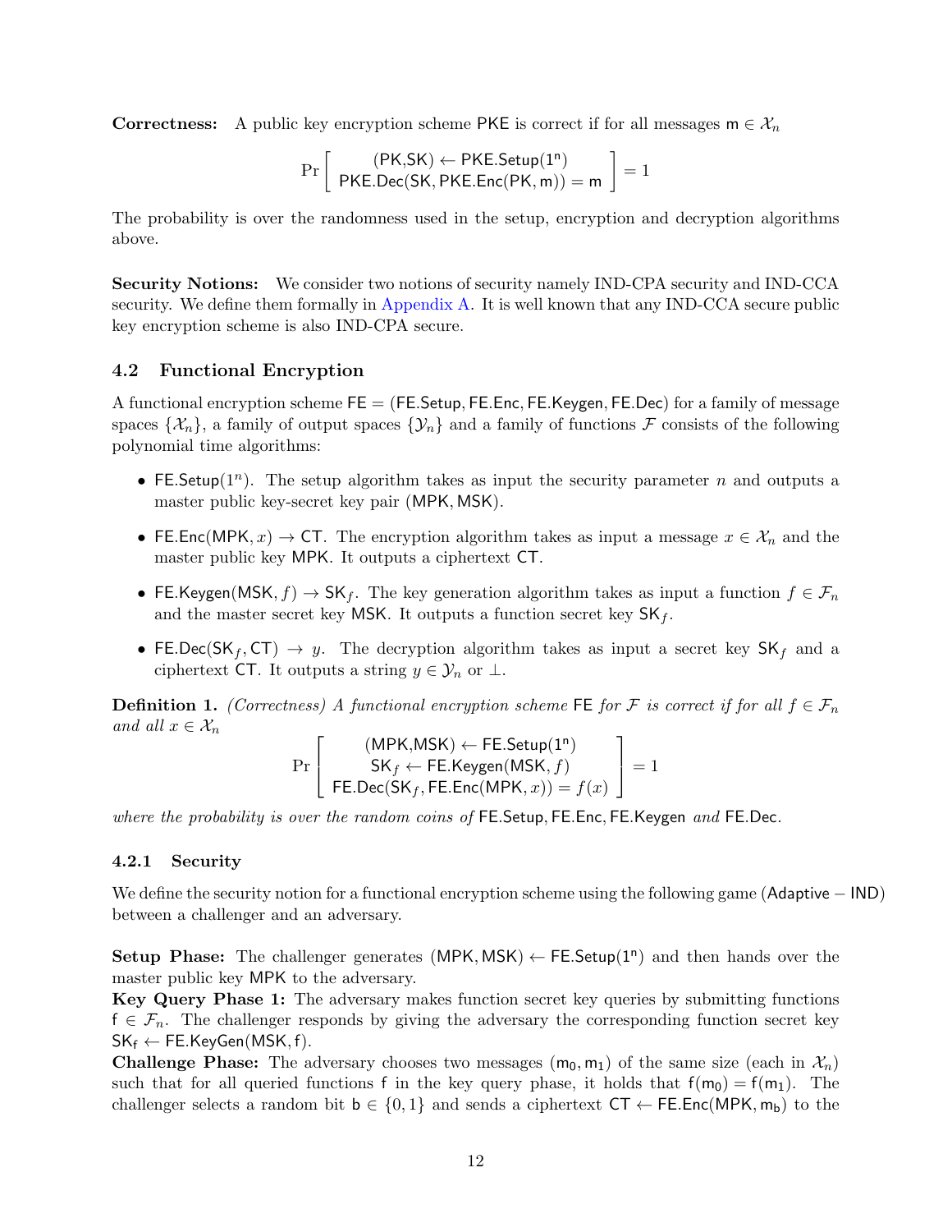**Correctness:** A public key encryption scheme $\mathsf{PKE}$ is correct if for all messages $\mathsf{m} \in \mathcal{X}_n$

$$\Pr\left[\begin{array}{c}(\mathsf{PK},\mathsf{SK}) \leftarrow \mathsf{PKE.Setup}(1^{\mathsf{n}}) \\ \mathsf{PKE.Dec}(\mathsf{SK}, \mathsf{PKE.Enc}(\mathsf{PK}, \mathsf{m})) = \mathsf{m}\end{array}\right] = 1$$

The probability is over the randomness used in the setup, encryption and decryption algorithms above.

**Security Notions:** We consider two notions of security namely IND-CPA security and IND-CCA security. We define them formally in Appendix A. It is well known that any IND-CCA secure public key encryption scheme is also IND-CPA secure.

### 4.2 Functional Encryption

A functional encryption scheme $\mathsf{FE} = (\mathsf{FE.Setup}, \mathsf{FE.Enc}, \mathsf{FE.Keygen}, \mathsf{FE.Dec})$ for a family of message spaces $\{\mathcal{X}_n\}$, a family of output spaces $\{\mathcal{Y}_n\}$ and a family of functions $\mathcal{F}$ consists of the following polynomial time algorithms:

- $\mathsf{FE.Setup}(1^n)$. The setup algorithm takes as input the security parameter $n$ and outputs a master public key-secret key pair $(\mathsf{MPK}, \mathsf{MSK})$.
- $\mathsf{FE.Enc}(\mathsf{MPK}, x) \rightarrow \mathsf{CT}$. The encryption algorithm takes as input a message $x \in \mathcal{X}_n$ and the master public key $\mathsf{MPK}$. It outputs a ciphertext $\mathsf{CT}$.
- $\mathsf{FE.Keygen}(\mathsf{MSK}, f) \rightarrow \mathsf{SK}_f$. The key generation algorithm takes as input a function $f \in \mathcal{F}_n$ and the master secret key $\mathsf{MSK}$. It outputs a function secret key $\mathsf{SK}_f$.
- $\mathsf{FE.Dec}(\mathsf{SK}_f, \mathsf{CT}) \rightarrow y$. The decryption algorithm takes as input a secret key $\mathsf{SK}_f$ and a ciphertext $\mathsf{CT}$. It outputs a string $y \in \mathcal{Y}_n$ or $\perp$.

**Definition 1.** *(Correctness) A functional encryption scheme* $\mathsf{FE}$ *for* $\mathcal{F}$ *is correct if for all* $f \in \mathcal{F}_n$ *and all* $x \in \mathcal{X}_n$

$$\Pr\left[\begin{array}{c}(\mathsf{MPK},\mathsf{MSK}) \leftarrow \mathsf{FE.Setup}(1^{\mathsf{n}}) \\ \mathsf{SK}_f \leftarrow \mathsf{FE.Keygen}(\mathsf{MSK}, f) \\ \mathsf{FE.Dec}(\mathsf{SK}_f, \mathsf{FE.Enc}(\mathsf{MPK}, x)) = f(x)\end{array}\right] = 1$$

*where the probability is over the random coins of* $\mathsf{FE.Setup}, \mathsf{FE.Enc}, \mathsf{FE.Keygen}$ *and* $\mathsf{FE.Dec}$.

#### 4.2.1 Security

We define the security notion for a functional encryption scheme using the following game ($\mathsf{Adaptive} - \mathsf{IND}$) between a challenger and an adversary.

**Setup Phase:** The challenger generates $(\mathsf{MPK}, \mathsf{MSK}) \leftarrow \mathsf{FE.Setup}(1^{\mathsf{n}})$ and then hands over the master public key $\mathsf{MPK}$ to the adversary.
**Key Query Phase 1:** The adversary makes function secret key queries by submitting functions $\mathsf{f} \in \mathcal{F}_n$. The challenger responds by giving the adversary the corresponding function secret key $\mathsf{SK_f} \leftarrow \mathsf{FE.KeyGen}(\mathsf{MSK}, \mathsf{f})$.
**Challenge Phase:** The adversary chooses two messages $(\mathsf{m}_0, \mathsf{m}_1)$ of the same size (each in $\mathcal{X}_n$) such that for all queried functions $\mathsf{f}$ in the key query phase, it holds that $\mathsf{f}(\mathsf{m}_0) = \mathsf{f}(\mathsf{m}_1)$. The challenger selects a random bit $\mathsf{b} \in \{0, 1\}$ and sends a ciphertext $\mathsf{CT} \leftarrow \mathsf{FE.Enc}(\mathsf{MPK}, \mathsf{m_b})$ to the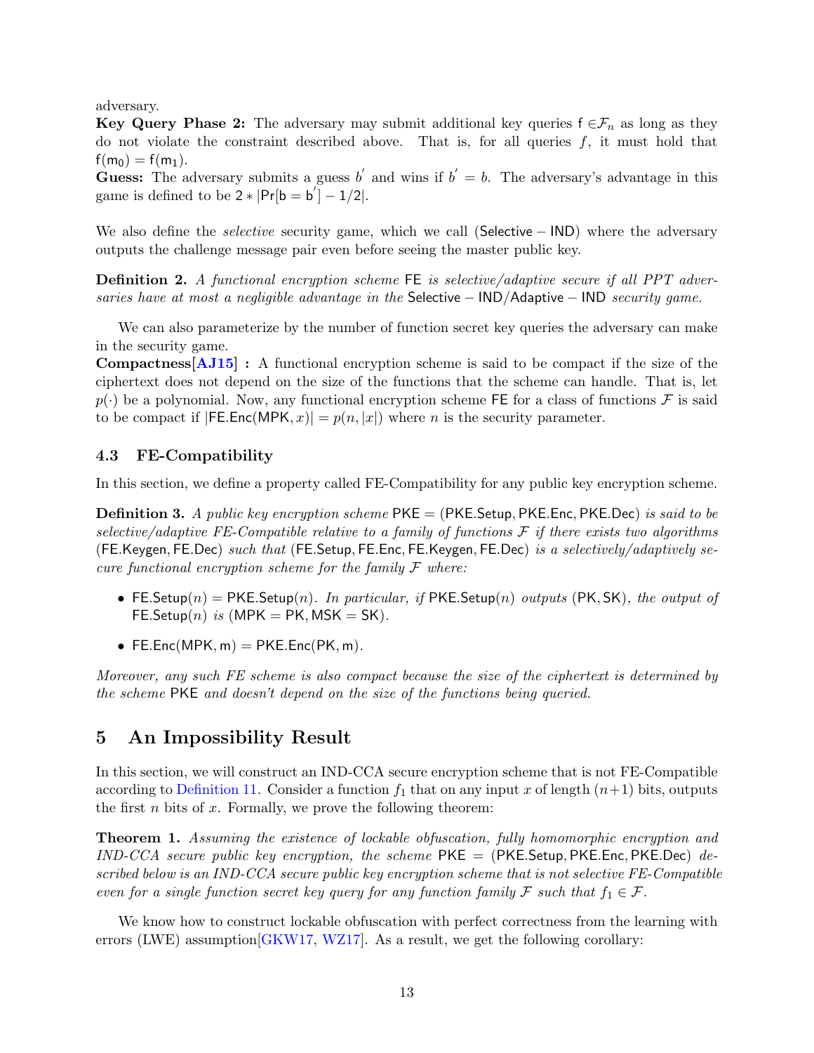adversary.

**Key Query Phase 2:** The adversary may submit additional key queries $\mathsf{f} \in \mathcal{F}_n$ as long as they do not violate the constraint described above. That is, for all queries $f$, it must hold that $\mathsf{f}(\mathsf{m}_0) = \mathsf{f}(\mathsf{m}_1)$.

**Guess:** The adversary submits a guess $b'$ and wins if $b' = b$. The adversary's advantage in this game is defined to be $2 * |\Pr[\mathsf{b} = \mathsf{b}'] - 1/2|$.

We also define the *selective* security game, which we call $(\mathsf{Selective} - \mathsf{IND})$ where the adversary outputs the challenge message pair even before seeing the master public key.

**Definition 2.** *A functional encryption scheme* $\mathsf{FE}$ *is selective/adaptive secure if all PPT adversaries have at most a negligible advantage in the* $\mathsf{Selective} - \mathsf{IND}/\mathsf{Adaptive} - \mathsf{IND}$ *security game.*

We can also parameterize by the number of function secret key queries the adversary can make in the security game.

**Compactness[AJ15] :** A functional encryption scheme is said to be compact if the size of the ciphertext does not depend on the size of the functions that the scheme can handle. That is, let $p(\cdot)$ be a polynomial. Now, any functional encryption scheme $\mathsf{FE}$ for a class of functions $\mathcal{F}$ is said to be compact if $|\mathsf{FE.Enc}(\mathsf{MPK}, x)| = p(n, |x|)$ where $n$ is the security parameter.

### 4.3 FE-Compatibility

In this section, we define a property called FE-Compatibility for any public key encryption scheme.

**Definition 3.** *A public key encryption scheme* $\mathsf{PKE} = (\mathsf{PKE.Setup}, \mathsf{PKE.Enc}, \mathsf{PKE.Dec})$ *is said to be selective/adaptive FE-Compatible relative to a family of functions* $\mathcal{F}$ *if there exists two algorithms* $(\mathsf{FE.Keygen}, \mathsf{FE.Dec})$ *such that* $(\mathsf{FE.Setup}, \mathsf{FE.Enc}, \mathsf{FE.Keygen}, \mathsf{FE.Dec})$ *is a selectively/adaptively secure functional encryption scheme for the family* $\mathcal{F}$ *where:*

- $\mathsf{FE.Setup}(n) = \mathsf{PKE.Setup}(n)$. *In particular, if* $\mathsf{PKE.Setup}(n)$ *outputs* $(\mathsf{PK}, \mathsf{SK})$*, the output of* $\mathsf{FE.Setup}(n)$ *is* $(\mathsf{MPK} = \mathsf{PK}, \mathsf{MSK} = \mathsf{SK})$.
- $\mathsf{FE.Enc}(\mathsf{MPK}, \mathsf{m}) = \mathsf{PKE.Enc}(\mathsf{PK}, \mathsf{m})$.

*Moreover, any such FE scheme is also compact because the size of the ciphertext is determined by the scheme* $\mathsf{PKE}$ *and doesn't depend on the size of the functions being queried.*

## 5 An Impossibility Result

In this section, we will construct an IND-CCA secure encryption scheme that is not FE-Compatible according to Definition 11. Consider a function $f_1$ that on any input $x$ of length $(n+1)$ bits, outputs the first $n$ bits of $x$. Formally, we prove the following theorem:

**Theorem 1.** *Assuming the existence of lockable obfuscation, fully homomorphic encryption and IND-CCA secure public key encryption, the scheme* $\mathsf{PKE} = (\mathsf{PKE.Setup}, \mathsf{PKE.Enc}, \mathsf{PKE.Dec})$ *described below is an IND-CCA secure public key encryption scheme that is not selective FE-Compatible even for a single function secret key query for any function family* $\mathcal{F}$ *such that* $f_1 \in \mathcal{F}$.

We know how to construct lockable obfuscation with perfect correctness from the learning with errors (LWE) assumption[GKW17, WZ17]. As a result, we get the following corollary: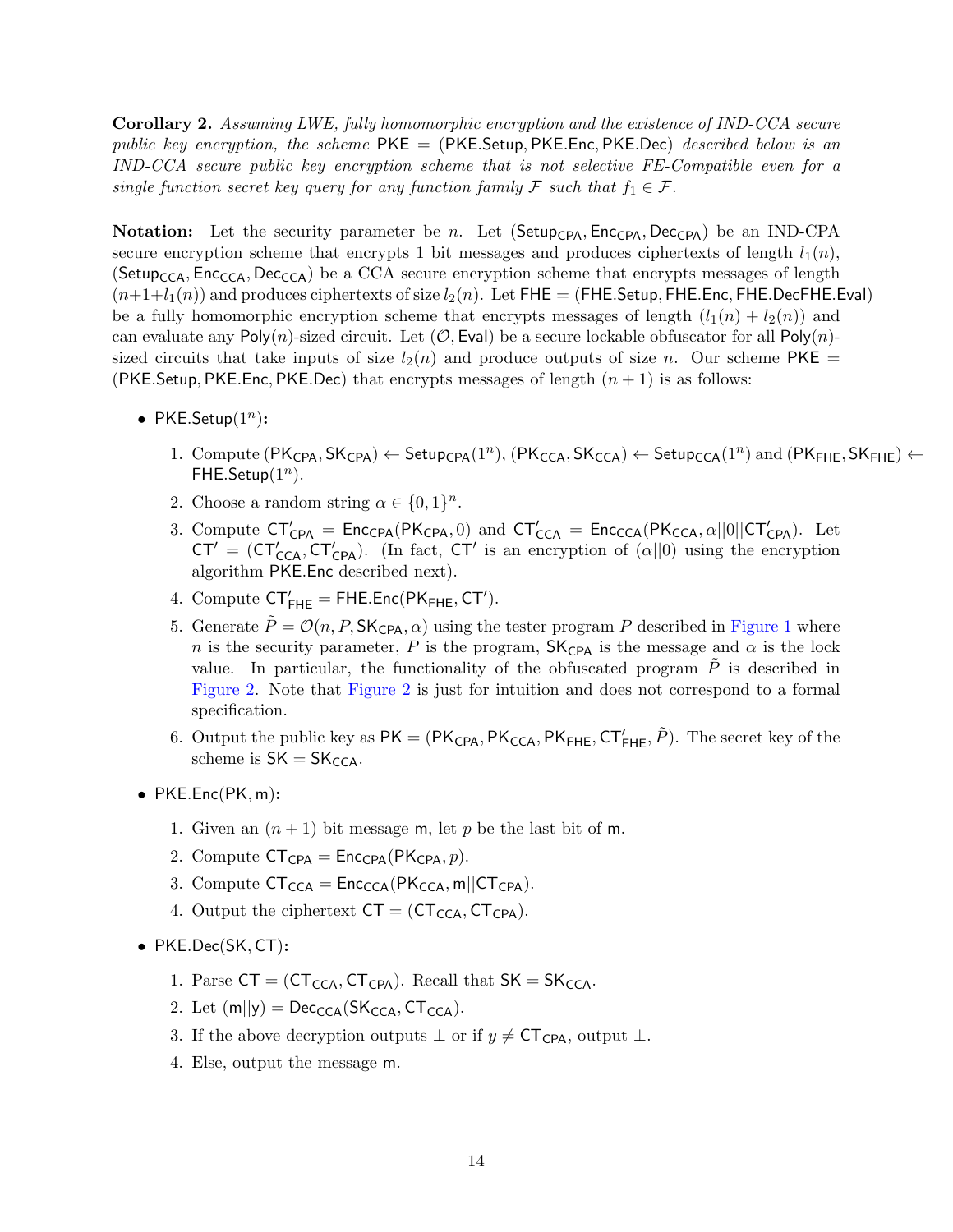**Corollary 2.** *Assuming LWE, fully homomorphic encryption and the existence of IND-CCA secure public key encryption, the scheme* $\mathsf{PKE} = (\mathsf{PKE.Setup}, \mathsf{PKE.Enc}, \mathsf{PKE.Dec})$ *described below is an IND-CCA secure public key encryption scheme that is not selective FE-Compatible even for a single function secret key query for any function family* $\mathcal{F}$ *such that* $f_1 \in \mathcal{F}$.

**Notation:** Let the security parameter be $n$. Let $(\mathsf{Setup_{CPA}}, \mathsf{Enc_{CPA}}, \mathsf{Dec_{CPA}})$ be an IND-CPA secure encryption scheme that encrypts 1 bit messages and produces ciphertexts of length $l_1(n)$, $(\mathsf{Setup_{CCA}}, \mathsf{Enc_{CCA}}, \mathsf{Dec_{CCA}})$ be a CCA secure encryption scheme that encrypts messages of length $(n+1+l_1(n))$ and produces ciphertexts of size $l_2(n)$. Let $\mathsf{FHE} = (\mathsf{FHE.Setup}, \mathsf{FHE.Enc}, \mathsf{FHE.DecFHE.Eval})$ be a fully homomorphic encryption scheme that encrypts messages of length $(l_1(n) + l_2(n))$ and can evaluate any $\mathsf{Poly}(n)$-sized circuit. Let $(\mathcal{O}, \mathsf{Eval})$ be a secure lockable obfuscator for all $\mathsf{Poly}(n)$-sized circuits that take inputs of size $l_2(n)$ and produce outputs of size $n$. Our scheme $\mathsf{PKE} = (\mathsf{PKE.Setup}, \mathsf{PKE.Enc}, \mathsf{PKE.Dec})$ that encrypts messages of length $(n+1)$ is as follows:

- $\mathsf{PKE.Setup}(1^n)$**:**
  1. Compute $(\mathsf{PK_{CPA}}, \mathsf{SK_{CPA}}) \leftarrow \mathsf{Setup_{CPA}}(1^n)$, $(\mathsf{PK_{CCA}}, \mathsf{SK_{CCA}}) \leftarrow \mathsf{Setup_{CCA}}(1^n)$ and $(\mathsf{PK_{FHE}}, \mathsf{SK_{FHE}}) \leftarrow \mathsf{FHE.Setup}(1^n)$.
  2. Choose a random string $\alpha \in \{0,1\}^n$.
  3. Compute $\mathsf{CT'_{CPA}} = \mathsf{Enc_{CPA}}(\mathsf{PK_{CPA}}, 0)$ and $\mathsf{CT'_{CCA}} = \mathsf{Enc_{CCA}}(\mathsf{PK_{CCA}}, \alpha||0||\mathsf{CT'_{CPA}})$. Let $\mathsf{CT'} = (\mathsf{CT'_{CCA}}, \mathsf{CT'_{CPA}})$. (In fact, $\mathsf{CT'}$ is an encryption of $(\alpha||0)$ using the encryption algorithm $\mathsf{PKE.Enc}$ described next).
  4. Compute $\mathsf{CT'_{FHE}} = \mathsf{FHE.Enc}(\mathsf{PK_{FHE}}, \mathsf{CT'})$.
  5. Generate $\tilde{P} = \mathcal{O}(n, P, \mathsf{SK_{CPA}}, \alpha)$ using the tester program $P$ described in Figure 1 where $n$ is the security parameter, $P$ is the program, $\mathsf{SK_{CPA}}$ is the message and $\alpha$ is the lock value. In particular, the functionality of the obfuscated program $\tilde{P}$ is described in Figure 2. Note that Figure 2 is just for intuition and does not correspond to a formal specification.
  6. Output the public key as $\mathsf{PK} = (\mathsf{PK_{CPA}}, \mathsf{PK_{CCA}}, \mathsf{PK_{FHE}}, \mathsf{CT'_{FHE}}, \tilde{P})$. The secret key of the scheme is $\mathsf{SK} = \mathsf{SK_{CCA}}$.

- $\mathsf{PKE.Enc}(\mathsf{PK}, \mathsf{m})$**:**
  1. Given an $(n+1)$ bit message $\mathsf{m}$, let $p$ be the last bit of $\mathsf{m}$.
  2. Compute $\mathsf{CT_{CPA}} = \mathsf{Enc_{CPA}}(\mathsf{PK_{CPA}}, p)$.
  3. Compute $\mathsf{CT_{CCA}} = \mathsf{Enc_{CCA}}(\mathsf{PK_{CCA}}, \mathsf{m}||\mathsf{CT_{CPA}})$.
  4. Output the ciphertext $\mathsf{CT} = (\mathsf{CT_{CCA}}, \mathsf{CT_{CPA}})$.

- $\mathsf{PKE.Dec}(\mathsf{SK}, \mathsf{CT})$**:**
  1. Parse $\mathsf{CT} = (\mathsf{CT_{CCA}}, \mathsf{CT_{CPA}})$. Recall that $\mathsf{SK} = \mathsf{SK_{CCA}}$.
  2. Let $(\mathsf{m}||\mathsf{y}) = \mathsf{Dec_{CCA}}(\mathsf{SK_{CCA}}, \mathsf{CT_{CCA}})$.
  3. If the above decryption outputs $\perp$ or if $y \neq \mathsf{CT_{CPA}}$, output $\perp$.
  4. Else, output the message $\mathsf{m}$.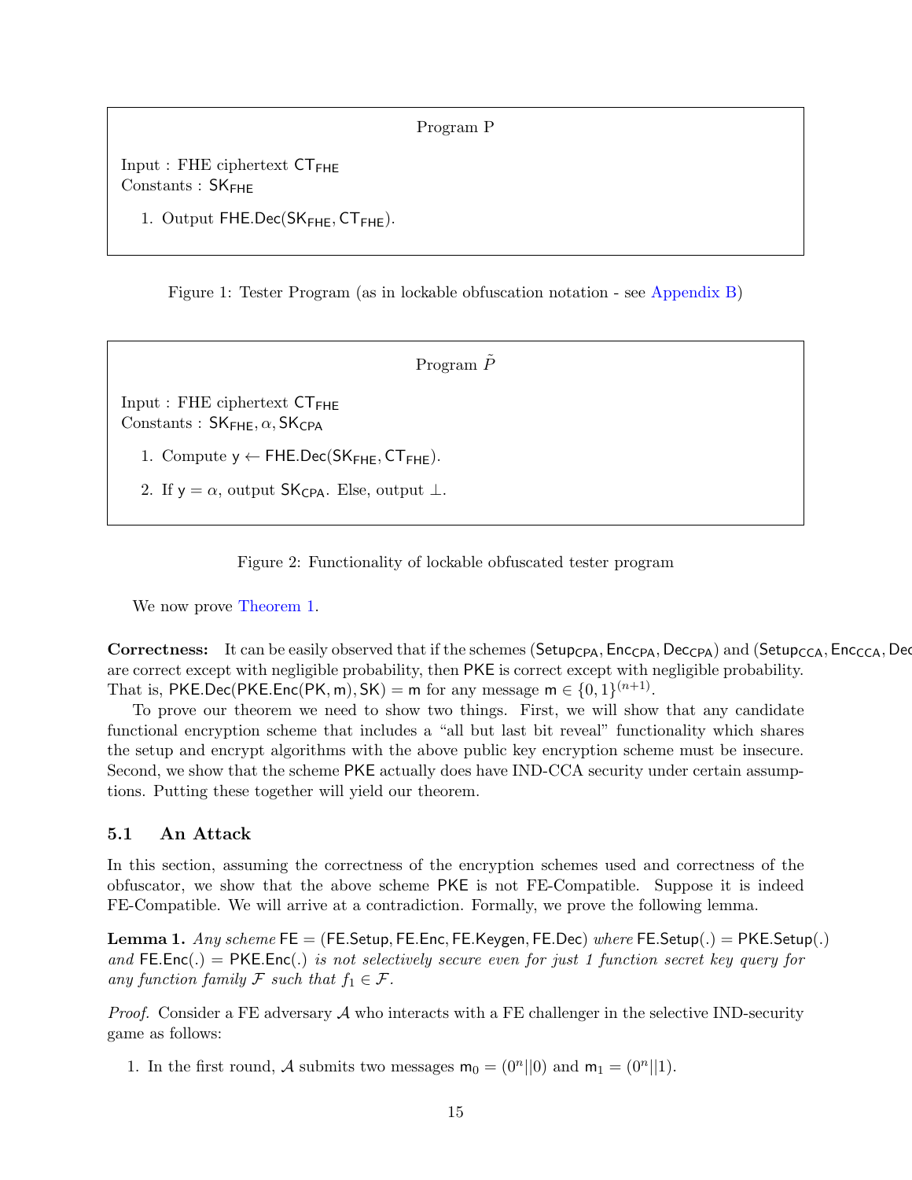Program P

Input : FHE ciphertext $\mathsf{CT_{FHE}}$
Constants : $\mathsf{SK_{FHE}}$

1. Output $\mathsf{FHE.Dec}(\mathsf{SK_{FHE}}, \mathsf{CT_{FHE}})$.

Figure 1: Tester Program (as in lockable obfuscation notation - see Appendix B)

Program $\tilde{P}$

Input : FHE ciphertext $\mathsf{CT_{FHE}}$
Constants : $\mathsf{SK_{FHE}}, \alpha, \mathsf{SK_{CPA}}$

1. Compute $\mathsf{y} \leftarrow \mathsf{FHE.Dec}(\mathsf{SK_{FHE}}, \mathsf{CT_{FHE}})$.
2. If $\mathsf{y} = \alpha$, output $\mathsf{SK_{CPA}}$. Else, output $\perp$.

Figure 2: Functionality of lockable obfuscated tester program

We now prove Theorem 1.

**Correctness:** It can be easily observed that if the schemes $(\mathsf{Setup_{CPA}}, \mathsf{Enc_{CPA}}, \mathsf{Dec_{CPA}})$ and $(\mathsf{Setup_{CCA}}, \mathsf{Enc_{CCA}}, \mathsf{Dec_{CCA}})$ are correct except with negligible probability, then $\mathsf{PKE}$ is correct except with negligible probability. That is, $\mathsf{PKE.Dec}(\mathsf{PKE.Enc}(\mathsf{PK}, \mathsf{m}), \mathsf{SK}) = \mathsf{m}$ for any message $\mathsf{m} \in \{0,1\}^{(n+1)}$.

To prove our theorem we need to show two things. First, we will show that any candidate functional encryption scheme that includes a "all but last bit reveal" functionality which shares the setup and encrypt algorithms with the above public key encryption scheme must be insecure. Second, we show that the scheme $\mathsf{PKE}$ actually does have IND-CCA security under certain assumptions. Putting these together will yield our theorem.

### 5.1 An Attack

In this section, assuming the correctness of the encryption schemes used and correctness of the obfuscator, we show that the above scheme $\mathsf{PKE}$ is not FE-Compatible. Suppose it is indeed FE-Compatible. We will arrive at a contradiction. Formally, we prove the following lemma.

**Lemma 1.** *Any scheme* $\mathsf{FE} = (\mathsf{FE.Setup}, \mathsf{FE.Enc}, \mathsf{FE.Keygen}, \mathsf{FE.Dec})$ *where* $\mathsf{FE.Setup}(.) = \mathsf{PKE.Setup}(.)$ *and* $\mathsf{FE.Enc}(.) = \mathsf{PKE.Enc}(.)$ *is not selectively secure even for just 1 function secret key query for any function family* $\mathcal{F}$ *such that* $f_1 \in \mathcal{F}$.

*Proof.* Consider a FE adversary $\mathcal{A}$ who interacts with a FE challenger in the selective IND-security game as follows:

1. In the first round, $\mathcal{A}$ submits two messages $\mathsf{m}_0 = (0^n||0)$ and $\mathsf{m}_1 = (0^n||1)$.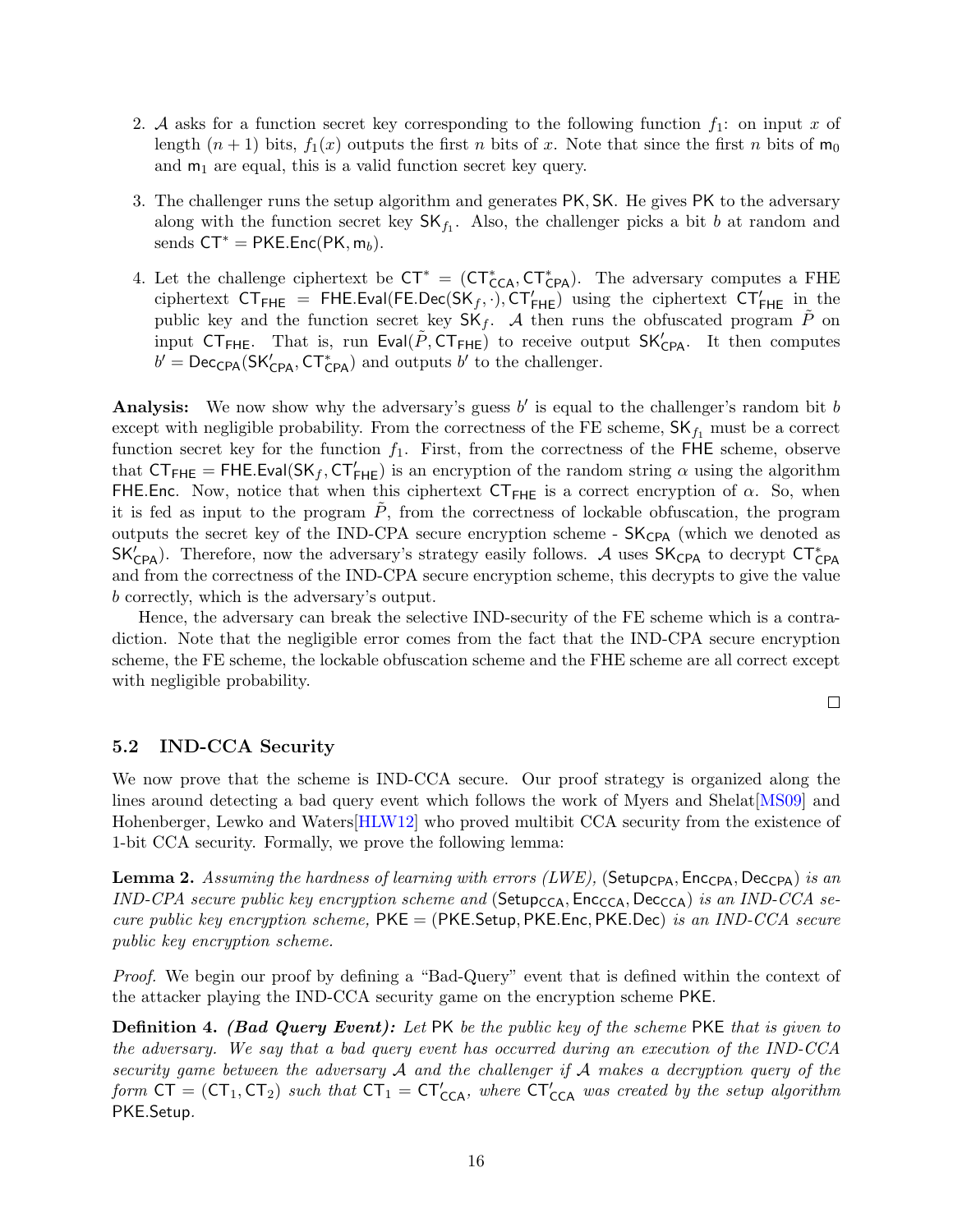2. $\mathcal{A}$ asks for a function secret key corresponding to the following function $f_1$: on input $x$ of length $(n+1)$ bits, $f_1(x)$ outputs the first $n$ bits of $x$. Note that since the first $n$ bits of $\mathsf{m}_0$ and $\mathsf{m}_1$ are equal, this is a valid function secret key query.

3. The challenger runs the setup algorithm and generates $\mathsf{PK}, \mathsf{SK}$. He gives $\mathsf{PK}$ to the adversary along with the function secret key $\mathsf{SK}_{f_1}$. Also, the challenger picks a bit $b$ at random and sends $\mathsf{CT}^* = \mathsf{PKE.Enc}(\mathsf{PK}, \mathsf{m}_b)$.

4. Let the challenge ciphertext be $\mathsf{CT}^* = (\mathsf{CT}^*_{\mathsf{CCA}}, \mathsf{CT}^*_{\mathsf{CPA}})$. The adversary computes a FHE ciphertext $\mathsf{CT}_{\mathsf{FHE}} = \mathsf{FHE.Eval}(\mathsf{FE.Dec}(\mathsf{SK}_f, \cdot), \mathsf{CT}'_{\mathsf{FHE}})$ using the ciphertext $\mathsf{CT}'_{\mathsf{FHE}}$ in the public key and the function secret key $\mathsf{SK}_f$. $\mathcal{A}$ then runs the obfuscated program $\tilde{P}$ on input $\mathsf{CT}_{\mathsf{FHE}}$. That is, run $\mathsf{Eval}(\tilde{P}, \mathsf{CT}_{\mathsf{FHE}})$ to receive output $\mathsf{SK}'_{\mathsf{CPA}}$. It then computes $b' = \mathsf{Dec}_{\mathsf{CPA}}(\mathsf{SK}'_{\mathsf{CPA}}, \mathsf{CT}^*_{\mathsf{CPA}})$ and outputs $b'$ to the challenger.

**Analysis:** We now show why the adversary's guess $b'$ is equal to the challenger's random bit $b$ except with negligible probability. From the correctness of the FE scheme, $\mathsf{SK}_{f_1}$ must be a correct function secret key for the function $f_1$. First, from the correctness of the $\mathsf{FHE}$ scheme, observe that $\mathsf{CT}_{\mathsf{FHE}} = \mathsf{FHE.Eval}(\mathsf{SK}_f, \mathsf{CT}'_{\mathsf{FHE}})$ is an encryption of the random string $\alpha$ using the algorithm $\mathsf{FHE.Enc}$. Now, notice that when this ciphertext $\mathsf{CT}_{\mathsf{FHE}}$ is a correct encryption of $\alpha$. So, when it is fed as input to the program $\tilde{P}$, from the correctness of lockable obfuscation, the program outputs the secret key of the IND-CPA secure encryption scheme - $\mathsf{SK}_{\mathsf{CPA}}$ (which we denoted as $\mathsf{SK}'_{\mathsf{CPA}}$). Therefore, now the adversary's strategy easily follows. $\mathcal{A}$ uses $\mathsf{SK}_{\mathsf{CPA}}$ to decrypt $\mathsf{CT}^*_{\mathsf{CPA}}$ and from the correctness of the IND-CPA secure encryption scheme, this decrypts to give the value $b$ correctly, which is the adversary's output.

Hence, the adversary can break the selective IND-security of the FE scheme which is a contradiction. Note that the negligible error comes from the fact that the IND-CPA secure encryption scheme, the FE scheme, the lockable obfuscation scheme and the FHE scheme are all correct except with negligible probability.

□

### 5.2 IND-CCA Security

We now prove that the scheme is IND-CCA secure. Our proof strategy is organized along the lines around detecting a bad query event which follows the work of Myers and Shelat[MS09] and Hohenberger, Lewko and Waters[HLW12] who proved multibit CCA security from the existence of 1-bit CCA security. Formally, we prove the following lemma:

**Lemma 2.** *Assuming the hardness of learning with errors (LWE),* $(\mathsf{Setup}_{\mathsf{CPA}}, \mathsf{Enc}_{\mathsf{CPA}}, \mathsf{Dec}_{\mathsf{CPA}})$ *is an IND-CPA secure public key encryption scheme and* $(\mathsf{Setup}_{\mathsf{CCA}}, \mathsf{Enc}_{\mathsf{CCA}}, \mathsf{Dec}_{\mathsf{CCA}})$ *is an IND-CCA secure public key encryption scheme,* $\mathsf{PKE} = (\mathsf{PKE.Setup}, \mathsf{PKE.Enc}, \mathsf{PKE.Dec})$ *is an IND-CCA secure public key encryption scheme.*

*Proof.* We begin our proof by defining a "Bad-Query" event that is defined within the context of the attacker playing the IND-CCA security game on the encryption scheme $\mathsf{PKE}$.

**Definition 4.** ***(Bad Query Event):*** *Let* $\mathsf{PK}$ *be the public key of the scheme* $\mathsf{PKE}$ *that is given to the adversary. We say that a bad query event has occurred during an execution of the IND-CCA security game between the adversary* $\mathcal{A}$ *and the challenger if* $\mathcal{A}$ *makes a decryption query of the form* $\mathsf{CT} = (\mathsf{CT}_1, \mathsf{CT}_2)$ *such that* $\mathsf{CT}_1 = \mathsf{CT}'_{\mathsf{CCA}}$*, where* $\mathsf{CT}'_{\mathsf{CCA}}$ *was created by the setup algorithm* $\mathsf{PKE.Setup}$.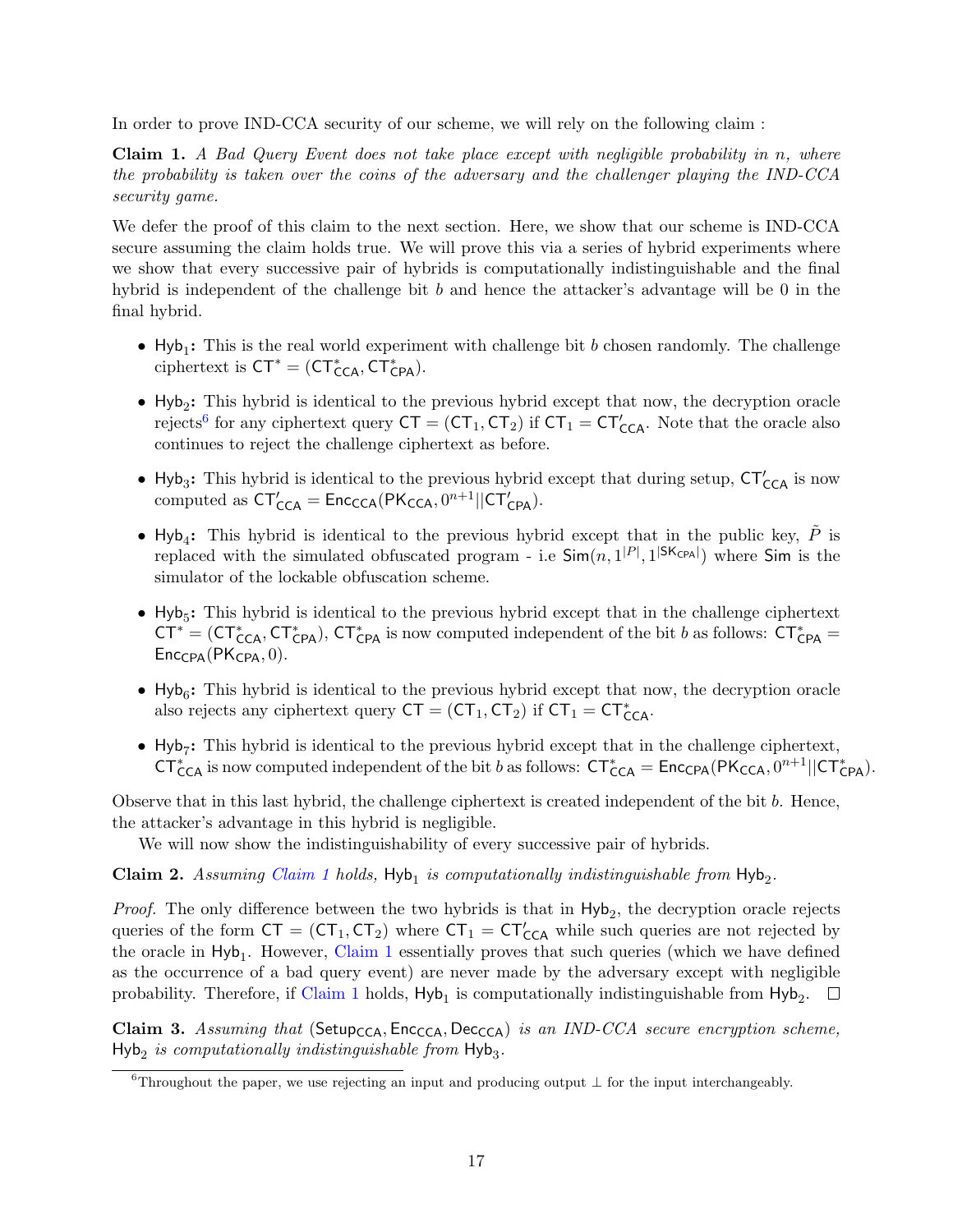In order to prove IND-CCA security of our scheme, we will rely on the following claim :

**Claim 1.** *A Bad Query Event does not take place except with negligible probability in $n$, where the probability is taken over the coins of the adversary and the challenger playing the IND-CCA security game.*

We defer the proof of this claim to the next section. Here, we show that our scheme is IND-CCA secure assuming the claim holds true. We will prove this via a series of hybrid experiments where we show that every successive pair of hybrids is computationally indistinguishable and the final hybrid is independent of the challenge bit $b$ and hence the attacker's advantage will be 0 in the final hybrid.

- $\mathsf{Hyb}_1$**:** This is the real world experiment with challenge bit $b$ chosen randomly. The challenge ciphertext is $\mathsf{CT}^* = (\mathsf{CT}^*_{\mathsf{CCA}}, \mathsf{CT}^*_{\mathsf{CPA}})$.
- $\mathsf{Hyb}_2$**:** This hybrid is identical to the previous hybrid except that now, the decryption oracle rejects[6] for any ciphertext query $\mathsf{CT} = (\mathsf{CT}_1, \mathsf{CT}_2)$ if $\mathsf{CT}_1 = \mathsf{CT}'_{\mathsf{CCA}}$. Note that the oracle also continues to reject the challenge ciphertext as before.
- $\mathsf{Hyb}_3$**:** This hybrid is identical to the previous hybrid except that during setup, $\mathsf{CT}'_{\mathsf{CCA}}$ is now computed as $\mathsf{CT}'_{\mathsf{CCA}} = \mathsf{Enc}_{\mathsf{CCA}}(\mathsf{PK}_{\mathsf{CCA}}, 0^{n+1} || \mathsf{CT}'_{\mathsf{CPA}})$.
- $\mathsf{Hyb}_4$**:** This hybrid is identical to the previous hybrid except that in the public key, $\tilde{P}$ is replaced with the simulated obfuscated program - i.e $\mathsf{Sim}(n, 1^{|P|}, 1^{|\mathsf{SK}_{\mathsf{CPA}}|})$ where $\mathsf{Sim}$ is the simulator of the lockable obfuscation scheme.
- $\mathsf{Hyb}_5$**:** This hybrid is identical to the previous hybrid except that in the challenge ciphertext $\mathsf{CT}^* = (\mathsf{CT}^*_{\mathsf{CCA}}, \mathsf{CT}^*_{\mathsf{CPA}})$, $\mathsf{CT}^*_{\mathsf{CPA}}$ is now computed independent of the bit $b$ as follows: $\mathsf{CT}^*_{\mathsf{CPA}} = \mathsf{Enc}_{\mathsf{CPA}}(\mathsf{PK}_{\mathsf{CPA}}, 0)$.
- $\mathsf{Hyb}_6$**:** This hybrid is identical to the previous hybrid except that now, the decryption oracle also rejects any ciphertext query $\mathsf{CT} = (\mathsf{CT}_1, \mathsf{CT}_2)$ if $\mathsf{CT}_1 = \mathsf{CT}^*_{\mathsf{CCA}}$.
- $\mathsf{Hyb}_7$**:** This hybrid is identical to the previous hybrid except that in the challenge ciphertext, $\mathsf{CT}^*_{\mathsf{CCA}}$ is now computed independent of the bit $b$ as follows: $\mathsf{CT}^*_{\mathsf{CCA}} = \mathsf{Enc}_{\mathsf{CPA}}(\mathsf{PK}_{\mathsf{CCA}}, 0^{n+1} || \mathsf{CT}^*_{\mathsf{CPA}})$.

Observe that in this last hybrid, the challenge ciphertext is created independent of the bit $b$. Hence, the attacker's advantage in this hybrid is negligible.

We will now show the indistinguishability of every successive pair of hybrids.

**Claim 2.** *Assuming Claim 1 holds,* $\mathsf{Hyb}_1$ *is computationally indistinguishable from* $\mathsf{Hyb}_2$.

*Proof.* The only difference between the two hybrids is that in $\mathsf{Hyb}_2$, the decryption oracle rejects queries of the form $\mathsf{CT} = (\mathsf{CT}_1, \mathsf{CT}_2)$ where $\mathsf{CT}_1 = \mathsf{CT}'_{\mathsf{CCA}}$ while such queries are not rejected by the oracle in $\mathsf{Hyb}_1$. However, Claim 1 essentially proves that such queries (which we have defined as the occurrence of a bad query event) are never made by the adversary except with negligible probability. Therefore, if Claim 1 holds, $\mathsf{Hyb}_1$ is computationally indistinguishable from $\mathsf{Hyb}_2$. □

**Claim 3.** *Assuming that* $(\mathsf{Setup}_{\mathsf{CCA}}, \mathsf{Enc}_{\mathsf{CCA}}, \mathsf{Dec}_{\mathsf{CCA}})$ *is an IND-CCA secure encryption scheme,* $\mathsf{Hyb}_2$ *is computationally indistinguishable from* $\mathsf{Hyb}_3$.

[6] Throughout the paper, we use rejecting an input and producing output $\perp$ for the input interchangeably.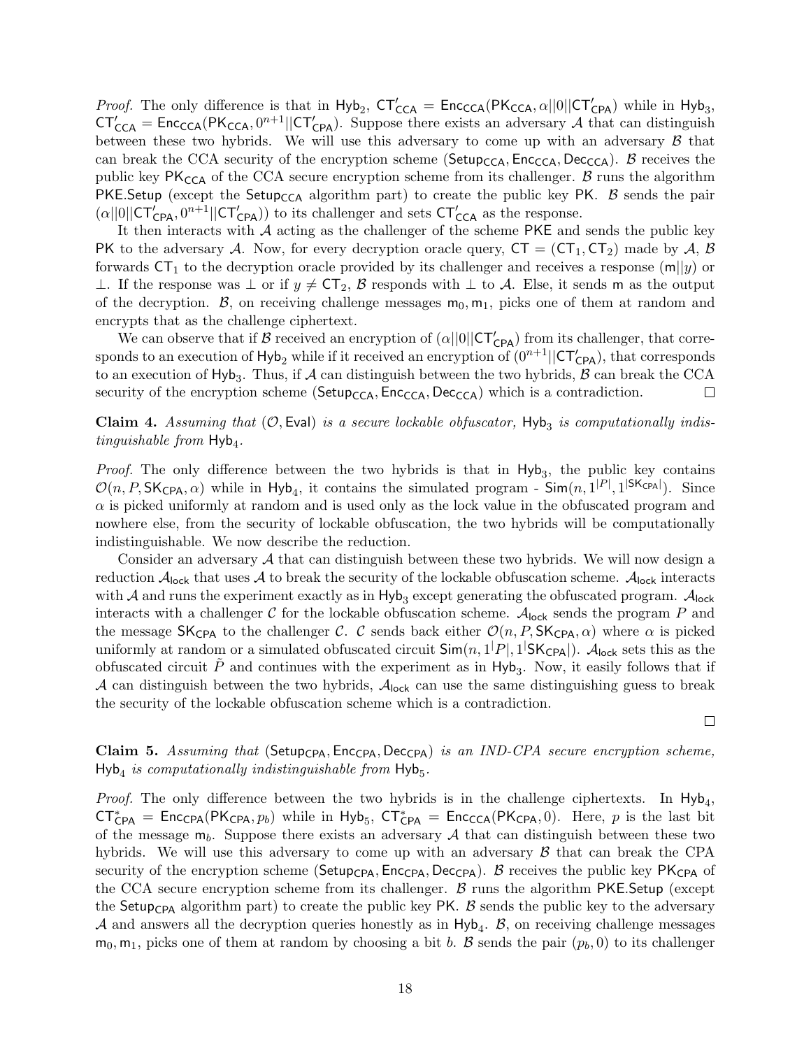*Proof.* The only difference is that in $\mathsf{Hyb}_2$, $\mathsf{CT}'_{\mathsf{CCA}} = \mathsf{Enc}_{\mathsf{CCA}}(\mathsf{PK}_{\mathsf{CCA}}, \alpha||0||\mathsf{CT}'_{\mathsf{CPA}})$ while in $\mathsf{Hyb}_3$, $\mathsf{CT}'_{\mathsf{CCA}} = \mathsf{Enc}_{\mathsf{CCA}}(\mathsf{PK}_{\mathsf{CCA}}, 0^{n+1}||\mathsf{CT}'_{\mathsf{CPA}})$. Suppose there exists an adversary $\mathcal{A}$ that can distinguish between these two hybrids. We will use this adversary to come up with an adversary $\mathcal{B}$ that can break the CCA security of the encryption scheme $(\mathsf{Setup}_{\mathsf{CCA}}, \mathsf{Enc}_{\mathsf{CCA}}, \mathsf{Dec}_{\mathsf{CCA}})$. $\mathcal{B}$ receives the public key $\mathsf{PK}_{\mathsf{CCA}}$ of the CCA secure encryption scheme from its challenger. $\mathcal{B}$ runs the algorithm $\mathsf{PKE.Setup}$ (except the $\mathsf{Setup}_{\mathsf{CCA}}$ algorithm part) to create the public key $\mathsf{PK}$. $\mathcal{B}$ sends the pair $(\alpha||0||\mathsf{CT}'_{\mathsf{CPA}}, 0^{n+1}||\mathsf{CT}'_{\mathsf{CPA}})$ to its challenger and sets $\mathsf{CT}'_{\mathsf{CCA}}$ as the response.

It then interacts with $\mathcal{A}$ acting as the challenger of the scheme $\mathsf{PKE}$ and sends the public key $\mathsf{PK}$ to the adversary $\mathcal{A}$. Now, for every decryption oracle query, $\mathsf{CT} = (\mathsf{CT}_1, \mathsf{CT}_2)$ made by $\mathcal{A}$, $\mathcal{B}$ forwards $\mathsf{CT}_1$ to the decryption oracle provided by its challenger and receives a response $(\mathsf{m}||y)$ or $\perp$. If the response was $\perp$ or if $y \neq \mathsf{CT}_2$, $\mathcal{B}$ responds with $\perp$ to $\mathcal{A}$. Else, it sends $\mathsf{m}$ as the output of the decryption. $\mathcal{B}$, on receiving challenge messages $\mathsf{m}_0, \mathsf{m}_1$, picks one of them at random and encrypts that as the challenge ciphertext.

We can observe that if $\mathcal{B}$ received an encryption of $(\alpha||0||\mathsf{CT}'_{\mathsf{CPA}})$ from its challenger, that corresponds to an execution of $\mathsf{Hyb}_2$ while if it received an encryption of $(0^{n+1}||\mathsf{CT}'_{\mathsf{CPA}})$, that corresponds to an execution of $\mathsf{Hyb}_3$. Thus, if $\mathcal{A}$ can distinguish between the two hybrids, $\mathcal{B}$ can break the CCA security of the encryption scheme $(\mathsf{Setup}_{\mathsf{CCA}}, \mathsf{Enc}_{\mathsf{CCA}}, \mathsf{Dec}_{\mathsf{CCA}})$ which is a contradiction. □

**Claim 4.** *Assuming that $(\mathcal{O}, \mathsf{Eval})$ is a secure lockable obfuscator, $\mathsf{Hyb}_3$ is computationally indistinguishable from $\mathsf{Hyb}_4$.*

*Proof.* The only difference between the two hybrids is that in $\mathsf{Hyb}_3$, the public key contains $\mathcal{O}(n, P, \mathsf{SK}_{\mathsf{CPA}}, \alpha)$ while in $\mathsf{Hyb}_4$, it contains the simulated program - $\mathsf{Sim}(n, 1^{|P|}, 1^{|\mathsf{SK}_{\mathsf{CPA}}|})$. Since $\alpha$ is picked uniformly at random and is used only as the lock value in the obfuscated program and nowhere else, from the security of lockable obfuscation, the two hybrids will be computationally indistinguishable. We now describe the reduction.

Consider an adversary $\mathcal{A}$ that can distinguish between these two hybrids. We will now design a reduction $\mathcal{A}_{\mathsf{lock}}$ that uses $\mathcal{A}$ to break the security of the lockable obfuscation scheme. $\mathcal{A}_{\mathsf{lock}}$ interacts with $\mathcal{A}$ and runs the experiment exactly as in $\mathsf{Hyb}_3$ except generating the obfuscated program. $\mathcal{A}_{\mathsf{lock}}$ interacts with a challenger $\mathcal{C}$ for the lockable obfuscation scheme. $\mathcal{A}_{\mathsf{lock}}$ sends the program $P$ and the message $\mathsf{SK}_{\mathsf{CPA}}$ to the challenger $\mathcal{C}$. $\mathcal{C}$ sends back either $\mathcal{O}(n, P, \mathsf{SK}_{\mathsf{CPA}}, \alpha)$ where $\alpha$ is picked uniformly at random or a simulated obfuscated circuit $\mathsf{Sim}(n, 1^{|}P|, 1^{|}\mathsf{SK}_{\mathsf{CPA}}|)$. $\mathcal{A}_{\mathsf{lock}}$ sets this as the obfuscated circuit $\tilde{P}$ and continues with the experiment as in $\mathsf{Hyb}_3$. Now, it easily follows that if $\mathcal{A}$ can distinguish between the two hybrids, $\mathcal{A}_{\mathsf{lock}}$ can use the same distinguishing guess to break the security of the lockable obfuscation scheme which is a contradiction.

□

**Claim 5.** *Assuming that $(\mathsf{Setup}_{\mathsf{CPA}}, \mathsf{Enc}_{\mathsf{CPA}}, \mathsf{Dec}_{\mathsf{CPA}})$ is an IND-CPA secure encryption scheme, $\mathsf{Hyb}_4$ is computationally indistinguishable from $\mathsf{Hyb}_5$.*

*Proof.* The only difference between the two hybrids is in the challenge ciphertexts. In $\mathsf{Hyb}_4$, $\mathsf{CT}^*_{\mathsf{CPA}} = \mathsf{Enc}_{\mathsf{CPA}}(\mathsf{PK}_{\mathsf{CPA}}, p_b)$ while in $\mathsf{Hyb}_5$, $\mathsf{CT}^*_{\mathsf{CPA}} = \mathsf{Enc}_{\mathsf{CCA}}(\mathsf{PK}_{\mathsf{CPA}}, 0)$. Here, $p$ is the last bit of the message $\mathsf{m}_b$. Suppose there exists an adversary $\mathcal{A}$ that can distinguish between these two hybrids. We will use this adversary to come up with an adversary $\mathcal{B}$ that can break the CPA security of the encryption scheme $(\mathsf{Setup}_{\mathsf{CPA}}, \mathsf{Enc}_{\mathsf{CPA}}, \mathsf{Dec}_{\mathsf{CPA}})$. $\mathcal{B}$ receives the public key $\mathsf{PK}_{\mathsf{CPA}}$ of the CCA secure encryption scheme from its challenger. $\mathcal{B}$ runs the algorithm $\mathsf{PKE.Setup}$ (except the $\mathsf{Setup}_{\mathsf{CPA}}$ algorithm part) to create the public key $\mathsf{PK}$. $\mathcal{B}$ sends the public key to the adversary $\mathcal{A}$ and answers all the decryption queries honestly as in $\mathsf{Hyb}_4$. $\mathcal{B}$, on receiving challenge messages $\mathsf{m}_0, \mathsf{m}_1$, picks one of them at random by choosing a bit $b$. $\mathcal{B}$ sends the pair $(p_b, 0)$ to its challenger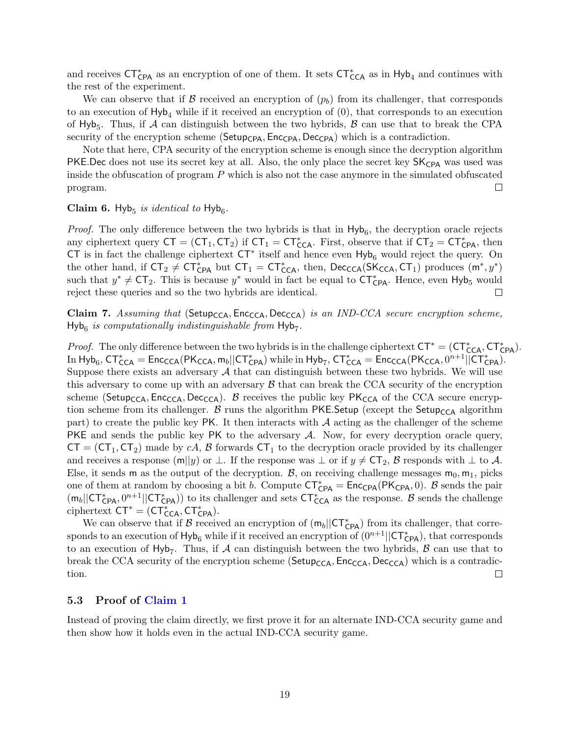and receives $\mathsf{CT}^*_{\mathsf{CPA}}$ as an encryption of one of them. It sets $\mathsf{CT}^*_{\mathsf{CCA}}$ as in $\mathsf{Hyb}_4$ and continues with the rest of the experiment.

We can observe that if $\mathcal{B}$ received an encryption of $(p_b)$ from its challenger, that corresponds to an execution of $\mathsf{Hyb}_4$ while if it received an encryption of $(0)$, that corresponds to an execution of $\mathsf{Hyb}_5$. Thus, if $\mathcal{A}$ can distinguish between the two hybrids, $\mathcal{B}$ can use that to break the CPA security of the encryption scheme $(\mathsf{Setup}_{\mathsf{CPA}}, \mathsf{Enc}_{\mathsf{CPA}}, \mathsf{Dec}_{\mathsf{CPA}})$ which is a contradiction.

Note that here, CPA security of the encryption scheme is enough since the decryption algorithm $\mathsf{PKE.Dec}$ does not use its secret key at all. Also, the only place the secret key $\mathsf{SK}_{\mathsf{CPA}}$ was used was inside the obfuscation of program $P$ which is also not the case anymore in the simulated obfuscated program. □

**Claim 6.** $\mathsf{Hyb}_5$ *is identical to* $\mathsf{Hyb}_6$.

*Proof.* The only difference between the two hybrids is that in $\mathsf{Hyb}_6$, the decryption oracle rejects any ciphertext query $\mathsf{CT} = (\mathsf{CT}_1, \mathsf{CT}_2)$ if $\mathsf{CT}_1 = \mathsf{CT}^*_{\mathsf{CCA}}$. First, observe that if $\mathsf{CT}_2 = \mathsf{CT}^*_{\mathsf{CPA}}$, then $\mathsf{CT}$ is in fact the challenge ciphertext $\mathsf{CT}^*$ itself and hence even $\mathsf{Hyb}_6$ would reject the query. On the other hand, if $\mathsf{CT}_2 \neq \mathsf{CT}^*_{\mathsf{CPA}}$ but $\mathsf{CT}_1 = \mathsf{CT}^*_{\mathsf{CCA}}$, then, $\mathsf{Dec}_{\mathsf{CCA}}(\mathsf{SK}_{\mathsf{CCA}}, \mathsf{CT}_1)$ produces $(\mathsf{m}^*, y^*)$ such that $y^* \neq \mathsf{CT}_2$. This is because $y^*$ would in fact be equal to $\mathsf{CT}^*_{\mathsf{CPA}}$. Hence, even $\mathsf{Hyb}_5$ would reject these queries and so the two hybrids are identical. □

**Claim 7.** *Assuming that* $(\mathsf{Setup}_{\mathsf{CCA}}, \mathsf{Enc}_{\mathsf{CCA}}, \mathsf{Dec}_{\mathsf{CCA}})$ *is an IND-CCA secure encryption scheme,* $\mathsf{Hyb}_6$ *is computationally indistinguishable from* $\mathsf{Hyb}_7$.

*Proof.* The only difference between the two hybrids is in the challenge ciphertext $\mathsf{CT}^* = (\mathsf{CT}^*_{\mathsf{CCA}}, \mathsf{CT}^*_{\mathsf{CPA}})$. In $\mathsf{Hyb}_6$, $\mathsf{CT}^*_{\mathsf{CCA}} = \mathsf{Enc}_{\mathsf{CCA}}(\mathsf{PK}_{\mathsf{CCA}}, \mathsf{m}_b||\mathsf{CT}^*_{\mathsf{CPA}})$ while in $\mathsf{Hyb}_7$, $\mathsf{CT}^*_{\mathsf{CCA}} = \mathsf{Enc}_{\mathsf{CCA}}(\mathsf{PK}_{\mathsf{CCA}}, 0^{n+1}||\mathsf{CT}^*_{\mathsf{CPA}})$. Suppose there exists an adversary $\mathcal{A}$ that can distinguish between these two hybrids. We will use this adversary to come up with an adversary $\mathcal{B}$ that can break the CCA security of the encryption scheme $(\mathsf{Setup}_{\mathsf{CCA}}, \mathsf{Enc}_{\mathsf{CCA}}, \mathsf{Dec}_{\mathsf{CCA}})$. $\mathcal{B}$ receives the public key $\mathsf{PK}_{\mathsf{CCA}}$ of the CCA secure encryption scheme from its challenger. $\mathcal{B}$ runs the algorithm $\mathsf{PKE.Setup}$ (except the $\mathsf{Setup}_{\mathsf{CCA}}$ algorithm part) to create the public key $\mathsf{PK}$. It then interacts with $\mathcal{A}$ acting as the challenger of the scheme $\mathsf{PKE}$ and sends the public key $\mathsf{PK}$ to the adversary $\mathcal{A}$. Now, for every decryption oracle query, $\mathsf{CT} = (\mathsf{CT}_1, \mathsf{CT}_2)$ made by $cA$, $\mathcal{B}$ forwards $\mathsf{CT}_1$ to the decryption oracle provided by its challenger and receives a response $(\mathsf{m}||y)$ or $\perp$. If the response was $\perp$ or if $y \neq \mathsf{CT}_2$, $\mathcal{B}$ responds with $\perp$ to $\mathcal{A}$. Else, it sends $\mathsf{m}$ as the output of the decryption. $\mathcal{B}$, on receiving challenge messages $\mathsf{m}_0, \mathsf{m}_1$, picks one of them at random by choosing a bit $b$. Compute $\mathsf{CT}^*_{\mathsf{CPA}} = \mathsf{Enc}_{\mathsf{CPA}}(\mathsf{PK}_{\mathsf{CPA}}, 0)$. $\mathcal{B}$ sends the pair $(\mathsf{m}_b||\mathsf{CT}^*_{\mathsf{CPA}}, 0^{n+1}||\mathsf{CT}^*_{\mathsf{CPA}}))$ to its challenger and sets $\mathsf{CT}^*_{\mathsf{CCA}}$ as the response. $\mathcal{B}$ sends the challenge ciphertext $\mathsf{CT}^* = (\mathsf{CT}^*_{\mathsf{CCA}}, \mathsf{CT}^*_{\mathsf{CPA}})$.

We can observe that if $\mathcal{B}$ received an encryption of $(\mathsf{m}_b||\mathsf{CT}^*_{\mathsf{CPA}})$ from its challenger, that corresponds to an execution of $\mathsf{Hyb}_6$ while if it received an encryption of $(0^{n+1}||\mathsf{CT}^*_{\mathsf{CPA}})$, that corresponds to an execution of $\mathsf{Hyb}_7$. Thus, if $\mathcal{A}$ can distinguish between the two hybrids, $\mathcal{B}$ can use that to break the CCA security of the encryption scheme $(\mathsf{Setup}_{\mathsf{CCA}}, \mathsf{Enc}_{\mathsf{CCA}}, \mathsf{Dec}_{\mathsf{CCA}})$ which is a contradiction. □

### 5.3 Proof of Claim 1

Instead of proving the claim directly, we first prove it for an alternate IND-CCA security game and then show how it holds even in the actual IND-CCA security game.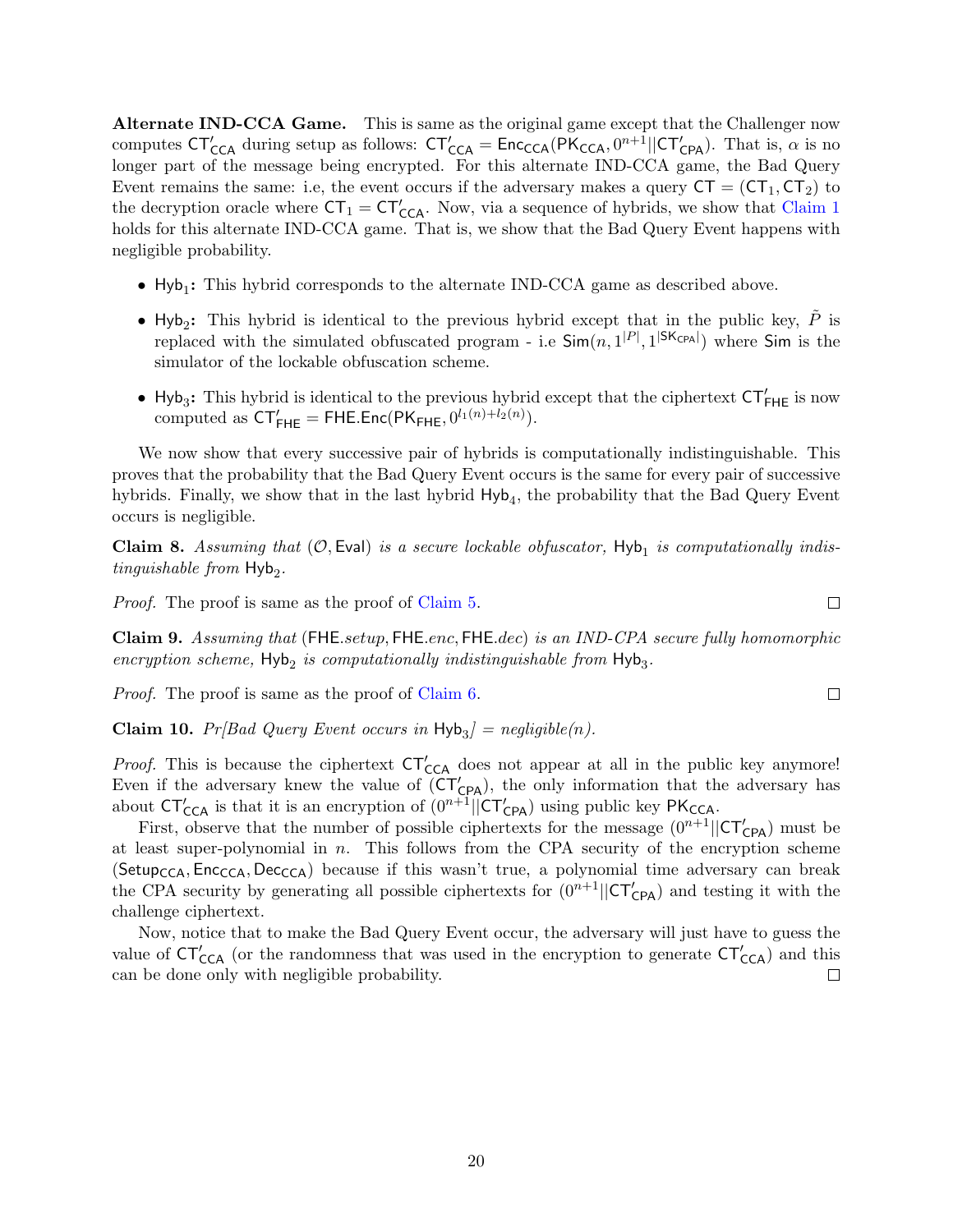**Alternate IND-CCA Game.** This is same as the original game except that the Challenger now computes $\mathsf{CT}'_{\mathsf{CCA}}$ during setup as follows: $\mathsf{CT}'_{\mathsf{CCA}} = \mathsf{Enc}_{\mathsf{CCA}}(\mathsf{PK}_{\mathsf{CCA}}, 0^{n+1}||\mathsf{CT}'_{\mathsf{CPA}})$. That is, $\alpha$ is no longer part of the message being encrypted. For this alternate IND-CCA game, the Bad Query Event remains the same: i.e, the event occurs if the adversary makes a query $\mathsf{CT} = (\mathsf{CT}_1, \mathsf{CT}_2)$ to the decryption oracle where $\mathsf{CT}_1 = \mathsf{CT}'_{\mathsf{CCA}}$. Now, via a sequence of hybrids, we show that Claim 1 holds for this alternate IND-CCA game. That is, we show that the Bad Query Event happens with negligible probability.

- $\mathsf{Hyb}_1$**:** This hybrid corresponds to the alternate IND-CCA game as described above.
- $\mathsf{Hyb}_2$**:** This hybrid is identical to the previous hybrid except that in the public key, $\tilde{P}$ is replaced with the simulated obfuscated program - i.e $\mathsf{Sim}(n, 1^{|P|}, 1^{|\mathsf{SK}_{\mathsf{CPA}}|})$ where $\mathsf{Sim}$ is the simulator of the lockable obfuscation scheme.
- $\mathsf{Hyb}_3$**:** This hybrid is identical to the previous hybrid except that the ciphertext $\mathsf{CT}'_{\mathsf{FHE}}$ is now computed as $\mathsf{CT}'_{\mathsf{FHE}} = \mathsf{FHE.Enc}(\mathsf{PK}_{\mathsf{FHE}}, 0^{l_1(n)+l_2(n)})$.

We now show that every successive pair of hybrids is computationally indistinguishable. This proves that the probability that the Bad Query Event occurs is the same for every pair of successive hybrids. Finally, we show that in the last hybrid $\mathsf{Hyb}_4$, the probability that the Bad Query Event occurs is negligible.

**Claim 8.** *Assuming that* $(\mathcal{O}, \mathsf{Eval})$ *is a secure lockable obfuscator,* $\mathsf{Hyb}_1$ *is computationally indistinguishable from* $\mathsf{Hyb}_2$*.*

*Proof.* The proof is same as the proof of Claim 5. □

**Claim 9.** *Assuming that* $(\mathsf{FHE}.setup, \mathsf{FHE}.enc, \mathsf{FHE}.dec)$ *is an IND-CPA secure fully homomorphic encryption scheme,* $\mathsf{Hyb}_2$ *is computationally indistinguishable from* $\mathsf{Hyb}_3$*.*

*Proof.* The proof is same as the proof of Claim 6. □

**Claim 10.** *Pr[Bad Query Event occurs in* $\mathsf{Hyb}_3$*] = negligible(n).*

*Proof.* This is because the ciphertext $\mathsf{CT}'_{\mathsf{CCA}}$ does not appear at all in the public key anymore! Even if the adversary knew the value of $(\mathsf{CT}'_{\mathsf{CPA}})$, the only information that the adversary has about $\mathsf{CT}'_{\mathsf{CCA}}$ is that it is an encryption of $(0^{n+1}||\mathsf{CT}'_{\mathsf{CPA}})$ using public key $\mathsf{PK}_{\mathsf{CCA}}$.

First, observe that the number of possible ciphertexts for the message $(0^{n+1}||\mathsf{CT}'_{\mathsf{CPA}})$ must be at least super-polynomial in $n$. This follows from the CPA security of the encryption scheme $(\mathsf{Setup}_{\mathsf{CCA}}, \mathsf{Enc}_{\mathsf{CCA}}, \mathsf{Dec}_{\mathsf{CCA}})$ because if this wasn't true, a polynomial time adversary can break the CPA security by generating all possible ciphertexts for $(0^{n+1}||\mathsf{CT}'_{\mathsf{CPA}})$ and testing it with the challenge ciphertext.

Now, notice that to make the Bad Query Event occur, the adversary will just have to guess the value of $\mathsf{CT}'_{\mathsf{CCA}}$ (or the randomness that was used in the encryption to generate $\mathsf{CT}'_{\mathsf{CCA}}$) and this can be done only with negligible probability. □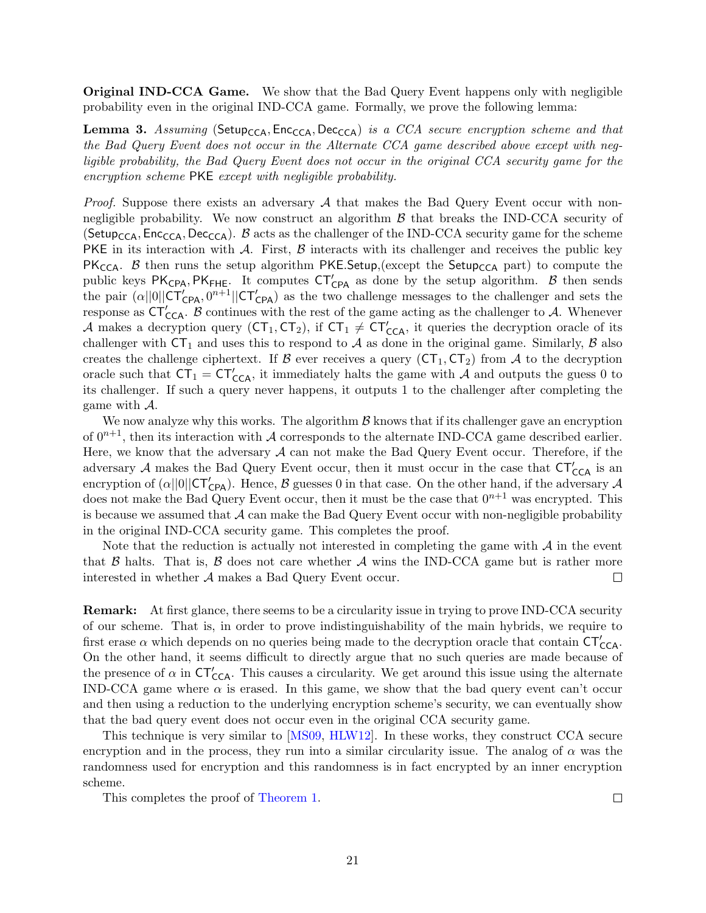**Original IND-CCA Game.** We show that the Bad Query Event happens only with negligible probability even in the original IND-CCA game. Formally, we prove the following lemma:

**Lemma 3.** *Assuming* $(\mathsf{Setup}_{\mathsf{CCA}}, \mathsf{Enc}_{\mathsf{CCA}}, \mathsf{Dec}_{\mathsf{CCA}})$ *is a CCA secure encryption scheme and that the Bad Query Event does not occur in the Alternate CCA game described above except with negligible probability, the Bad Query Event does not occur in the original CCA security game for the encryption scheme* $\mathsf{PKE}$ *except with negligible probability.*

*Proof.* Suppose there exists an adversary $\mathcal{A}$ that makes the Bad Query Event occur with non-negligible probability. We now construct an algorithm $\mathcal{B}$ that breaks the IND-CCA security of $(\mathsf{Setup}_{\mathsf{CCA}}, \mathsf{Enc}_{\mathsf{CCA}}, \mathsf{Dec}_{\mathsf{CCA}})$. $\mathcal{B}$ acts as the challenger of the IND-CCA security game for the scheme $\mathsf{PKE}$ in its interaction with $\mathcal{A}$. First, $\mathcal{B}$ interacts with its challenger and receives the public key $\mathsf{PK}_{\mathsf{CCA}}$. $\mathcal{B}$ then runs the setup algorithm $\mathsf{PKE.Setup}$,(except the $\mathsf{Setup}_{\mathsf{CCA}}$ part) to compute the public keys $\mathsf{PK}_{\mathsf{CPA}}, \mathsf{PK}_{\mathsf{FHE}}$. It computes $\mathsf{CT}'_{\mathsf{CPA}}$ as done by the setup algorithm. $\mathcal{B}$ then sends the pair $(\alpha||0||\mathsf{CT}'_{\mathsf{CPA}}, 0^{n+1}||\mathsf{CT}'_{\mathsf{CPA}})$ as the two challenge messages to the challenger and sets the response as $\mathsf{CT}'_{\mathsf{CCA}}$. $\mathcal{B}$ continues with the rest of the game acting as the challenger to $\mathcal{A}$. Whenever $\mathcal{A}$ makes a decryption query $(\mathsf{CT}_1, \mathsf{CT}_2)$, if $\mathsf{CT}_1 \neq \mathsf{CT}'_{\mathsf{CCA}}$, it queries the decryption oracle of its challenger with $\mathsf{CT}_1$ and uses this to respond to $\mathcal{A}$ as done in the original game. Similarly, $\mathcal{B}$ also creates the challenge ciphertext. If $\mathcal{B}$ ever receives a query $(\mathsf{CT}_1, \mathsf{CT}_2)$ from $\mathcal{A}$ to the decryption oracle such that $\mathsf{CT}_1 = \mathsf{CT}'_{\mathsf{CCA}}$, it immediately halts the game with $\mathcal{A}$ and outputs the guess 0 to its challenger. If such a query never happens, it outputs 1 to the challenger after completing the game with $\mathcal{A}$.

We now analyze why this works. The algorithm $\mathcal{B}$ knows that if its challenger gave an encryption of $0^{n+1}$, then its interaction with $\mathcal{A}$ corresponds to the alternate IND-CCA game described earlier. Here, we know that the adversary $\mathcal{A}$ can not make the Bad Query Event occur. Therefore, if the adversary $\mathcal{A}$ makes the Bad Query Event occur, then it must occur in the case that $\mathsf{CT}'_{\mathsf{CCA}}$ is an encryption of $(\alpha||0||\mathsf{CT}'_{\mathsf{CPA}})$. Hence, $\mathcal{B}$ guesses 0 in that case. On the other hand, if the adversary $\mathcal{A}$ does not make the Bad Query Event occur, then it must be the case that $0^{n+1}$ was encrypted. This is because we assumed that $\mathcal{A}$ can make the Bad Query Event occur with non-negligible probability in the original IND-CCA security game. This completes the proof.

Note that the reduction is actually not interested in completing the game with $\mathcal{A}$ in the event that $\mathcal{B}$ halts. That is, $\mathcal{B}$ does not care whether $\mathcal{A}$ wins the IND-CCA game but is rather more interested in whether $\mathcal{A}$ makes a Bad Query Event occur. □

**Remark:** At first glance, there seems to be a circularity issue in trying to prove IND-CCA security of our scheme. That is, in order to prove indistinguishability of the main hybrids, we require to first erase $\alpha$ which depends on no queries being made to the decryption oracle that contain $\mathsf{CT}'_{\mathsf{CCA}}$. On the other hand, it seems difficult to directly argue that no such queries are made because of the presence of $\alpha$ in $\mathsf{CT}'_{\mathsf{CCA}}$. This causes a circularity. We get around this issue using the alternate IND-CCA game where $\alpha$ is erased. In this game, we show that the bad query event can't occur and then using a reduction to the underlying encryption scheme's security, we can eventually show that the bad query event does not occur even in the original CCA security game.

This technique is very similar to [MS09, HLW12]. In these works, they construct CCA secure encryption and in the process, they run into a similar circularity issue. The analog of $\alpha$ was the randomness used for encryption and this randomness is in fact encrypted by an inner encryption scheme.

This completes the proof of Theorem 1. □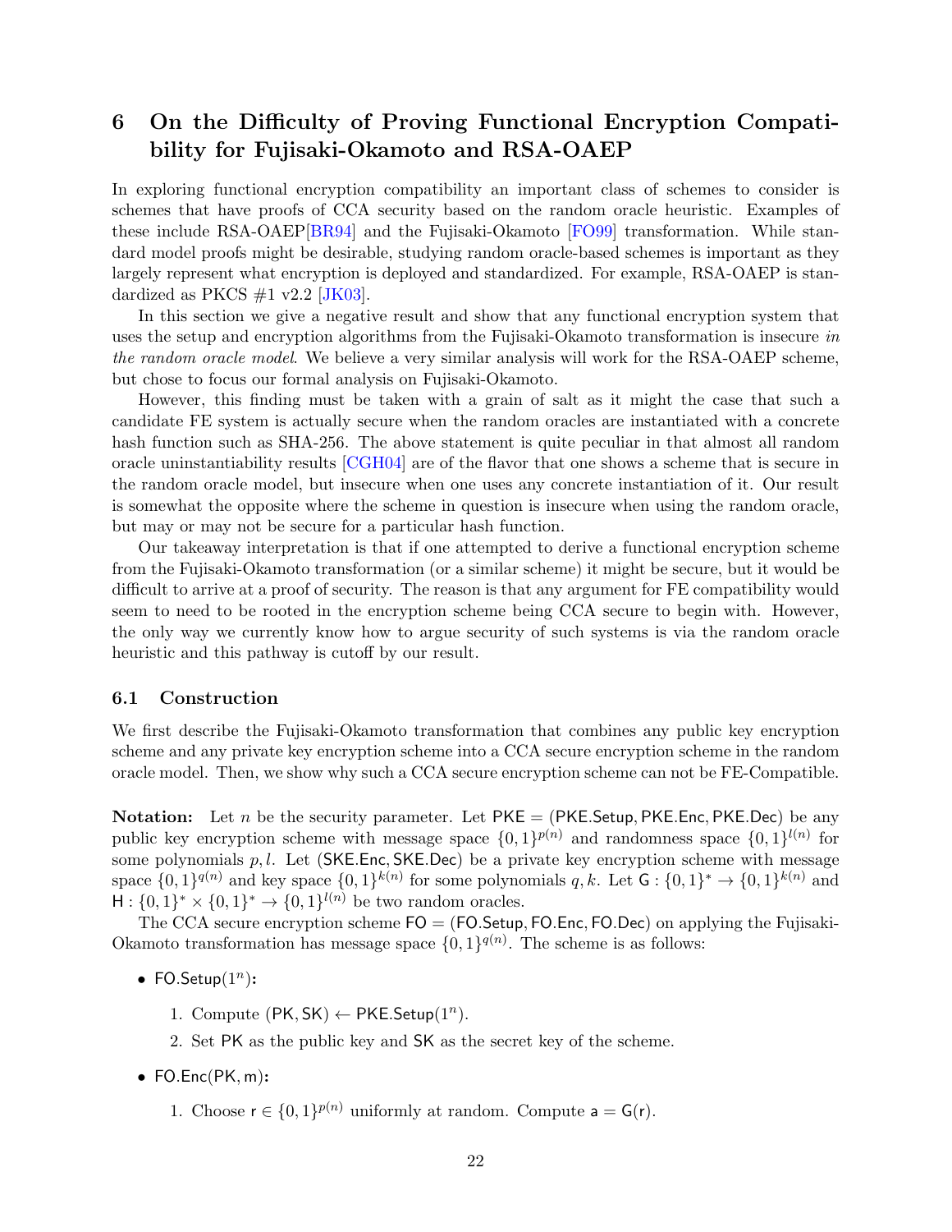# 6 On the Difficulty of Proving Functional Encryption Compatibility for Fujisaki-Okamoto and RSA-OAEP

In exploring functional encryption compatibility an important class of schemes to consider is schemes that have proofs of CCA security based on the random oracle heuristic. Examples of these include RSA-OAEP[BR94] and the Fujisaki-Okamoto [FO99] transformation. While standard model proofs might be desirable, studying random oracle-based schemes is important as they largely represent what encryption is deployed and standardized. For example, RSA-OAEP is standardized as PKCS #1 v2.2 [JK03].

In this section we give a negative result and show that any functional encryption system that uses the setup and encryption algorithms from the Fujisaki-Okamoto transformation is insecure *in the random oracle model*. We believe a very similar analysis will work for the RSA-OAEP scheme, but chose to focus our formal analysis on Fujisaki-Okamoto.

However, this finding must be taken with a grain of salt as it might the case that such a candidate FE system is actually secure when the random oracles are instantiated with a concrete hash function such as SHA-256. The above statement is quite peculiar in that almost all random oracle uninstantiability results [CGH04] are of the flavor that one shows a scheme that is secure in the random oracle model, but insecure when one uses any concrete instantiation of it. Our result is somewhat the opposite where the scheme in question is insecure when using the random oracle, but may or may not be secure for a particular hash function.

Our takeaway interpretation is that if one attempted to derive a functional encryption scheme from the Fujisaki-Okamoto transformation (or a similar scheme) it might be secure, but it would be difficult to arrive at a proof of security. The reason is that any argument for FE compatibility would seem to need to be rooted in the encryption scheme being CCA secure to begin with. However, the only way we currently know how to argue security of such systems is via the random oracle heuristic and this pathway is cutoff by our result.

## 6.1 Construction

We first describe the Fujisaki-Okamoto transformation that combines any public key encryption scheme and any private key encryption scheme into a CCA secure encryption scheme in the random oracle model. Then, we show why such a CCA secure encryption scheme can not be FE-Compatible.

**Notation:** Let $n$ be the security parameter. Let $\mathsf{PKE} = (\mathsf{PKE.Setup}, \mathsf{PKE.Enc}, \mathsf{PKE.Dec})$ be any public key encryption scheme with message space $\{0,1\}^{p(n)}$ and randomness space $\{0,1\}^{l(n)}$ for some polynomials $p, l$. Let $(\mathsf{SKE.Enc}, \mathsf{SKE.Dec})$ be a private key encryption scheme with message space $\{0,1\}^{q(n)}$ and key space $\{0,1\}^{k(n)}$ for some polynomials $q, k$. Let $\mathsf{G} : \{0,1\}^* \rightarrow \{0,1\}^{k(n)}$ and $\mathsf{H} : \{0,1\}^* \times \{0,1\}^* \rightarrow \{0,1\}^{l(n)}$ be two random oracles.

The CCA secure encryption scheme $\mathsf{FO} = (\mathsf{FO.Setup}, \mathsf{FO.Enc}, \mathsf{FO.Dec})$ on applying the Fujisaki-Okamoto transformation has message space $\{0,1\}^{q(n)}$. The scheme is as follows:

- $\mathsf{FO.Setup}(1^n)$**:**
  1. Compute $(\mathsf{PK}, \mathsf{SK}) \leftarrow \mathsf{PKE.Setup}(1^n)$.
  2. Set $\mathsf{PK}$ as the public key and $\mathsf{SK}$ as the secret key of the scheme.
- $\mathsf{FO.Enc}(\mathsf{PK}, \mathsf{m})$**:**
  1. Choose $\mathsf{r} \in \{0,1\}^{p(n)}$ uniformly at random. Compute $\mathsf{a} = \mathsf{G}(\mathsf{r})$.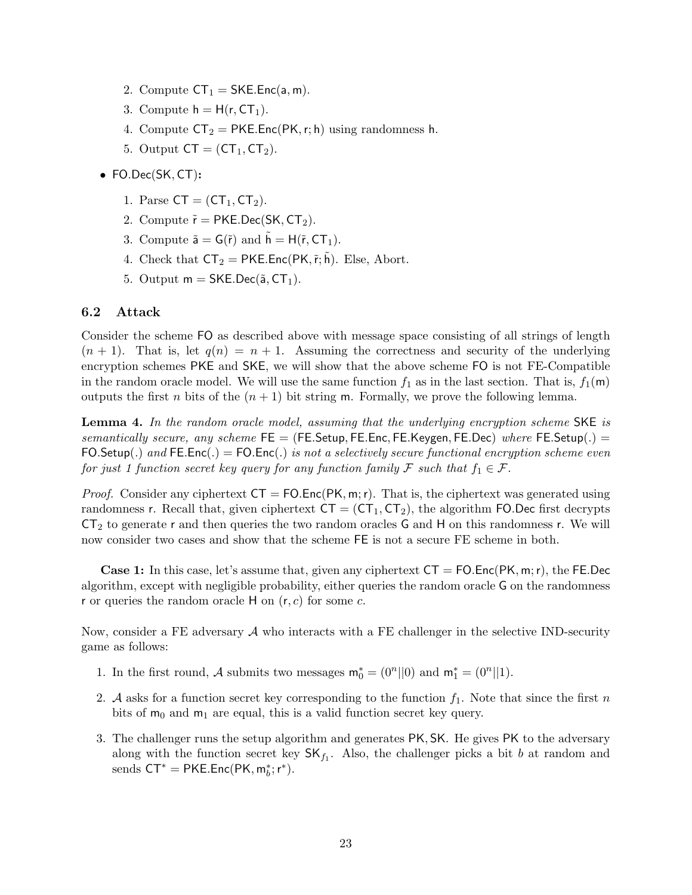2. Compute $\mathsf{CT}_1 = \mathsf{SKE.Enc}(\mathsf{a}, \mathsf{m})$.
3. Compute $\mathsf{h} = \mathsf{H}(\mathsf{r}, \mathsf{CT}_1)$.
4. Compute $\mathsf{CT}_2 = \mathsf{PKE.Enc}(\mathsf{PK}, \mathsf{r}; \mathsf{h})$ using randomness $\mathsf{h}$.
5. Output $\mathsf{CT} = (\mathsf{CT}_1, \mathsf{CT}_2)$.

- $\mathsf{FO.Dec}(\mathsf{SK}, \mathsf{CT})$**:**
  1. Parse $\mathsf{CT} = (\mathsf{CT}_1, \mathsf{CT}_2)$.
  2. Compute $\tilde{\mathsf{r}} = \mathsf{PKE.Dec}(\mathsf{SK}, \mathsf{CT}_2)$.
  3. Compute $\tilde{\mathsf{a}} = \mathsf{G}(\tilde{\mathsf{r}})$ and $\tilde{\mathsf{h}} = \mathsf{H}(\tilde{\mathsf{r}}, \mathsf{CT}_1)$.
  4. Check that $\mathsf{CT}_2 = \mathsf{PKE.Enc}(\mathsf{PK}, \tilde{\mathsf{r}}; \tilde{\mathsf{h}})$. Else, Abort.
  5. Output $\mathsf{m} = \mathsf{SKE.Dec}(\tilde{\mathsf{a}}, \mathsf{CT}_1)$.

### 6.2 Attack

Consider the scheme $\mathsf{FO}$ as described above with message space consisting of all strings of length $(n+1)$. That is, let $q(n) = n+1$. Assuming the correctness and security of the underlying encryption schemes $\mathsf{PKE}$ and $\mathsf{SKE}$, we will show that the above scheme $\mathsf{FO}$ is not FE-Compatible in the random oracle model. We will use the same function $f_1$ as in the last section. That is, $f_1(\mathsf{m})$ outputs the first $n$ bits of the $(n+1)$ bit string $\mathsf{m}$. Formally, we prove the following lemma.

**Lemma 4.** *In the random oracle model, assuming that the underlying encryption scheme* $\mathsf{SKE}$ *is semantically secure, any scheme* $\mathsf{FE} = (\mathsf{FE.Setup}, \mathsf{FE.Enc}, \mathsf{FE.Keygen}, \mathsf{FE.Dec})$ *where* $\mathsf{FE.Setup}(.) = \mathsf{FO.Setup}(.)$ *and* $\mathsf{FE.Enc}(.) = \mathsf{FO.Enc}(.)$ *is not a selectively secure functional encryption scheme even for just 1 function secret key query for any function family* $\mathcal{F}$ *such that* $f_1 \in \mathcal{F}$.

*Proof.* Consider any ciphertext $\mathsf{CT} = \mathsf{FO.Enc}(\mathsf{PK}, \mathsf{m}; \mathsf{r})$. That is, the ciphertext was generated using randomness $\mathsf{r}$. Recall that, given ciphertext $\mathsf{CT} = (\mathsf{CT}_1, \mathsf{CT}_2)$, the algorithm $\mathsf{FO.Dec}$ first decrypts $\mathsf{CT}_2$ to generate $\mathsf{r}$ and then queries the two random oracles $\mathsf{G}$ and $\mathsf{H}$ on this randomness $\mathsf{r}$. We will now consider two cases and show that the scheme $\mathsf{FE}$ is not a secure FE scheme in both.

**Case 1:** In this case, let's assume that, given any ciphertext $\mathsf{CT} = \mathsf{FO.Enc}(\mathsf{PK}, \mathsf{m}; \mathsf{r})$, the $\mathsf{FE.Dec}$ algorithm, except with negligible probability, either queries the random oracle $\mathsf{G}$ on the randomness $\mathsf{r}$ or queries the random oracle $\mathsf{H}$ on $(\mathsf{r}, c)$ for some $c$.

Now, consider a FE adversary $\mathcal{A}$ who interacts with a FE challenger in the selective IND-security game as follows:

1. In the first round, $\mathcal{A}$ submits two messages $\mathsf{m}_0^* = (0^n||0)$ and $\mathsf{m}_1^* = (0^n||1)$.
2. $\mathcal{A}$ asks for a function secret key corresponding to the function $f_1$. Note that since the first $n$ bits of $\mathsf{m}_0$ and $\mathsf{m}_1$ are equal, this is a valid function secret key query.
3. The challenger runs the setup algorithm and generates $\mathsf{PK}, \mathsf{SK}$. He gives $\mathsf{PK}$ to the adversary along with the function secret key $\mathsf{SK}_{f_1}$. Also, the challenger picks a bit $b$ at random and sends $\mathsf{CT}^* = \mathsf{PKE.Enc}(\mathsf{PK}, \mathsf{m}_b^*; \mathsf{r}^*)$.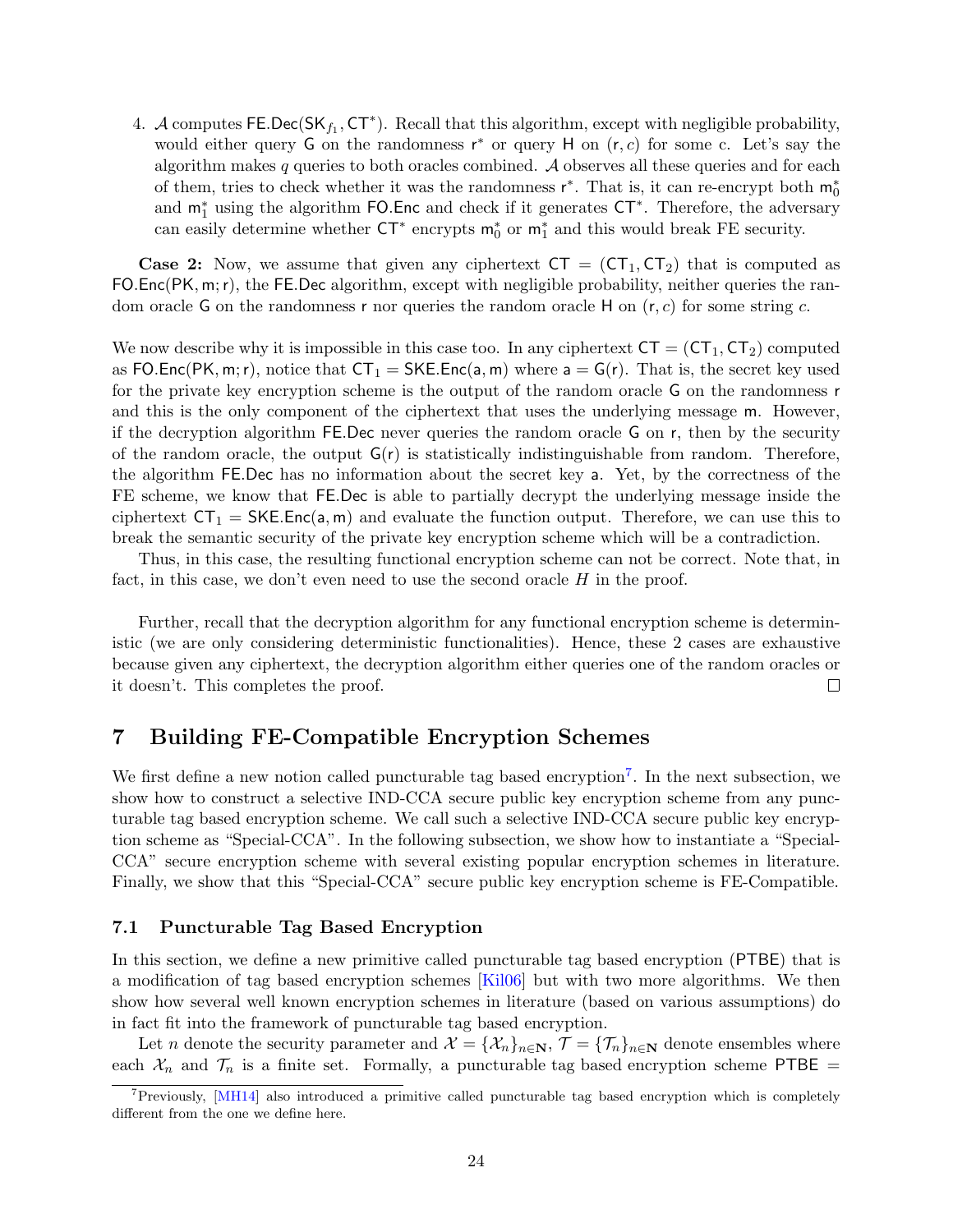4. $\mathcal{A}$ computes $\mathsf{FE.Dec}(\mathsf{SK}_{f_1}, \mathsf{CT}^*)$. Recall that this algorithm, except with negligible probability, would either query $\mathsf{G}$ on the randomness $\mathsf{r}^*$ or query $\mathsf{H}$ on $(\mathsf{r}, c)$ for some c. Let's say the algorithm makes $q$ queries to both oracles combined. $\mathcal{A}$ observes all these queries and for each of them, tries to check whether it was the randomness $\mathsf{r}^*$. That is, it can re-encrypt both $\mathsf{m}_0^*$ and $\mathsf{m}_1^*$ using the algorithm $\mathsf{FO.Enc}$ and check if it generates $\mathsf{CT}^*$. Therefore, the adversary can easily determine whether $\mathsf{CT}^*$ encrypts $\mathsf{m}_0^*$ or $\mathsf{m}_1^*$ and this would break FE security.

**Case 2:** Now, we assume that given any ciphertext $\mathsf{CT} = (\mathsf{CT}_1, \mathsf{CT}_2)$ that is computed as $\mathsf{FO.Enc}(\mathsf{PK}, \mathsf{m}; \mathsf{r})$, the $\mathsf{FE.Dec}$ algorithm, except with negligible probability, neither queries the random oracle $\mathsf{G}$ on the randomness $\mathsf{r}$ nor queries the random oracle $\mathsf{H}$ on $(\mathsf{r}, c)$ for some string $c$.

We now describe why it is impossible in this case too. In any ciphertext $\mathsf{CT} = (\mathsf{CT}_1, \mathsf{CT}_2)$ computed as $\mathsf{FO.Enc}(\mathsf{PK}, \mathsf{m}; \mathsf{r})$, notice that $\mathsf{CT}_1 = \mathsf{SKE.Enc}(\mathsf{a}, \mathsf{m})$ where $\mathsf{a} = \mathsf{G}(\mathsf{r})$. That is, the secret key used for the private key encryption scheme is the output of the random oracle $\mathsf{G}$ on the randomness $\mathsf{r}$ and this is the only component of the ciphertext that uses the underlying message $\mathsf{m}$. However, if the decryption algorithm $\mathsf{FE.Dec}$ never queries the random oracle $\mathsf{G}$ on $\mathsf{r}$, then by the security of the random oracle, the output $\mathsf{G}(\mathsf{r})$ is statistically indistinguishable from random. Therefore, the algorithm $\mathsf{FE.Dec}$ has no information about the secret key $\mathsf{a}$. Yet, by the correctness of the FE scheme, we know that $\mathsf{FE.Dec}$ is able to partially decrypt the underlying message inside the ciphertext $\mathsf{CT}_1 = \mathsf{SKE.Enc}(\mathsf{a}, \mathsf{m})$ and evaluate the function output. Therefore, we can use this to break the semantic security of the private key encryption scheme which will be a contradiction.

Thus, in this case, the resulting functional encryption scheme can not be correct. Note that, in fact, in this case, we don't even need to use the second oracle $H$ in the proof.

Further, recall that the decryption algorithm for any functional encryption scheme is deterministic (we are only considering deterministic functionalities). Hence, these 2 cases are exhaustive because given any ciphertext, the decryption algorithm either queries one of the random oracles or it doesn't. This completes the proof. □

# 7 Building FE-Compatible Encryption Schemes

We first define a new notion called puncturable tag based encryption[7]. In the next subsection, we show how to construct a selective IND-CCA secure public key encryption scheme from any puncturable tag based encryption scheme. We call such a selective IND-CCA secure public key encryption scheme as "Special-CCA". In the following subsection, we show how to instantiate a "Special-CCA" secure encryption scheme with several existing popular encryption schemes in literature. Finally, we show that this "Special-CCA" secure public key encryption scheme is FE-Compatible.

## 7.1 Puncturable Tag Based Encryption

In this section, we define a new primitive called puncturable tag based encryption ($\mathsf{PTBE}$) that is a modification of tag based encryption schemes [Kil06] but with two more algorithms. We then show how several well known encryption schemes in literature (based on various assumptions) do in fact fit into the framework of puncturable tag based encryption.

Let $n$ denote the security parameter and $\mathcal{X} = \{\mathcal{X}_n\}_{n \in \mathbf{N}}$, $\mathcal{T} = \{\mathcal{T}_n\}_{n \in \mathbf{N}}$ denote ensembles where each $\mathcal{X}_n$ and $\mathcal{T}_n$ is a finite set. Formally, a puncturable tag based encryption scheme $\mathsf{PTBE}$ =

[7] Previously, [MH14] also introduced a primitive called puncturable tag based encryption which is completely different from the one we define here.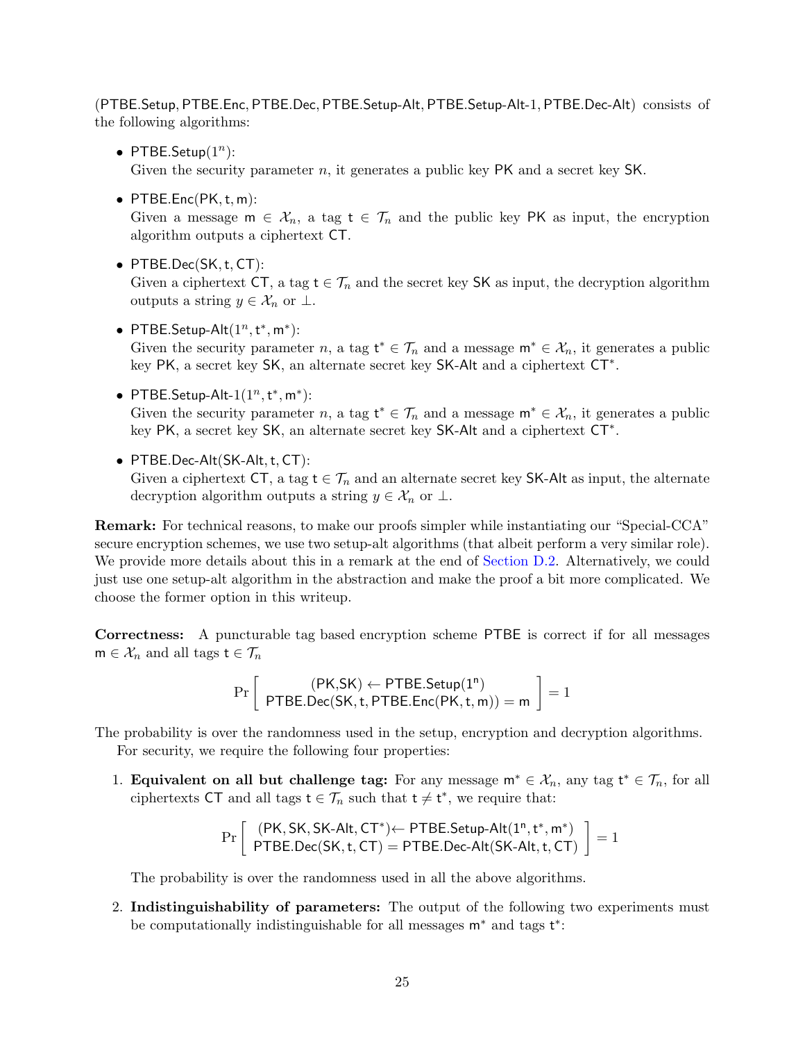$(\mathsf{PTBE.Setup}, \mathsf{PTBE.Enc}, \mathsf{PTBE.Dec}, \mathsf{PTBE.Setup\text{-}Alt}, \mathsf{PTBE.Setup\text{-}Alt\text{-}1}, \mathsf{PTBE.Dec\text{-}Alt})$ consists of the following algorithms:

- $\mathsf{PTBE.Setup}(1^n)$:
  Given the security parameter $n$, it generates a public key $\mathsf{PK}$ and a secret key $\mathsf{SK}$.

- $\mathsf{PTBE.Enc}(\mathsf{PK}, \mathsf{t}, \mathsf{m})$:
  Given a message $\mathsf{m} \in \mathcal{X}_n$, a tag $\mathsf{t} \in \mathcal{T}_n$ and the public key $\mathsf{PK}$ as input, the encryption algorithm outputs a ciphertext $\mathsf{CT}$.

- $\mathsf{PTBE.Dec}(\mathsf{SK}, \mathsf{t}, \mathsf{CT})$:
  Given a ciphertext $\mathsf{CT}$, a tag $\mathsf{t} \in \mathcal{T}_n$ and the secret key $\mathsf{SK}$ as input, the decryption algorithm outputs a string $y \in \mathcal{X}_n$ or $\perp$.

- $\mathsf{PTBE.Setup\text{-}Alt}(1^n, \mathsf{t}^*, \mathsf{m}^*)$:
  Given the security parameter $n$, a tag $\mathsf{t}^* \in \mathcal{T}_n$ and a message $\mathsf{m}^* \in \mathcal{X}_n$, it generates a public key $\mathsf{PK}$, a secret key $\mathsf{SK}$, an alternate secret key $\mathsf{SK\text{-}Alt}$ and a ciphertext $\mathsf{CT}^*$.

- $\mathsf{PTBE.Setup\text{-}Alt\text{-}1}(1^n, \mathsf{t}^*, \mathsf{m}^*)$:
  Given the security parameter $n$, a tag $\mathsf{t}^* \in \mathcal{T}_n$ and a message $\mathsf{m}^* \in \mathcal{X}_n$, it generates a public key $\mathsf{PK}$, a secret key $\mathsf{SK}$, an alternate secret key $\mathsf{SK\text{-}Alt}$ and a ciphertext $\mathsf{CT}^*$.

- $\mathsf{PTBE.Dec\text{-}Alt}(\mathsf{SK\text{-}Alt}, \mathsf{t}, \mathsf{CT})$:
  Given a ciphertext $\mathsf{CT}$, a tag $\mathsf{t} \in \mathcal{T}_n$ and an alternate secret key $\mathsf{SK\text{-}Alt}$ as input, the alternate decryption algorithm outputs a string $y \in \mathcal{X}_n$ or $\perp$.

**Remark:** For technical reasons, to make our proofs simpler while instantiating our "Special-CCA" secure encryption schemes, we use two setup-alt algorithms (that albeit perform a very similar role). We provide more details about this in a remark at the end of Section D.2. Alternatively, we could just use one setup-alt algorithm in the abstraction and make the proof a bit more complicated. We choose the former option in this writeup.

**Correctness:** A puncturable tag based encryption scheme $\mathsf{PTBE}$ is correct if for all messages $\mathsf{m} \in \mathcal{X}_n$ and all tags $\mathsf{t} \in \mathcal{T}_n$

$$\Pr\left[\begin{array}{c}(\mathsf{PK}, \mathsf{SK}) \leftarrow \mathsf{PTBE.Setup}(1^n) \\ \mathsf{PTBE.Dec}(\mathsf{SK}, \mathsf{t}, \mathsf{PTBE.Enc}(\mathsf{PK}, \mathsf{t}, \mathsf{m})) = \mathsf{m}\end{array}\right] = 1$$

The probability is over the randomness used in the setup, encryption and decryption algorithms.

For security, we require the following four properties:

1. **Equivalent on all but challenge tag:** For any message $\mathsf{m}^* \in \mathcal{X}_n$, any tag $\mathsf{t}^* \in \mathcal{T}_n$, for all ciphertexts $\mathsf{CT}$ and all tags $\mathsf{t} \in \mathcal{T}_n$ such that $\mathsf{t} \neq \mathsf{t}^*$, we require that:

$$\Pr\left[\begin{array}{c}(\mathsf{PK}, \mathsf{SK}, \mathsf{SK\text{-}Alt}, \mathsf{CT}^*) \leftarrow \mathsf{PTBE.Setup\text{-}Alt}(1^n, \mathsf{t}^*, \mathsf{m}^*) \\ \mathsf{PTBE.Dec}(\mathsf{SK}, \mathsf{t}, \mathsf{CT}) = \mathsf{PTBE.Dec\text{-}Alt}(\mathsf{SK\text{-}Alt}, \mathsf{t}, \mathsf{CT})\end{array}\right] = 1$$

   The probability is over the randomness used in all the above algorithms.

2. **Indistinguishability of parameters:** The output of the following two experiments must be computationally indistinguishable for all messages $\mathsf{m}^*$ and tags $\mathsf{t}^*$: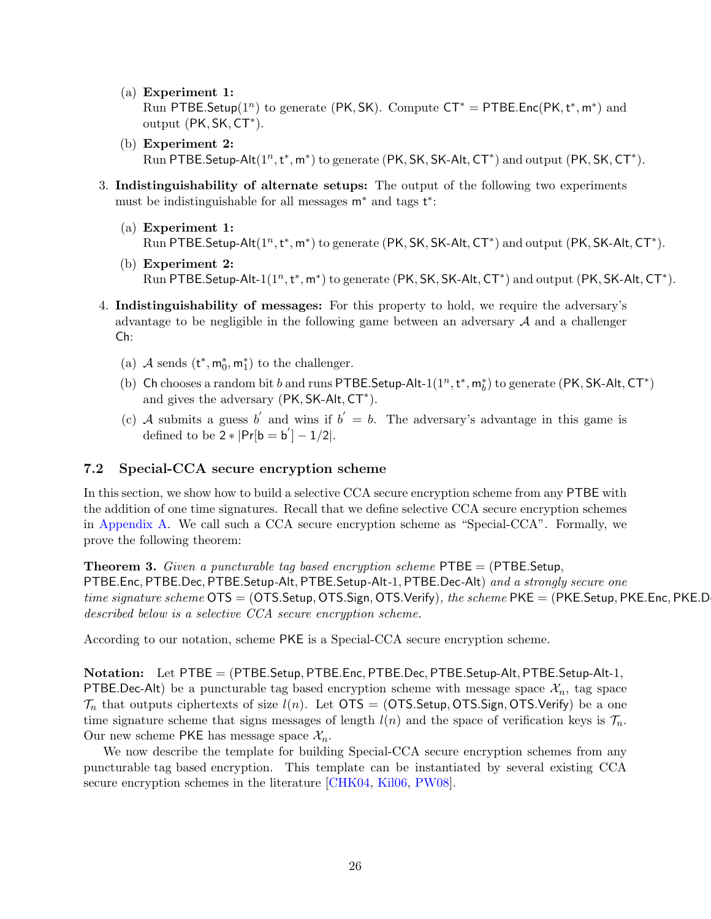(a) **Experiment 1:**
Run $\mathsf{PTBE.Setup}(1^n)$ to generate $(\mathsf{PK}, \mathsf{SK})$. Compute $\mathsf{CT}^* = \mathsf{PTBE.Enc}(\mathsf{PK}, \mathsf{t}^*, \mathsf{m}^*)$ and output $(\mathsf{PK}, \mathsf{SK}, \mathsf{CT}^*)$.

(b) **Experiment 2:**
Run $\mathsf{PTBE.Setup\text{-}Alt}(1^n, \mathsf{t}^*, \mathsf{m}^*)$ to generate $(\mathsf{PK}, \mathsf{SK}, \mathsf{SK\text{-}Alt}, \mathsf{CT}^*)$ and output $(\mathsf{PK}, \mathsf{SK}, \mathsf{CT}^*)$.

3. **Indistinguishability of alternate setups:** The output of the following two experiments must be indistinguishable for all messages $\mathsf{m}^*$ and tags $\mathsf{t}^*$:

   (a) **Experiment 1:**
   Run $\mathsf{PTBE.Setup\text{-}Alt}(1^n, \mathsf{t}^*, \mathsf{m}^*)$ to generate $(\mathsf{PK}, \mathsf{SK}, \mathsf{SK\text{-}Alt}, \mathsf{CT}^*)$ and output $(\mathsf{PK}, \mathsf{SK\text{-}Alt}, \mathsf{CT}^*)$.

   (b) **Experiment 2:**
   Run $\mathsf{PTBE.Setup\text{-}Alt\text{-}1}(1^n, \mathsf{t}^*, \mathsf{m}^*)$ to generate $(\mathsf{PK}, \mathsf{SK}, \mathsf{SK\text{-}Alt}, \mathsf{CT}^*)$ and output $(\mathsf{PK}, \mathsf{SK\text{-}Alt}, \mathsf{CT}^*)$.

4. **Indistinguishability of messages:** For this property to hold, we require the adversary's advantage to be negligible in the following game between an adversary $\mathcal{A}$ and a challenger $\mathsf{Ch}$:

   (a) $\mathcal{A}$ sends $(\mathsf{t}^*, \mathsf{m}_0^*, \mathsf{m}_1^*)$ to the challenger.

   (b) $\mathsf{Ch}$ chooses a random bit $b$ and runs $\mathsf{PTBE.Setup\text{-}Alt\text{-}1}(1^n, \mathsf{t}^*, \mathsf{m}_b^*)$ to generate $(\mathsf{PK}, \mathsf{SK\text{-}Alt}, \mathsf{CT}^*)$ and gives the adversary $(\mathsf{PK}, \mathsf{SK\text{-}Alt}, \mathsf{CT}^*)$.

   (c) $\mathcal{A}$ submits a guess $b'$ and wins if $b' = b$. The adversary's advantage in this game is defined to be $2 * |\Pr[\mathsf{b} = \mathsf{b}'] - 1/2|$.

## 7.2 Special-CCA secure encryption scheme

In this section, we show how to build a selective CCA secure encryption scheme from any $\mathsf{PTBE}$ with the addition of one time signatures. Recall that we define selective CCA secure encryption schemes in Appendix A. We call such a CCA secure encryption scheme as "Special-CCA". Formally, we prove the following theorem:

**Theorem 3.** *Given a puncturable tag based encryption scheme* $\mathsf{PTBE} = (\mathsf{PTBE.Setup}, \mathsf{PTBE.Enc}, \mathsf{PTBE.Dec}, \mathsf{PTBE.Setup\text{-}Alt}, \mathsf{PTBE.Setup\text{-}Alt\text{-}1}, \mathsf{PTBE.Dec\text{-}Alt})$ *and a strongly secure one time signature scheme* $\mathsf{OTS} = (\mathsf{OTS.Setup}, \mathsf{OTS.Sign}, \mathsf{OTS.Verify})$*, the scheme* $\mathsf{PKE} = (\mathsf{PKE.Setup}, \mathsf{PKE.Enc}, \mathsf{PKE.De}$ *described below is a selective CCA secure encryption scheme.*

According to our notation, scheme $\mathsf{PKE}$ is a Special-CCA secure encryption scheme.

**Notation:** Let $\mathsf{PTBE} = (\mathsf{PTBE.Setup}, \mathsf{PTBE.Enc}, \mathsf{PTBE.Dec}, \mathsf{PTBE.Setup\text{-}Alt}, \mathsf{PTBE.Setup\text{-}Alt\text{-}1}, \mathsf{PTBE.Dec\text{-}Alt})$ be a puncturable tag based encryption scheme with message space $\mathcal{X}_n$, tag space $\mathcal{T}_n$ that outputs ciphertexts of size $l(n)$. Let $\mathsf{OTS} = (\mathsf{OTS.Setup}, \mathsf{OTS.Sign}, \mathsf{OTS.Verify})$ be a one time signature scheme that signs messages of length $l(n)$ and the space of verification keys is $\mathcal{T}_n$. Our new scheme $\mathsf{PKE}$ has message space $\mathcal{X}_n$.

We now describe the template for building Special-CCA secure encryption schemes from any puncturable tag based encryption. This template can be instantiated by several existing CCA secure encryption schemes in the literature [CHK04, Kil06, PW08].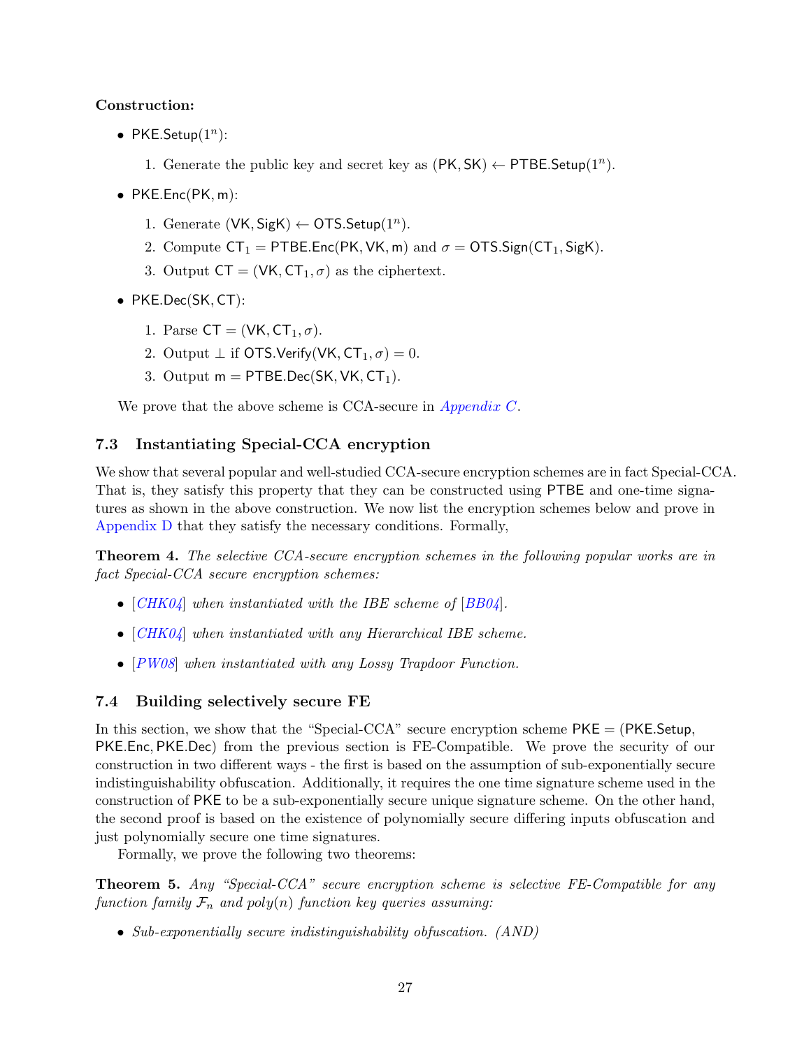**Construction:**

- $\mathsf{PKE.Setup}(1^n)$:
  1. Generate the public key and secret key as $(\mathsf{PK}, \mathsf{SK}) \leftarrow \mathsf{PTBE.Setup}(1^n)$.
- $\mathsf{PKE.Enc}(\mathsf{PK}, \mathsf{m})$:
  1. Generate $(\mathsf{VK}, \mathsf{SigK}) \leftarrow \mathsf{OTS.Setup}(1^n)$.
  2. Compute $\mathsf{CT}_1 = \mathsf{PTBE.Enc}(\mathsf{PK}, \mathsf{VK}, \mathsf{m})$ and $\sigma = \mathsf{OTS.Sign}(\mathsf{CT}_1, \mathsf{SigK})$.
  3. Output $\mathsf{CT} = (\mathsf{VK}, \mathsf{CT}_1, \sigma)$ as the ciphertext.
- $\mathsf{PKE.Dec}(\mathsf{SK}, \mathsf{CT})$:
  1. Parse $\mathsf{CT} = (\mathsf{VK}, \mathsf{CT}_1, \sigma)$.
  2. Output $\perp$ if $\mathsf{OTS.Verify}(\mathsf{VK}, \mathsf{CT}_1, \sigma) = 0$.
  3. Output $\mathsf{m} = \mathsf{PTBE.Dec}(\mathsf{SK}, \mathsf{VK}, \mathsf{CT}_1)$.

We prove that the above scheme is CCA-secure in *Appendix C*.

### 7.3 Instantiating Special-CCA encryption

We show that several popular and well-studied CCA-secure encryption schemes are in fact Special-CCA. That is, they satisfy this property that they can be constructed using PTBE and one-time signatures as shown in the above construction. We now list the encryption schemes below and prove in Appendix D that they satisfy the necessary conditions. Formally,

**Theorem 4.** *The selective CCA-secure encryption schemes in the following popular works are in fact Special-CCA secure encryption schemes:*

- *[CHK04] when instantiated with the IBE scheme of [BB04].*
- *[CHK04] when instantiated with any Hierarchical IBE scheme.*
- *[PW08] when instantiated with any Lossy Trapdoor Function.*

### 7.4 Building selectively secure FE

In this section, we show that the "Special-CCA" secure encryption scheme PKE = (PKE.Setup, PKE.Enc, PKE.Dec) from the previous section is FE-Compatible. We prove the security of our construction in two different ways - the first is based on the assumption of sub-exponentially secure indistinguishability obfuscation. Additionally, it requires the one time signature scheme used in the construction of PKE to be a sub-exponentially secure unique signature scheme. On the other hand, the second proof is based on the existence of polynomially secure differing inputs obfuscation and just polynomially secure one time signatures.

Formally, we prove the following two theorems:

**Theorem 5.** *Any "Special-CCA" secure encryption scheme is selective FE-Compatible for any function family $\mathcal{F}_n$ and $\mathrm{poly}(n)$ function key queries assuming:*

- *Sub-exponentially secure indistinguishability obfuscation. (AND)*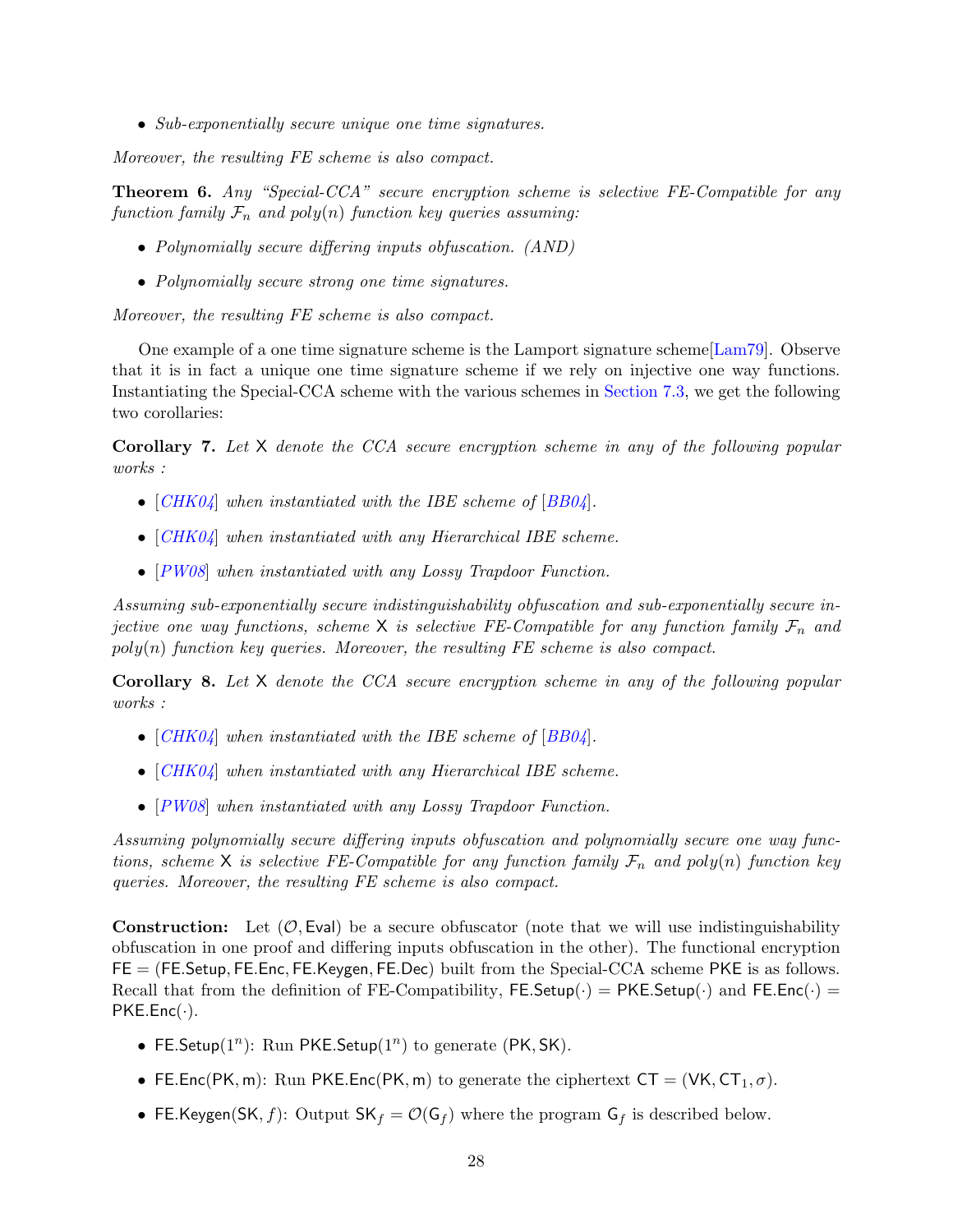- *Sub-exponentially secure unique one time signatures.*

*Moreover, the resulting FE scheme is also compact.*

**Theorem 6.** *Any "Special-CCA" secure encryption scheme is selective FE-Compatible for any function family $\mathcal{F}_n$ and poly(n) function key queries assuming:*

- *Polynomially secure differing inputs obfuscation. (AND)*
- *Polynomially secure strong one time signatures.*

*Moreover, the resulting FE scheme is also compact.*

One example of a one time signature scheme is the Lamport signature scheme[Lam79]. Observe that it is in fact a unique one time signature scheme if we rely on injective one way functions. Instantiating the Special-CCA scheme with the various schemes in Section 7.3, we get the following two corollaries:

**Corollary 7.** *Let $\mathsf{X}$ denote the CCA secure encryption scheme in any of the following popular works :*

- *[CHK04] when instantiated with the IBE scheme of [BB04].*
- *[CHK04] when instantiated with any Hierarchical IBE scheme.*
- *[PW08] when instantiated with any Lossy Trapdoor Function.*

*Assuming sub-exponentially secure indistinguishability obfuscation and sub-exponentially secure injective one way functions, scheme $\mathsf{X}$ is selective FE-Compatible for any function family $\mathcal{F}_n$ and poly(n) function key queries. Moreover, the resulting FE scheme is also compact.*

**Corollary 8.** *Let $\mathsf{X}$ denote the CCA secure encryption scheme in any of the following popular works :*

- *[CHK04] when instantiated with the IBE scheme of [BB04].*
- *[CHK04] when instantiated with any Hierarchical IBE scheme.*
- *[PW08] when instantiated with any Lossy Trapdoor Function.*

*Assuming polynomially secure differing inputs obfuscation and polynomially secure one way functions, scheme $\mathsf{X}$ is selective FE-Compatible for any function family $\mathcal{F}_n$ and poly(n) function key queries. Moreover, the resulting FE scheme is also compact.*

**Construction:** Let $(\mathcal{O}, \mathsf{Eval})$ be a secure obfuscator (note that we will use indistinguishability obfuscation in one proof and differing inputs obfuscation in the other). The functional encryption $\mathsf{FE} = (\mathsf{FE.Setup}, \mathsf{FE.Enc}, \mathsf{FE.Keygen}, \mathsf{FE.Dec})$ built from the Special-CCA scheme $\mathsf{PKE}$ is as follows. Recall that from the definition of FE-Compatibility, $\mathsf{FE.Setup}(\cdot) = \mathsf{PKE.Setup}(\cdot)$ and $\mathsf{FE.Enc}(\cdot) = \mathsf{PKE.Enc}(\cdot)$.

- $\mathsf{FE.Setup}(1^n)$: Run $\mathsf{PKE.Setup}(1^n)$ to generate $(\mathsf{PK}, \mathsf{SK})$.
- $\mathsf{FE.Enc}(\mathsf{PK}, \mathsf{m})$: Run $\mathsf{PKE.Enc}(\mathsf{PK}, \mathsf{m})$ to generate the ciphertext $\mathsf{CT} = (\mathsf{VK}, \mathsf{CT}_1, \sigma)$.
- $\mathsf{FE.Keygen}(\mathsf{SK}, f)$: Output $\mathsf{SK}_f = \mathcal{O}(\mathsf{G}_f)$ where the program $\mathsf{G}_f$ is described below.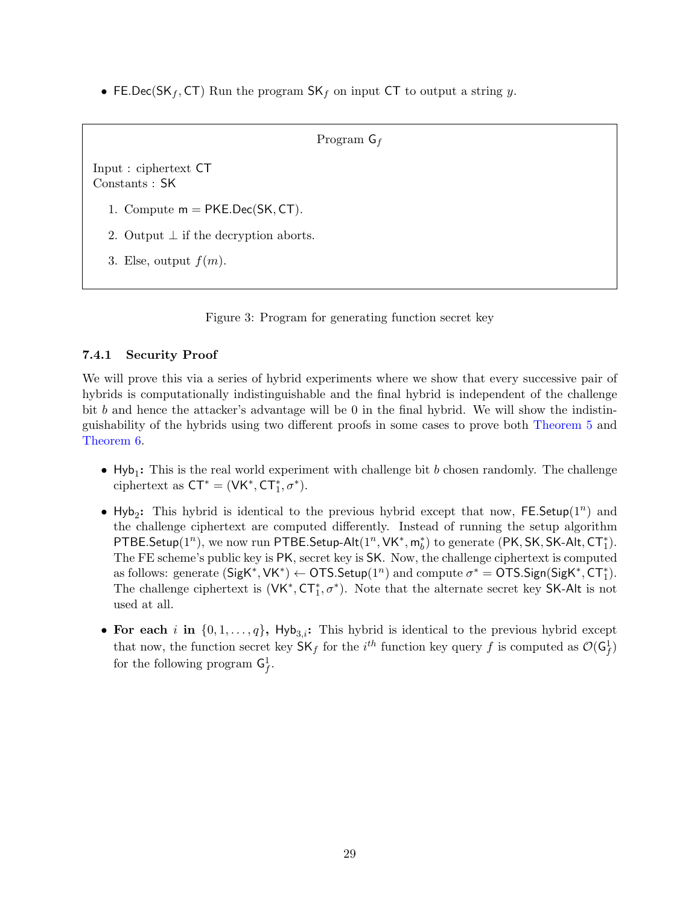- $\mathsf{FE.Dec}(\mathsf{SK}_f, \mathsf{CT})$ Run the program $\mathsf{SK}_f$ on input $\mathsf{CT}$ to output a string $y$.

---

Program $\mathsf{G}_f$

Input : ciphertext $\mathsf{CT}$
Constants : $\mathsf{SK}$

1. Compute $\mathsf{m} = \mathsf{PKE.Dec}(\mathsf{SK}, \mathsf{CT})$.
2. Output $\perp$ if the decryption aborts.
3. Else, output $f(m)$.

---

Figure 3: Program for generating function secret key

### 7.4.1 Security Proof

We will prove this via a series of hybrid experiments where we show that every successive pair of hybrids is computationally indistinguishable and the final hybrid is independent of the challenge bit $b$ and hence the attacker's advantage will be 0 in the final hybrid. We will show the indistinguishability of the hybrids using two different proofs in some cases to prove both Theorem 5 and Theorem 6.

- $\mathsf{Hyb}_1$**:** This is the real world experiment with challenge bit $b$ chosen randomly. The challenge ciphertext as $\mathsf{CT}^* = (\mathsf{VK}^*, \mathsf{CT}_1^*, \sigma^*)$.
- $\mathsf{Hyb}_2$**:** This hybrid is identical to the previous hybrid except that now, $\mathsf{FE.Setup}(1^n)$ and the challenge ciphertext are computed differently. Instead of running the setup algorithm $\mathsf{PTBE.Setup}(1^n)$, we now run $\mathsf{PTBE.Setup\text{-}Alt}(1^n, \mathsf{VK}^*, \mathsf{m}_b^*)$ to generate $(\mathsf{PK}, \mathsf{SK}, \mathsf{SK\text{-}Alt}, \mathsf{CT}_1^*)$. The FE scheme's public key is $\mathsf{PK}$, secret key is $\mathsf{SK}$. Now, the challenge ciphertext is computed as follows: generate $(\mathsf{SigK}^*, \mathsf{VK}^*) \leftarrow \mathsf{OTS.Setup}(1^n)$ and compute $\sigma^* = \mathsf{OTS.Sign}(\mathsf{SigK}^*, \mathsf{CT}_1^*)$. The challenge ciphertext is $(\mathsf{VK}^*, \mathsf{CT}_1^*, \sigma^*)$. Note that the alternate secret key $\mathsf{SK\text{-}Alt}$ is not used at all.
- **For each** $i$ **in** $\{0, 1, \ldots, q\}$**,** $\mathsf{Hyb}_{3,i}$**:** This hybrid is identical to the previous hybrid except that now, the function secret key $\mathsf{SK}_f$ for the $i^{th}$ function key query $f$ is computed as $\mathcal{O}(\mathsf{G}_f^1)$ for the following program $\mathsf{G}_f^1$.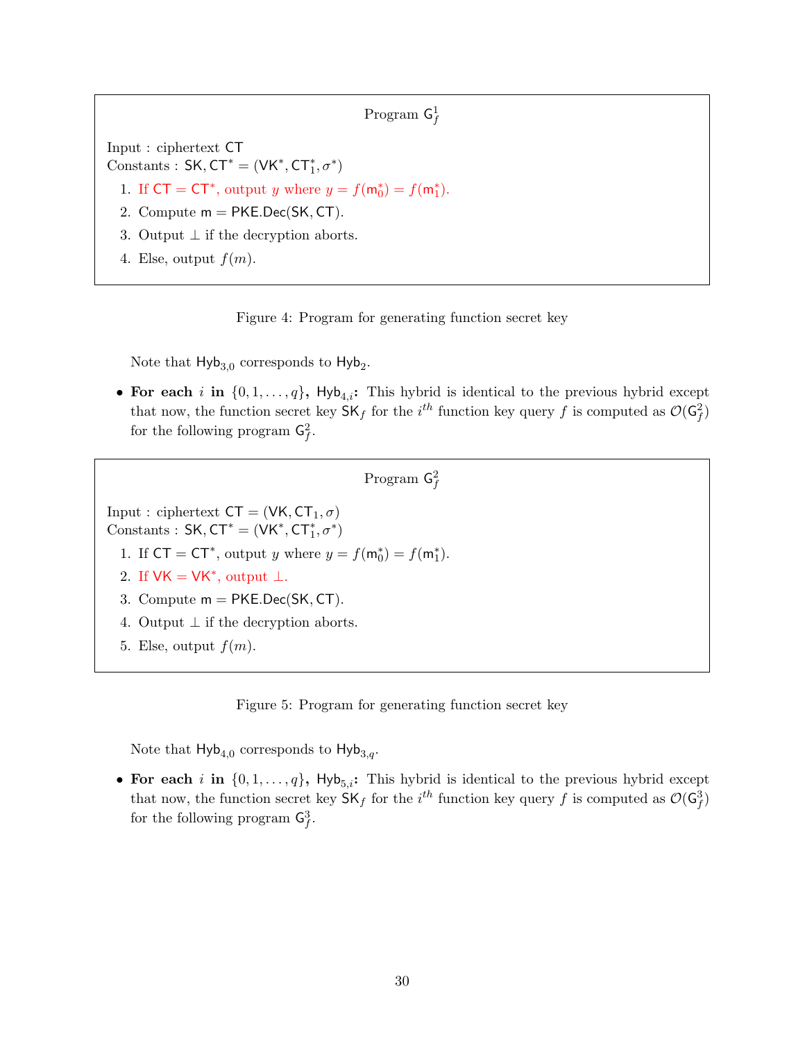**Program $\mathsf{G}_f^1$**

Input : ciphertext $\mathsf{CT}$
Constants : $\mathsf{SK}, \mathsf{CT}^* = (\mathsf{VK}^*, \mathsf{CT}_1^*, \sigma^*)$

1. If $\mathsf{CT} = \mathsf{CT}^*$, output $y$ where $y = f(\mathsf{m}_0^*) = f(\mathsf{m}_1^*)$.
2. Compute $\mathsf{m} = \mathsf{PKE.Dec}(\mathsf{SK}, \mathsf{CT})$.
3. Output $\perp$ if the decryption aborts.
4. Else, output $f(m)$.

Figure 4: Program for generating function secret key

Note that $\mathsf{Hyb}_{3,0}$ corresponds to $\mathsf{Hyb}_2$.

- **For each $i$ in $\{0, 1, \ldots, q\}$, $\mathsf{Hyb}_{4,i}$:** This hybrid is identical to the previous hybrid except that now, the function secret key $\mathsf{SK}_f$ for the $i^{th}$ function key query $f$ is computed as $\mathcal{O}(\mathsf{G}_f^2)$ for the following program $\mathsf{G}_f^2$.

**Program $\mathsf{G}_f^2$**

Input : ciphertext $\mathsf{CT} = (\mathsf{VK}, \mathsf{CT}_1, \sigma)$
Constants : $\mathsf{SK}, \mathsf{CT}^* = (\mathsf{VK}^*, \mathsf{CT}_1^*, \sigma^*)$

1. If $\mathsf{CT} = \mathsf{CT}^*$, output $y$ where $y = f(\mathsf{m}_0^*) = f(\mathsf{m}_1^*)$.
2. If $\mathsf{VK} = \mathsf{VK}^*$, output $\perp$.
3. Compute $\mathsf{m} = \mathsf{PKE.Dec}(\mathsf{SK}, \mathsf{CT})$.
4. Output $\perp$ if the decryption aborts.
5. Else, output $f(m)$.

Figure 5: Program for generating function secret key

Note that $\mathsf{Hyb}_{4,0}$ corresponds to $\mathsf{Hyb}_{3,q}$.

- **For each $i$ in $\{0, 1, \ldots, q\}$, $\mathsf{Hyb}_{5,i}$:** This hybrid is identical to the previous hybrid except that now, the function secret key $\mathsf{SK}_f$ for the $i^{th}$ function key query $f$ is computed as $\mathcal{O}(\mathsf{G}_f^3)$ for the following program $\mathsf{G}_f^3$.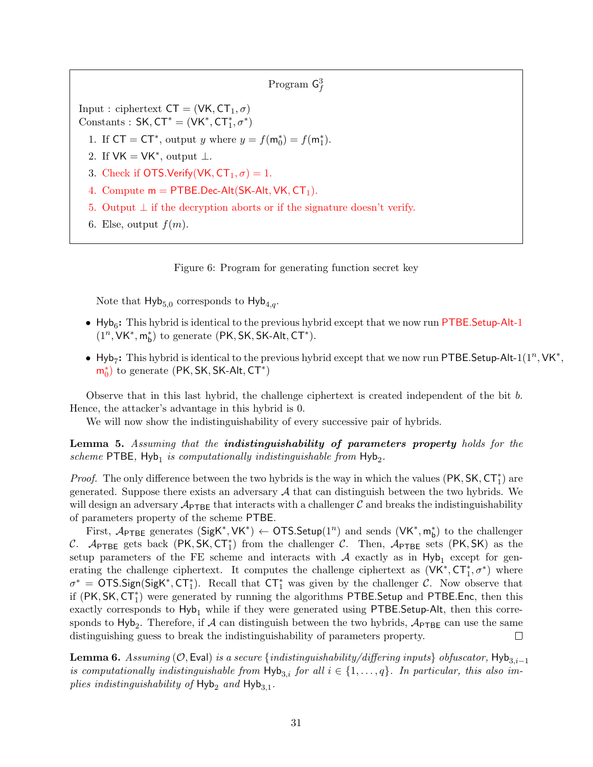**Program $\mathsf{G}_f^3$**

Input : ciphertext $\mathsf{CT} = (\mathsf{VK}, \mathsf{CT}_1, \sigma)$
Constants : $\mathsf{SK}, \mathsf{CT}^* = (\mathsf{VK}^*, \mathsf{CT}_1^*, \sigma^*)$

1. If $\mathsf{CT} = \mathsf{CT}^*$, output $y$ where $y = f(\mathsf{m}_0^*) = f(\mathsf{m}_1^*)$.
2. If $\mathsf{VK} = \mathsf{VK}^*$, output $\perp$.
3. Check if $\mathsf{OTS.Verify}(\mathsf{VK}, \mathsf{CT}_1, \sigma) = 1$.
4. Compute $\mathsf{m} = \mathsf{PTBE.Dec\text{-}Alt}(\mathsf{SK\text{-}Alt}, \mathsf{VK}, \mathsf{CT}_1)$.
5. Output $\perp$ if the decryption aborts or if the signature doesn't verify.
6. Else, output $f(m)$.

Figure 6: Program for generating function secret key

Note that $\mathsf{Hyb}_{5,0}$ corresponds to $\mathsf{Hyb}_{4,q}$.

- $\mathsf{Hyb}_6$**:** This hybrid is identical to the previous hybrid except that we now run $\mathsf{PTBE.Setup\text{-}Alt\text{-}1}$ $(1^n, \mathsf{VK}^*, \mathsf{m}_\mathsf{b}^*)$ to generate $(\mathsf{PK}, \mathsf{SK}, \mathsf{SK\text{-}Alt}, \mathsf{CT}^*)$.
- $\mathsf{Hyb}_7$**:** This hybrid is identical to the previous hybrid except that we now run $\mathsf{PTBE.Setup\text{-}Alt\text{-}1}(1^n, \mathsf{VK}^*, \mathsf{m}_0^*)$ to generate $(\mathsf{PK}, \mathsf{SK}, \mathsf{SK\text{-}Alt}, \mathsf{CT}^*)$

Observe that in this last hybrid, the challenge ciphertext is created independent of the bit $b$. Hence, the attacker's advantage in this hybrid is 0.

We will now show the indistinguishability of every successive pair of hybrids.

**Lemma 5.** *Assuming that the* ***indistinguishability of parameters property*** *holds for the scheme* $\mathsf{PTBE}$*,* $\mathsf{Hyb}_1$ *is computationally indistinguishable from* $\mathsf{Hyb}_2$*.*

*Proof.* The only difference between the two hybrids is the way in which the values $(\mathsf{PK}, \mathsf{SK}, \mathsf{CT}_1^*)$ are generated. Suppose there exists an adversary $\mathcal{A}$ that can distinguish between the two hybrids. We will design an adversary $\mathcal{A}_{\mathsf{PTBE}}$ that interacts with a challenger $\mathcal{C}$ and breaks the indistinguishability of parameters property of the scheme $\mathsf{PTBE}$.

First, $\mathcal{A}_{\mathsf{PTBE}}$ generates $(\mathsf{SigK}^*, \mathsf{VK}^*) \leftarrow \mathsf{OTS.Setup}(1^n)$ and sends $(\mathsf{VK}^*, \mathsf{m}_\mathsf{b}^*)$ to the challenger $\mathcal{C}$. $\mathcal{A}_{\mathsf{PTBE}}$ gets back $(\mathsf{PK}, \mathsf{SK}, \mathsf{CT}_1^*)$ from the challenger $\mathcal{C}$. Then, $\mathcal{A}_{\mathsf{PTBE}}$ sets $(\mathsf{PK}, \mathsf{SK})$ as the setup parameters of the FE scheme and interacts with $\mathcal{A}$ exactly as in $\mathsf{Hyb}_1$ except for generating the challenge ciphertext. It computes the challenge ciphertext as $(\mathsf{VK}^*, \mathsf{CT}_1^*, \sigma^*)$ where $\sigma^* = \mathsf{OTS.Sign}(\mathsf{SigK}^*, \mathsf{CT}_1^*)$. Recall that $\mathsf{CT}_1^*$ was given by the challenger $\mathcal{C}$. Now observe that if $(\mathsf{PK}, \mathsf{SK}, \mathsf{CT}_1^*)$ were generated by running the algorithms $\mathsf{PTBE.Setup}$ and $\mathsf{PTBE.Enc}$, then this exactly corresponds to $\mathsf{Hyb}_1$ while if they were generated using $\mathsf{PTBE.Setup\text{-}Alt}$, then this corresponds to $\mathsf{Hyb}_2$. Therefore, if $\mathcal{A}$ can distinguish between the two hybrids, $\mathcal{A}_{\mathsf{PTBE}}$ can use the same distinguishing guess to break the indistinguishability of parameters property. $\square$

**Lemma 6.** *Assuming* $(\mathcal{O}, \mathsf{Eval})$ *is a secure* {*indistinguishability/differing inputs*} *obfuscator,* $\mathsf{Hyb}_{3,i-1}$ *is computationally indistinguishable from* $\mathsf{Hyb}_{3,i}$ *for all* $i \in \{1, \ldots, q\}$*. In particular, this also implies indistinguishability of* $\mathsf{Hyb}_2$ *and* $\mathsf{Hyb}_{3,1}$*.*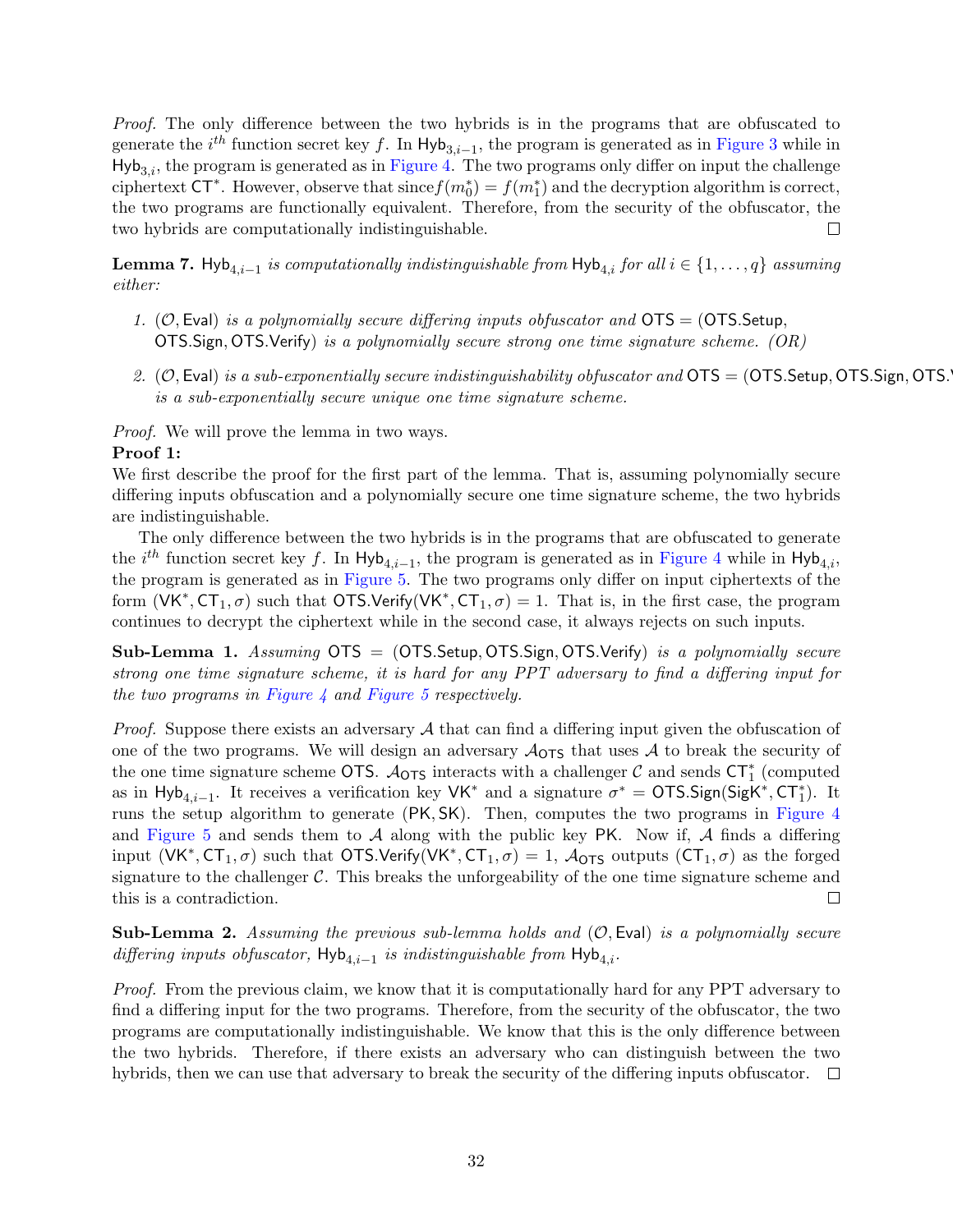*Proof.* The only difference between the two hybrids is in the programs that are obfuscated to generate the $i^{th}$ function secret key $f$. In $\mathsf{Hyb}_{3,i-1}$, the program is generated as in Figure 3 while in $\mathsf{Hyb}_{3,i}$, the program is generated as in Figure 4. The two programs only differ on input the challenge ciphertext $\mathsf{CT}^*$. However, observe that since $f(m_0^*) = f(m_1^*)$ and the decryption algorithm is correct, the two programs are functionally equivalent. Therefore, from the security of the obfuscator, the two hybrids are computationally indistinguishable. □

**Lemma 7.** *$\mathsf{Hyb}_{4,i-1}$ is computationally indistinguishable from $\mathsf{Hyb}_{4,i}$ for all $i \in \{1, \ldots, q\}$ assuming either:*

1. *$(\mathcal{O}, \mathsf{Eval})$ is a polynomially secure differing inputs obfuscator and $\mathsf{OTS} = (\mathsf{OTS.Setup}, \mathsf{OTS.Sign}, \mathsf{OTS.Verify})$ is a polynomially secure strong one time signature scheme. (OR)*

2. *$(\mathcal{O}, \mathsf{Eval})$ is a sub-exponentially secure indistinguishability obfuscator and $\mathsf{OTS} = (\mathsf{OTS.Setup}, \mathsf{OTS.Sign}, \mathsf{OTS.V}$ is a sub-exponentially secure unique one time signature scheme.*

*Proof.* We will prove the lemma in two ways.

**Proof 1:**

We first describe the proof for the first part of the lemma. That is, assuming polynomially secure differing inputs obfuscation and a polynomially secure one time signature scheme, the two hybrids are indistinguishable.

The only difference between the two hybrids is in the programs that are obfuscated to generate the $i^{th}$ function secret key $f$. In $\mathsf{Hyb}_{4,i-1}$, the program is generated as in Figure 4 while in $\mathsf{Hyb}_{4,i}$, the program is generated as in Figure 5. The two programs only differ on input ciphertexts of the form $(\mathsf{VK}^*, \mathsf{CT}_1, \sigma)$ such that $\mathsf{OTS.Verify}(\mathsf{VK}^*, \mathsf{CT}_1, \sigma) = 1$. That is, in the first case, the program continues to decrypt the ciphertext while in the second case, it always rejects on such inputs.

**Sub-Lemma 1.** *Assuming $\mathsf{OTS} = (\mathsf{OTS.Setup}, \mathsf{OTS.Sign}, \mathsf{OTS.Verify})$ is a polynomially secure strong one time signature scheme, it is hard for any PPT adversary to find a differing input for the two programs in Figure 4 and Figure 5 respectively.*

*Proof.* Suppose there exists an adversary $\mathcal{A}$ that can find a differing input given the obfuscation of one of the two programs. We will design an adversary $\mathcal{A}_{\mathsf{OTS}}$ that uses $\mathcal{A}$ to break the security of the one time signature scheme $\mathsf{OTS}$. $\mathcal{A}_{\mathsf{OTS}}$ interacts with a challenger $\mathcal{C}$ and sends $\mathsf{CT}_1^*$ (computed as in $\mathsf{Hyb}_{4,i-1}$. It receives a verification key $\mathsf{VK}^*$ and a signature $\sigma^* = \mathsf{OTS.Sign}(\mathsf{SigK}^*, \mathsf{CT}_1^*)$. It runs the setup algorithm to generate $(\mathsf{PK}, \mathsf{SK})$. Then, computes the two programs in Figure 4 and Figure 5 and sends them to $\mathcal{A}$ along with the public key $\mathsf{PK}$. Now if, $\mathcal{A}$ finds a differing input $(\mathsf{VK}^*, \mathsf{CT}_1, \sigma)$ such that $\mathsf{OTS.Verify}(\mathsf{VK}^*, \mathsf{CT}_1, \sigma) = 1$, $\mathcal{A}_{\mathsf{OTS}}$ outputs $(\mathsf{CT}_1, \sigma)$ as the forged signature to the challenger $\mathcal{C}$. This breaks the unforgeability of the one time signature scheme and this is a contradiction. □

**Sub-Lemma 2.** *Assuming the previous sub-lemma holds and $(\mathcal{O}, \mathsf{Eval})$ is a polynomially secure differing inputs obfuscator, $\mathsf{Hyb}_{4,i-1}$ is indistinguishable from $\mathsf{Hyb}_{4,i}$.*

*Proof.* From the previous claim, we know that it is computationally hard for any PPT adversary to find a differing input for the two programs. Therefore, from the security of the obfuscator, the two programs are computationally indistinguishable. We know that this is the only difference between the two hybrids. Therefore, if there exists an adversary who can distinguish between the two hybrids, then we can use that adversary to break the security of the differing inputs obfuscator. □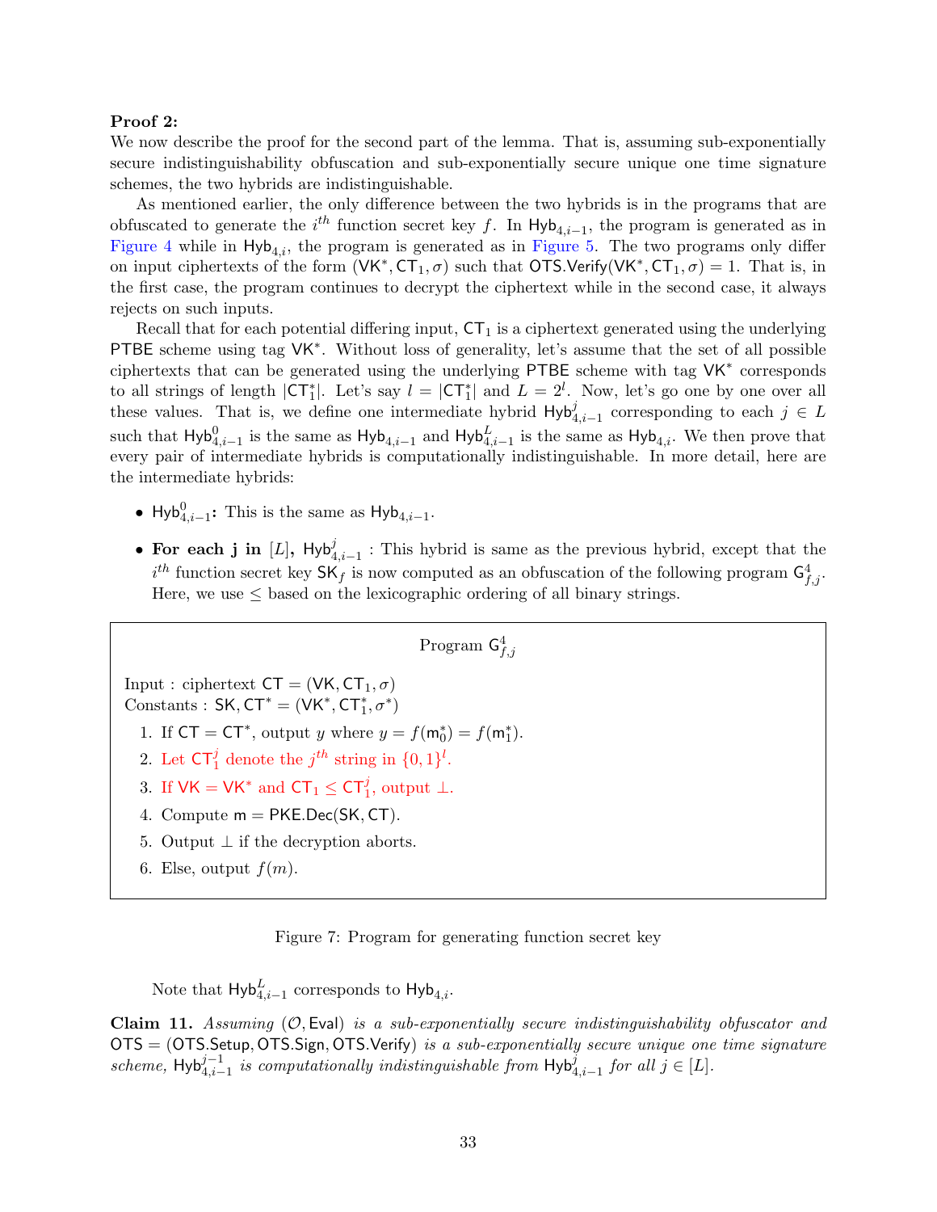**Proof 2:**
We now describe the proof for the second part of the lemma. That is, assuming sub-exponentially secure indistinguishability obfuscation and sub-exponentially secure unique one time signature schemes, the two hybrids are indistinguishable.

As mentioned earlier, the only difference between the two hybrids is in the programs that are obfuscated to generate the $i^{th}$ function secret key $f$. In $\mathsf{Hyb}_{4,i-1}$, the program is generated as in Figure 4 while in $\mathsf{Hyb}_{4,i}$, the program is generated as in Figure 5. The two programs only differ on input ciphertexts of the form $(\mathsf{VK}^*, \mathsf{CT}_1, \sigma)$ such that $\mathsf{OTS.Verify}(\mathsf{VK}^*, \mathsf{CT}_1, \sigma) = 1$. That is, in the first case, the program continues to decrypt the ciphertext while in the second case, it always rejects on such inputs.

Recall that for each potential differing input, $\mathsf{CT}_1$ is a ciphertext generated using the underlying $\mathsf{PTBE}$ scheme using tag $\mathsf{VK}^*$. Without loss of generality, let's assume that the set of all possible ciphertexts that can be generated using the underlying $\mathsf{PTBE}$ scheme with tag $\mathsf{VK}^*$ corresponds to all strings of length $|\mathsf{CT}_1^*|$. Let's say $l = |\mathsf{CT}_1^*|$ and $L = 2^l$. Now, let's go one by one over all these values. That is, we define one intermediate hybrid $\mathsf{Hyb}_{4,i-1}^j$ corresponding to each $j \in L$ such that $\mathsf{Hyb}_{4,i-1}^0$ is the same as $\mathsf{Hyb}_{4,i-1}$ and $\mathsf{Hyb}_{4,i-1}^L$ is the same as $\mathsf{Hyb}_{4,i}$. We then prove that every pair of intermediate hybrids is computationally indistinguishable. In more detail, here are the intermediate hybrids:

- $\mathsf{Hyb}_{4,i-1}^0$**:** This is the same as $\mathsf{Hyb}_{4,i-1}$.
- **For each j in** $[L]$**,** $\mathsf{Hyb}_{4,i-1}^j$ : This hybrid is same as the previous hybrid, except that the $i^{th}$ function secret key $\mathsf{SK}_f$ is now computed as an obfuscation of the following program $\mathsf{G}_{f,j}^4$. Here, we use $\leq$ based on the lexicographic ordering of all binary strings.

> Program $\mathsf{G}_{f,j}^4$
>
> Input : ciphertext $\mathsf{CT} = (\mathsf{VK}, \mathsf{CT}_1, \sigma)$
> Constants : $\mathsf{SK}, \mathsf{CT}^* = (\mathsf{VK}^*, \mathsf{CT}_1^*, \sigma^*)$
>
> 1. If $\mathsf{CT} = \mathsf{CT}^*$, output $y$ where $y = f(\mathsf{m}_0^*) = f(\mathsf{m}_1^*)$.
> 2. Let $\mathsf{CT}_1^j$ denote the $j^{th}$ string in $\{0,1\}^l$.
> 3. If $\mathsf{VK} = \mathsf{VK}^*$ and $\mathsf{CT}_1 \leq \mathsf{CT}_1^j$, output $\perp$.
> 4. Compute $\mathsf{m} = \mathsf{PKE.Dec}(\mathsf{SK}, \mathsf{CT})$.
> 5. Output $\perp$ if the decryption aborts.
> 6. Else, output $f(m)$.

Figure 7: Program for generating function secret key

Note that $\mathsf{Hyb}_{4,i-1}^L$ corresponds to $\mathsf{Hyb}_{4,i}$.

**Claim 11.** *Assuming* $(\mathcal{O}, \mathsf{Eval})$ *is a sub-exponentially secure indistinguishability obfuscator and* $\mathsf{OTS} = (\mathsf{OTS.Setup}, \mathsf{OTS.Sign}, \mathsf{OTS.Verify})$ *is a sub-exponentially secure unique one time signature scheme,* $\mathsf{Hyb}_{4,i-1}^{j-1}$ *is computationally indistinguishable from* $\mathsf{Hyb}_{4,i-1}^j$ *for all* $j \in [L]$.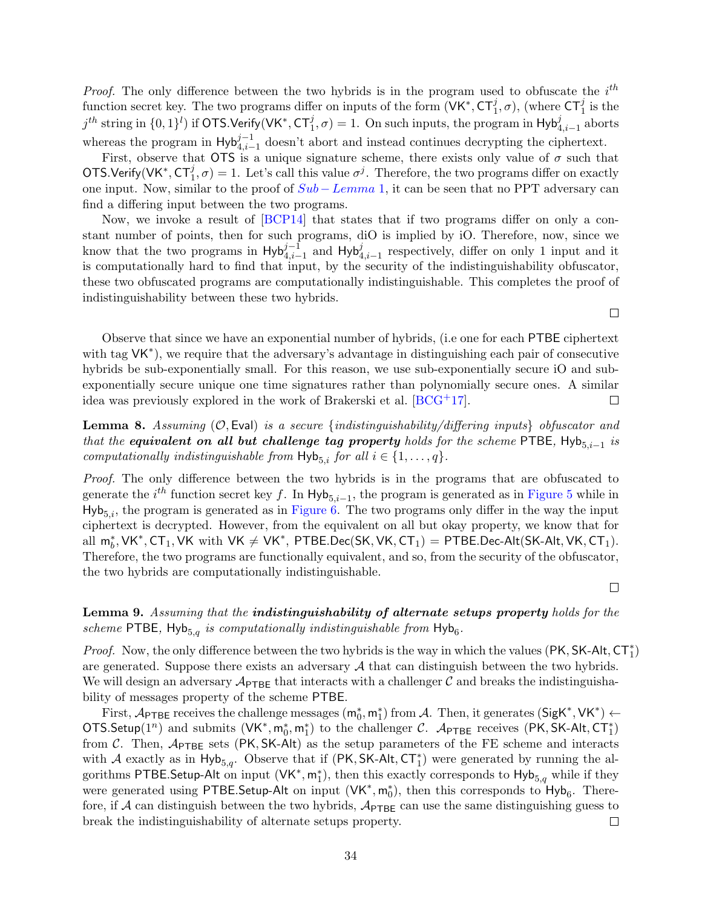*Proof.* The only difference between the two hybrids is in the program used to obfuscate the $i^{th}$ function secret key. The two programs differ on inputs of the form $(\mathsf{VK}^*, \mathsf{CT}_1^j, \sigma)$, (where $\mathsf{CT}_1^j$ is the $j^{th}$ string in $\{0,1\}^l$) if $\mathsf{OTS.Verify}(\mathsf{VK}^*, \mathsf{CT}_1^j, \sigma) = 1$. On such inputs, the program in $\mathsf{Hyb}_{4,i-1}^j$ aborts whereas the program in $\mathsf{Hyb}_{4,i-1}^{j-1}$ doesn't abort and instead continues decrypting the ciphertext.

First, observe that OTS is a unique signature scheme, there exists only value of $\sigma$ such that $\mathsf{OTS.Verify}(\mathsf{VK}^*, \mathsf{CT}_1^j, \sigma) = 1$. Let's call this value $\sigma^j$. Therefore, the two programs differ on exactly one input. Now, similar to the proof of *Sub − Lemma* 1, it can be seen that no PPT adversary can find a differing input between the two programs.

Now, we invoke a result of [BCP14] that states that if two programs differ on only a constant number of points, then for such programs, diO is implied by iO. Therefore, now, since we know that the two programs in $\mathsf{Hyb}_{4,i-1}^{j-1}$ and $\mathsf{Hyb}_{4,i-1}^j$ respectively, differ on only 1 input and it is computationally hard to find that input, by the security of the indistinguishability obfuscator, these two obfuscated programs are computationally indistinguishable. This completes the proof of indistinguishability between these two hybrids. □

Observe that since we have an exponential number of hybrids, (i.e one for each PTBE ciphertext with tag $\mathsf{VK}^*$), we require that the adversary's advantage in distinguishing each pair of consecutive hybrids be sub-exponentially small. For this reason, we use sub-exponentially secure iO and sub-exponentially secure unique one time signatures rather than polynomially secure ones. A similar idea was previously explored in the work of Brakerski et al. [BCG+17]. □

**Lemma 8.** *Assuming* $(\mathcal{O}, \mathsf{Eval})$ *is a secure {indistinguishability/differing inputs} obfuscator and that the* ***equivalent on all but challenge tag property*** *holds for the scheme* PTBE*,* $\mathsf{Hyb}_{5,i-1}$ *is computationally indistinguishable from* $\mathsf{Hyb}_{5,i}$ *for all* $i \in \{1, \ldots, q\}$*.*

*Proof.* The only difference between the two hybrids is in the programs that are obfuscated to generate the $i^{th}$ function secret key $f$. In $\mathsf{Hyb}_{5,i-1}$, the program is generated as in Figure 5 while in $\mathsf{Hyb}_{5,i}$, the program is generated as in Figure 6. The two programs only differ in the way the input ciphertext is decrypted. However, from the equivalent on all but okay property, we know that for all $\mathsf{m}_b^*, \mathsf{VK}^*, \mathsf{CT}_1, \mathsf{VK}$ with $\mathsf{VK} \neq \mathsf{VK}^*$, $\mathsf{PTBE.Dec}(\mathsf{SK}, \mathsf{VK}, \mathsf{CT}_1) = \mathsf{PTBE.Dec\text{-}Alt}(\mathsf{SK\text{-}Alt}, \mathsf{VK}, \mathsf{CT}_1)$. Therefore, the two programs are functionally equivalent, and so, from the security of the obfuscator, the two hybrids are computationally indistinguishable. □

**Lemma 9.** *Assuming that the* ***indistinguishability of alternate setups property*** *holds for the scheme* PTBE*,* $\mathsf{Hyb}_{5,q}$ *is computationally indistinguishable from* $\mathsf{Hyb}_6$*.*

*Proof.* Now, the only difference between the two hybrids is the way in which the values $(\mathsf{PK}, \mathsf{SK\text{-}Alt}, \mathsf{CT}_1^*)$ are generated. Suppose there exists an adversary $\mathcal{A}$ that can distinguish between the two hybrids. We will design an adversary $\mathcal{A}_{\mathsf{PTBE}}$ that interacts with a challenger $\mathcal{C}$ and breaks the indistinguishability of messages property of the scheme PTBE.

First, $\mathcal{A}_{\mathsf{PTBE}}$ receives the challenge messages $(\mathsf{m}_0^*, \mathsf{m}_1^*)$ from $\mathcal{A}$. Then, it generates $(\mathsf{SigK}^*, \mathsf{VK}^*) \leftarrow \mathsf{OTS.Setup}(1^n)$ and submits $(\mathsf{VK}^*, \mathsf{m}_0^*, \mathsf{m}_1^*)$ to the challenger $\mathcal{C}$. $\mathcal{A}_{\mathsf{PTBE}}$ receives $(\mathsf{PK}, \mathsf{SK\text{-}Alt}, \mathsf{CT}_1^*)$ from $\mathcal{C}$. Then, $\mathcal{A}_{\mathsf{PTBE}}$ sets $(\mathsf{PK}, \mathsf{SK\text{-}Alt})$ as the setup parameters of the FE scheme and interacts with $\mathcal{A}$ exactly as in $\mathsf{Hyb}_{5,q}$. Observe that if $(\mathsf{PK}, \mathsf{SK\text{-}Alt}, \mathsf{CT}_1^*)$ were generated by running the algorithms $\mathsf{PTBE.Setup\text{-}Alt}$ on input $(\mathsf{VK}^*, \mathsf{m}_1^*)$, then this exactly corresponds to $\mathsf{Hyb}_{5,q}$ while if they were generated using $\mathsf{PTBE.Setup\text{-}Alt}$ on input $(\mathsf{VK}^*, \mathsf{m}_0^*)$, then this corresponds to $\mathsf{Hyb}_6$. Therefore, if $\mathcal{A}$ can distinguish between the two hybrids, $\mathcal{A}_{\mathsf{PTBE}}$ can use the same distinguishing guess to break the indistinguishability of alternate setups property. □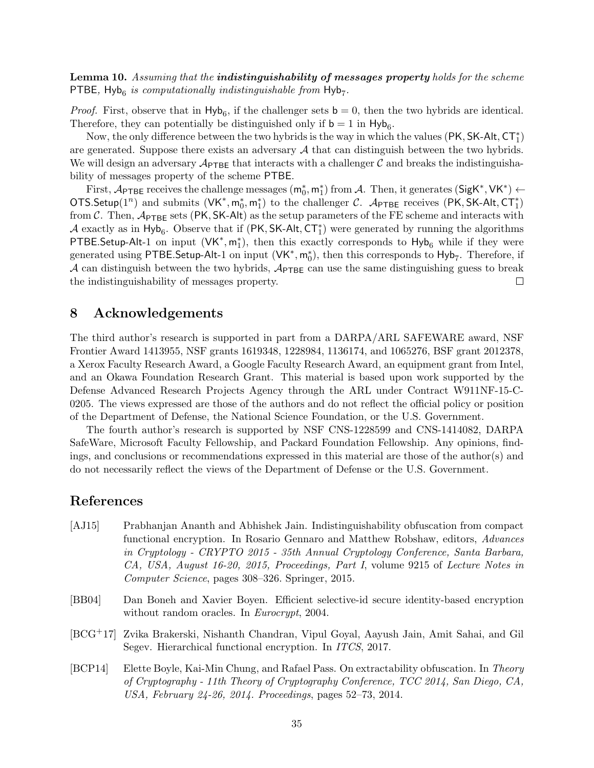**Lemma 10.** *Assuming that the* ***indistinguishability of messages property*** *holds for the scheme* $\mathsf{PTBE}$*,* $\mathsf{Hyb}_6$ *is computationally indistinguishable from* $\mathsf{Hyb}_7$*.*

*Proof.* First, observe that in $\mathsf{Hyb}_6$, if the challenger sets $\mathsf{b} = 0$, then the two hybrids are identical. Therefore, they can potentially be distinguished only if $\mathsf{b} = 1$ in $\mathsf{Hyb}_6$.

Now, the only difference between the two hybrids is the way in which the values $(\mathsf{PK}, \mathsf{SK\text{-}Alt}, \mathsf{CT}_1^*)$ are generated. Suppose there exists an adversary $\mathcal{A}$ that can distinguish between the two hybrids. We will design an adversary $\mathcal{A}_{\mathsf{PTBE}}$ that interacts with a challenger $\mathcal{C}$ and breaks the indistinguishability of messages property of the scheme $\mathsf{PTBE}$.

First, $\mathcal{A}_{\mathsf{PTBE}}$ receives the challenge messages $(\mathsf{m}_0^*, \mathsf{m}_1^*)$ from $\mathcal{A}$. Then, it generates $(\mathsf{SigK}^*, \mathsf{VK}^*) \leftarrow \mathsf{OTS.Setup}(1^n)$ and submits $(\mathsf{VK}^*, \mathsf{m}_0^*, \mathsf{m}_1^*)$ to the challenger $\mathcal{C}$. $\mathcal{A}_{\mathsf{PTBE}}$ receives $(\mathsf{PK}, \mathsf{SK\text{-}Alt}, \mathsf{CT}_1^*)$ from $\mathcal{C}$. Then, $\mathcal{A}_{\mathsf{PTBE}}$ sets $(\mathsf{PK}, \mathsf{SK\text{-}Alt})$ as the setup parameters of the FE scheme and interacts with $\mathcal{A}$ exactly as in $\mathsf{Hyb}_6$. Observe that if $(\mathsf{PK}, \mathsf{SK\text{-}Alt}, \mathsf{CT}_1^*)$ were generated by running the algorithms $\mathsf{PTBE.Setup\text{-}Alt\text{-}1}$ on input $(\mathsf{VK}^*, \mathsf{m}_1^*)$, then this exactly corresponds to $\mathsf{Hyb}_6$ while if they were generated using $\mathsf{PTBE.Setup\text{-}Alt\text{-}1}$ on input $(\mathsf{VK}^*, \mathsf{m}_0^*)$, then this corresponds to $\mathsf{Hyb}_7$. Therefore, if $\mathcal{A}$ can distinguish between the two hybrids, $\mathcal{A}_{\mathsf{PTBE}}$ can use the same distinguishing guess to break the indistinguishability of messages property. □

# 8 Acknowledgements

The third author's research is supported in part from a DARPA/ARL SAFEWARE award, NSF Frontier Award 1413955, NSF grants 1619348, 1228984, 1136174, and 1065276, BSF grant 2012378, a Xerox Faculty Research Award, a Google Faculty Research Award, an equipment grant from Intel, and an Okawa Foundation Research Grant. This material is based upon work supported by the Defense Advanced Research Projects Agency through the ARL under Contract W911NF-15-C-0205. The views expressed are those of the authors and do not reflect the official policy or position of the Department of Defense, the National Science Foundation, or the U.S. Government.

The fourth author's research is supported by NSF CNS-1228599 and CNS-1414082, DARPA SafeWare, Microsoft Faculty Fellowship, and Packard Foundation Fellowship. Any opinions, findings, and conclusions or recommendations expressed in this material are those of the author(s) and do not necessarily reflect the views of the Department of Defense or the U.S. Government.

# References

[AJ15] Prabhanjan Ananth and Abhishek Jain. Indistinguishability obfuscation from compact functional encryption. In Rosario Gennaro and Matthew Robshaw, editors, *Advances in Cryptology - CRYPTO 2015 - 35th Annual Cryptology Conference, Santa Barbara, CA, USA, August 16-20, 2015, Proceedings, Part I*, volume 9215 of *Lecture Notes in Computer Science*, pages 308–326. Springer, 2015.

[BB04] Dan Boneh and Xavier Boyen. Efficient selective-id secure identity-based encryption without random oracles. In *Eurocrypt*, 2004.

[BCG+17] Zvika Brakerski, Nishanth Chandran, Vipul Goyal, Aayush Jain, Amit Sahai, and Gil Segev. Hierarchical functional encryption. In *ITCS*, 2017.

[BCP14] Elette Boyle, Kai-Min Chung, and Rafael Pass. On extractability obfuscation. In *Theory of Cryptography - 11th Theory of Cryptography Conference, TCC 2014, San Diego, CA, USA, February 24-26, 2014. Proceedings*, pages 52–73, 2014.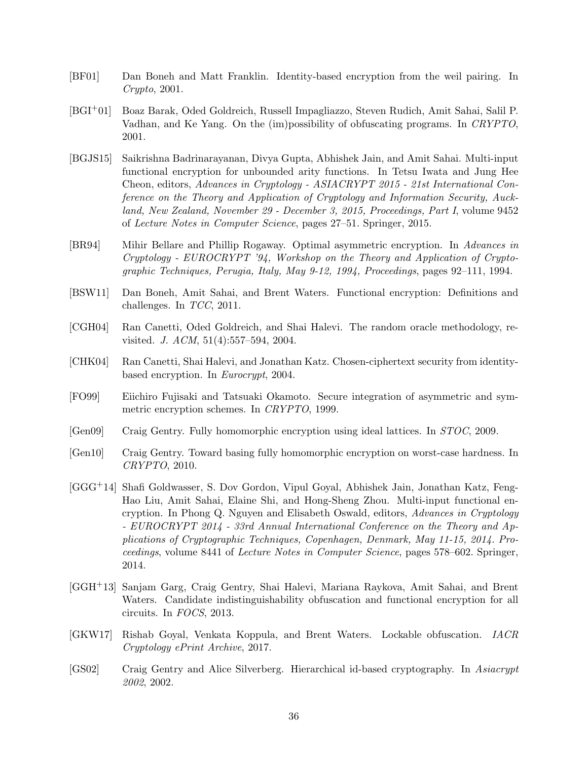[BF01] Dan Boneh and Matt Franklin. Identity-based encryption from the weil pairing. In *Crypto*, 2001.

[BGI+01] Boaz Barak, Oded Goldreich, Russell Impagliazzo, Steven Rudich, Amit Sahai, Salil P. Vadhan, and Ke Yang. On the (im)possibility of obfuscating programs. In *CRYPTO*, 2001.

[BGJS15] Saikrishna Badrinarayanan, Divya Gupta, Abhishek Jain, and Amit Sahai. Multi-input functional encryption for unbounded arity functions. In Tetsu Iwata and Jung Hee Cheon, editors, *Advances in Cryptology - ASIACRYPT 2015 - 21st International Conference on the Theory and Application of Cryptology and Information Security, Auckland, New Zealand, November 29 - December 3, 2015, Proceedings, Part I*, volume 9452 of *Lecture Notes in Computer Science*, pages 27–51. Springer, 2015.

[BR94] Mihir Bellare and Phillip Rogaway. Optimal asymmetric encryption. In *Advances in Cryptology - EUROCRYPT '94, Workshop on the Theory and Application of Cryptographic Techniques, Perugia, Italy, May 9-12, 1994, Proceedings*, pages 92–111, 1994.

[BSW11] Dan Boneh, Amit Sahai, and Brent Waters. Functional encryption: Definitions and challenges. In *TCC*, 2011.

[CGH04] Ran Canetti, Oded Goldreich, and Shai Halevi. The random oracle methodology, revisited. *J. ACM*, 51(4):557–594, 2004.

[CHK04] Ran Canetti, Shai Halevi, and Jonathan Katz. Chosen-ciphertext security from identity-based encryption. In *Eurocrypt*, 2004.

[FO99] Eiichiro Fujisaki and Tatsuaki Okamoto. Secure integration of asymmetric and symmetric encryption schemes. In *CRYPTO*, 1999.

[Gen09] Craig Gentry. Fully homomorphic encryption using ideal lattices. In *STOC*, 2009.

[Gen10] Craig Gentry. Toward basing fully homomorphic encryption on worst-case hardness. In *CRYPTO*, 2010.

[GGG+14] Shafi Goldwasser, S. Dov Gordon, Vipul Goyal, Abhishek Jain, Jonathan Katz, Feng-Hao Liu, Amit Sahai, Elaine Shi, and Hong-Sheng Zhou. Multi-input functional encryption. In Phong Q. Nguyen and Elisabeth Oswald, editors, *Advances in Cryptology - EUROCRYPT 2014 - 33rd Annual International Conference on the Theory and Applications of Cryptographic Techniques, Copenhagen, Denmark, May 11-15, 2014. Proceedings*, volume 8441 of *Lecture Notes in Computer Science*, pages 578–602. Springer, 2014.

[GGH+13] Sanjam Garg, Craig Gentry, Shai Halevi, Mariana Raykova, Amit Sahai, and Brent Waters. Candidate indistinguishability obfuscation and functional encryption for all circuits. In *FOCS*, 2013.

[GKW17] Rishab Goyal, Venkata Koppula, and Brent Waters. Lockable obfuscation. *IACR Cryptology ePrint Archive*, 2017.

[GS02] Craig Gentry and Alice Silverberg. Hierarchical id-based cryptography. In *Asiacrypt 2002*, 2002.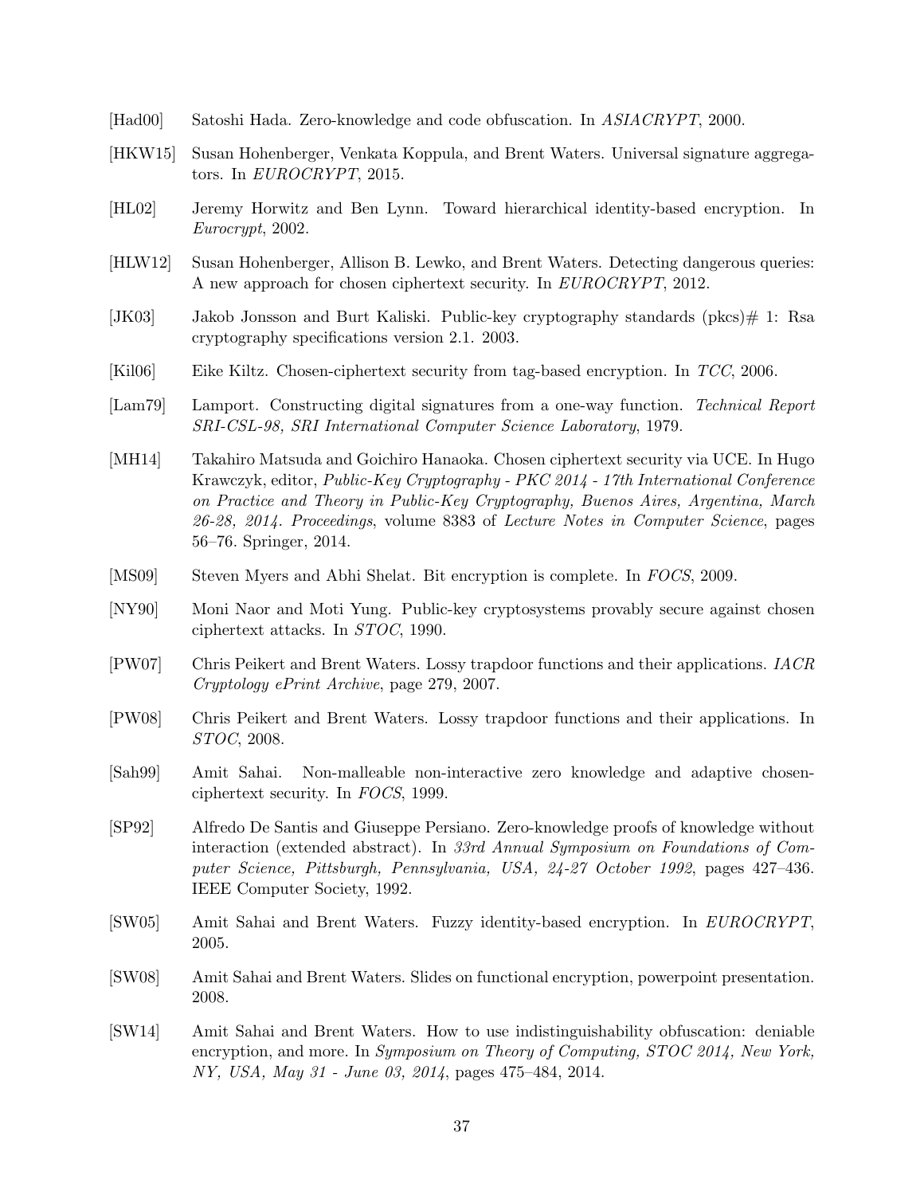[Had00] Satoshi Hada. Zero-knowledge and code obfuscation. In *ASIACRYPT*, 2000.

[HKW15] Susan Hohenberger, Venkata Koppula, and Brent Waters. Universal signature aggregators. In *EUROCRYPT*, 2015.

[HL02] Jeremy Horwitz and Ben Lynn. Toward hierarchical identity-based encryption. In *Eurocrypt*, 2002.

[HLW12] Susan Hohenberger, Allison B. Lewko, and Brent Waters. Detecting dangerous queries: A new approach for chosen ciphertext security. In *EUROCRYPT*, 2012.

[JK03] Jakob Jonsson and Burt Kaliski. Public-key cryptography standards (pkcs)# 1: Rsa cryptography specifications version 2.1. 2003.

[Kil06] Eike Kiltz. Chosen-ciphertext security from tag-based encryption. In *TCC*, 2006.

[Lam79] Lamport. Constructing digital signatures from a one-way function. *Technical Report SRI-CSL-98, SRI International Computer Science Laboratory*, 1979.

[MH14] Takahiro Matsuda and Goichiro Hanaoka. Chosen ciphertext security via UCE. In Hugo Krawczyk, editor, *Public-Key Cryptography - PKC 2014 - 17th International Conference on Practice and Theory in Public-Key Cryptography, Buenos Aires, Argentina, March 26-28, 2014. Proceedings*, volume 8383 of *Lecture Notes in Computer Science*, pages 56–76. Springer, 2014.

[MS09] Steven Myers and Abhi Shelat. Bit encryption is complete. In *FOCS*, 2009.

[NY90] Moni Naor and Moti Yung. Public-key cryptosystems provably secure against chosen ciphertext attacks. In *STOC*, 1990.

[PW07] Chris Peikert and Brent Waters. Lossy trapdoor functions and their applications. *IACR Cryptology ePrint Archive*, page 279, 2007.

[PW08] Chris Peikert and Brent Waters. Lossy trapdoor functions and their applications. In *STOC*, 2008.

[Sah99] Amit Sahai. Non-malleable non-interactive zero knowledge and adaptive chosen-ciphertext security. In *FOCS*, 1999.

[SP92] Alfredo De Santis and Giuseppe Persiano. Zero-knowledge proofs of knowledge without interaction (extended abstract). In *33rd Annual Symposium on Foundations of Computer Science, Pittsburgh, Pennsylvania, USA, 24-27 October 1992*, pages 427–436. IEEE Computer Society, 1992.

[SW05] Amit Sahai and Brent Waters. Fuzzy identity-based encryption. In *EUROCRYPT*, 2005.

[SW08] Amit Sahai and Brent Waters. Slides on functional encryption, powerpoint presentation. 2008.

[SW14] Amit Sahai and Brent Waters. How to use indistinguishability obfuscation: deniable encryption, and more. In *Symposium on Theory of Computing, STOC 2014, New York, NY, USA, May 31 - June 03, 2014*, pages 475–484, 2014.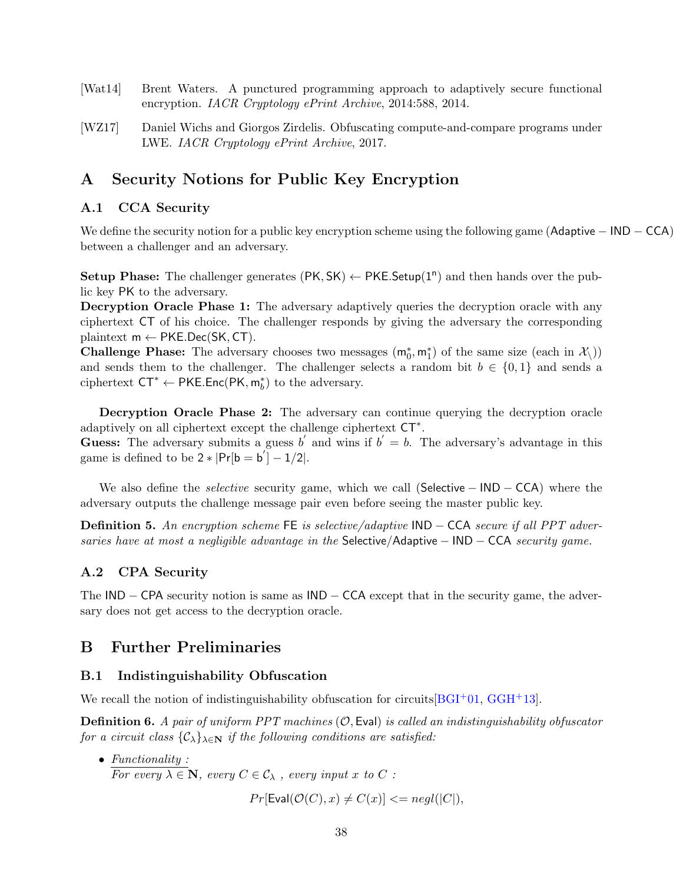[Wat14] Brent Waters. A punctured programming approach to adaptively secure functional encryption. *IACR Cryptology ePrint Archive*, 2014:588, 2014.

[WZ17] Daniel Wichs and Giorgos Zirdelis. Obfuscating compute-and-compare programs under LWE. *IACR Cryptology ePrint Archive*, 2017.

# A Security Notions for Public Key Encryption

## A.1 CCA Security

We define the security notion for a public key encryption scheme using the following game ($\mathsf{Adaptive}-\mathsf{IND}-\mathsf{CCA}$) between a challenger and an adversary.

**Setup Phase:** The challenger generates $(\mathsf{PK}, \mathsf{SK}) \leftarrow \mathsf{PKE.Setup}(1^{\mathsf{n}})$ and then hands over the public key $\mathsf{PK}$ to the adversary.
**Decryption Oracle Phase 1:** The adversary adaptively queries the decryption oracle with any ciphertext $\mathsf{CT}$ of his choice. The challenger responds by giving the adversary the corresponding plaintext $\mathsf{m} \leftarrow \mathsf{PKE.Dec}(\mathsf{SK}, \mathsf{CT})$.
**Challenge Phase:** The adversary chooses two messages $(\mathsf{m}_0^*, \mathsf{m}_1^*)$ of the same size (each in $\mathcal{X}_\backslash$)) and sends them to the challenger. The challenger selects a random bit $b \in \{0, 1\}$ and sends a ciphertext $\mathsf{CT}^* \leftarrow \mathsf{PKE.Enc}(\mathsf{PK}, \mathsf{m}_b^*)$ to the adversary.

**Decryption Oracle Phase 2:** The adversary can continue querying the decryption oracle adaptively on all ciphertext except the challenge ciphertext $\mathsf{CT}^*$.
**Guess:** The adversary submits a guess $b'$ and wins if $b' = b$. The adversary's advantage in this game is defined to be $2 * |\mathsf{Pr}[\mathsf{b} = \mathsf{b}'] - 1/2|$.

We also define the *selective* security game, which we call ($\mathsf{Selective}-\mathsf{IND}-\mathsf{CCA}$) where the adversary outputs the challenge message pair even before seeing the master public key.

**Definition 5.** *An encryption scheme* $\mathsf{FE}$ *is selective/adaptive* $\mathsf{IND}-\mathsf{CCA}$ *secure if all PPT adversaries have at most a negligible advantage in the* $\mathsf{Selective}/\mathsf{Adaptive}-\mathsf{IND}-\mathsf{CCA}$ *security game.*

## A.2 CPA Security

The $\mathsf{IND}-\mathsf{CPA}$ security notion is same as $\mathsf{IND}-\mathsf{CCA}$ except that in the security game, the adversary does not get access to the decryption oracle.

# B Further Preliminaries

## B.1 Indistinguishability Obfuscation

We recall the notion of indistinguishability obfuscation for circuits[BGI+01, GGH+13].

**Definition 6.** *A pair of uniform PPT machines* $(\mathcal{O}, \mathsf{Eval})$ *is called an indistinguishability obfuscator for a circuit class* $\{\mathcal{C}_\lambda\}_{\lambda \in \mathbf{N}}$ *if the following conditions are satisfied:*

- *Functionality :*
  *For every* $\lambda \in \mathbf{N}$*, every* $C \in \mathcal{C}_\lambda$ *, every input* $x$ *to* $C$ *:*

$$Pr[\mathsf{Eval}(\mathcal{O}(C), x) \neq C(x)] <= negl(|C|),$$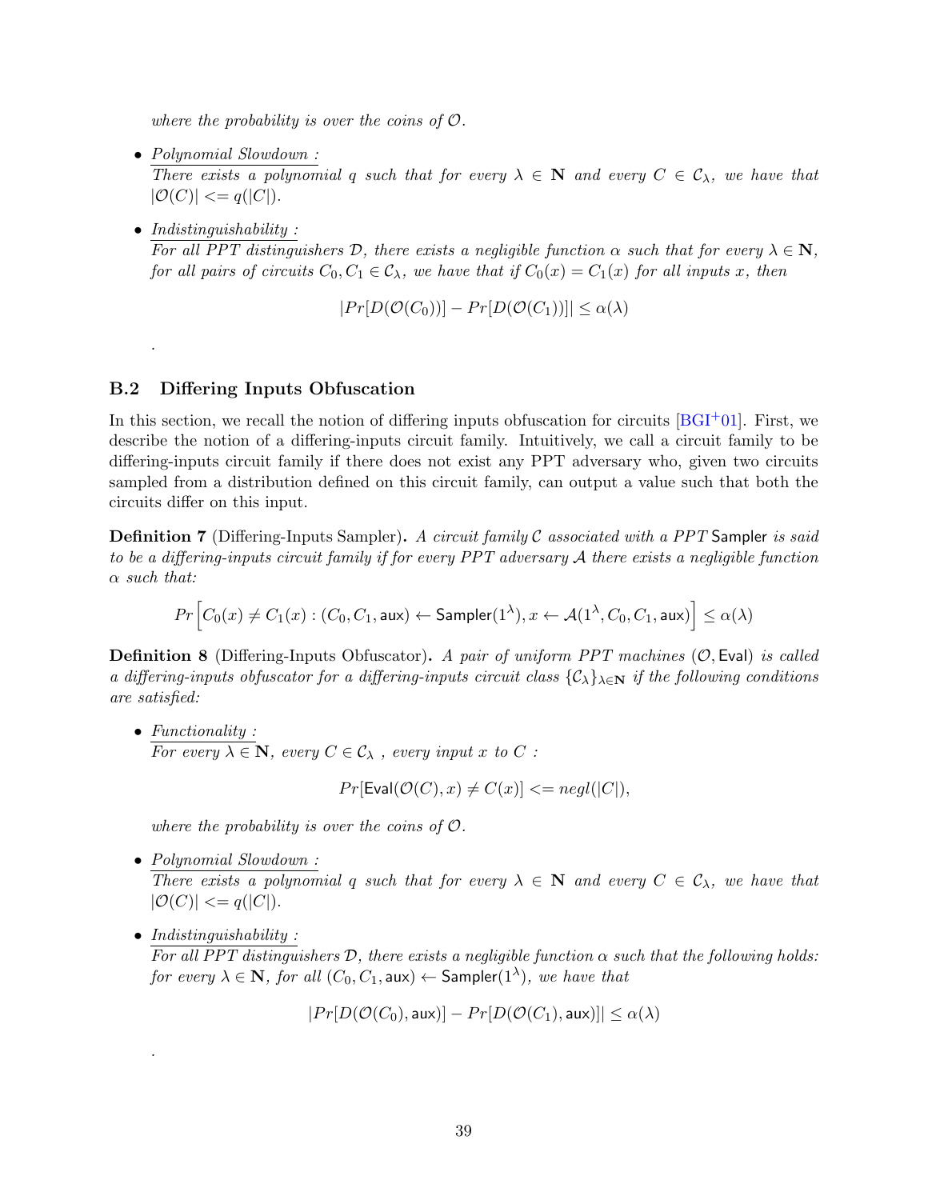*where the probability is over the coins of $\mathcal{O}$.*

- Polynomial Slowdown :
  *There exists a polynomial $q$ such that for every $\lambda \in \mathbf{N}$ and every $C \in \mathcal{C}_\lambda$, we have that $|\mathcal{O}(C)| <= q(|C|)$.*

- Indistinguishability :
  *For all PPT distinguishers $\mathcal{D}$, there exists a negligible function $\alpha$ such that for every $\lambda \in \mathbf{N}$, for all pairs of circuits $C_0, C_1 \in \mathcal{C}_\lambda$, we have that if $C_0(x) = C_1(x)$ for all inputs $x$, then*

$$|Pr[D(\mathcal{O}(C_0))] - Pr[D(\mathcal{O}(C_1))]| \leq \alpha(\lambda)$$

.

### B.2 Differing Inputs Obfuscation

In this section, we recall the notion of differing inputs obfuscation for circuits [BGI+01]. First, we describe the notion of a differing-inputs circuit family. Intuitively, we call a circuit family to be differing-inputs circuit family if there does not exist any PPT adversary who, given two circuits sampled from a distribution defined on this circuit family, can output a value such that both the circuits differ on this input.

**Definition 7** (Differing-Inputs Sampler)**.** *A circuit family $\mathcal{C}$ associated with a PPT $\mathsf{Sampler}$ is said to be a differing-inputs circuit family if for every PPT adversary $\mathcal{A}$ there exists a negligible function $\alpha$ such that:*

$$Pr\Big[C_0(x) \neq C_1(x) : (C_0, C_1, \mathsf{aux}) \leftarrow \mathsf{Sampler}(1^\lambda), x \leftarrow \mathcal{A}(1^\lambda, C_0, C_1, \mathsf{aux})\Big] \leq \alpha(\lambda)$$

**Definition 8** (Differing-Inputs Obfuscator)**.** *A pair of uniform PPT machines $(\mathcal{O}, \mathsf{Eval})$ is called a differing-inputs obfuscator for a differing-inputs circuit class $\{\mathcal{C}_\lambda\}_{\lambda \in \mathbf{N}}$ if the following conditions are satisfied:*

- Functionality :
  *For every $\lambda \in \mathbf{N}$, every $C \in \mathcal{C}_\lambda$ , every input $x$ to $C$ :*

$$Pr[\mathsf{Eval}(\mathcal{O}(C), x) \neq C(x)] <= negl(|C|),$$

  *where the probability is over the coins of $\mathcal{O}$.*

- Polynomial Slowdown :
  *There exists a polynomial $q$ such that for every $\lambda \in \mathbf{N}$ and every $C \in \mathcal{C}_\lambda$, we have that $|\mathcal{O}(C)| <= q(|C|)$.*

- Indistinguishability :
  *For all PPT distinguishers $\mathcal{D}$, there exists a negligible function $\alpha$ such that the following holds: for every $\lambda \in \mathbf{N}$, for all $(C_0, C_1, \mathsf{aux}) \leftarrow \mathsf{Sampler}(1^\lambda)$, we have that*

$$|Pr[D(\mathcal{O}(C_0), \mathsf{aux})] - Pr[D(\mathcal{O}(C_1), \mathsf{aux})]| \leq \alpha(\lambda)$$

.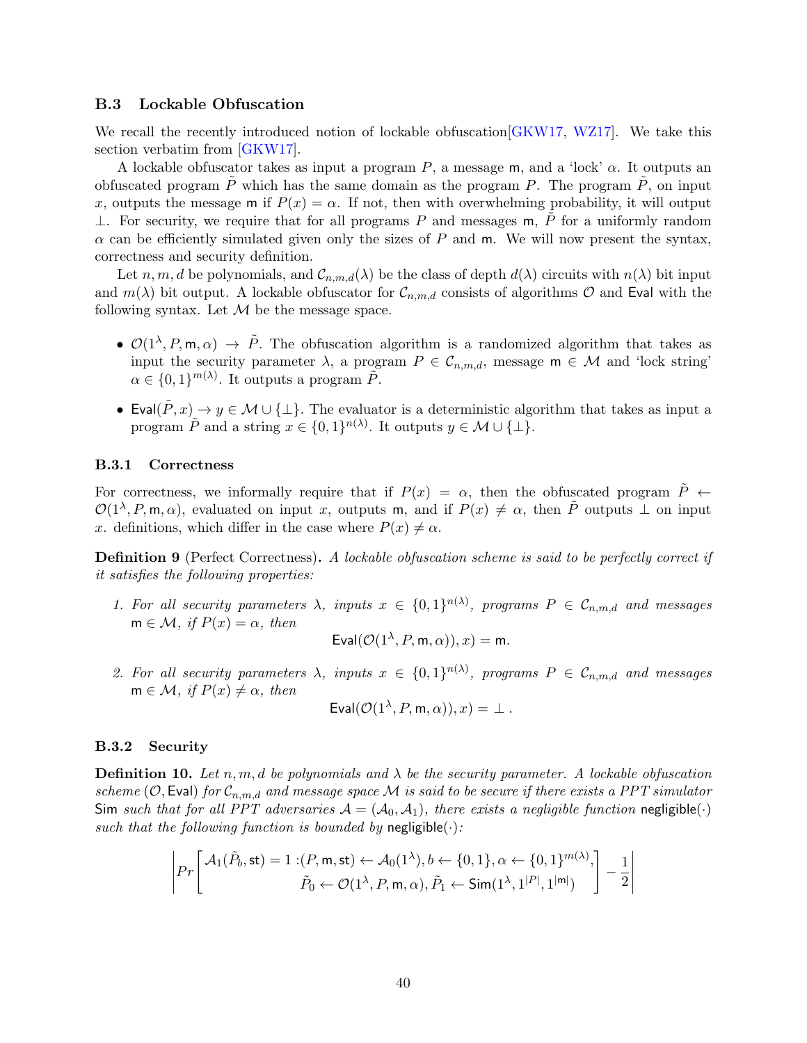### B.3 Lockable Obfuscation

We recall the recently introduced notion of lockable obfuscation[GKW17, WZ17]. We take this section verbatim from [GKW17].

A lockable obfuscator takes as input a program $P$, a message $\mathsf{m}$, and a 'lock' $\alpha$. It outputs an obfuscated program $\tilde{P}$ which has the same domain as the program $P$. The program $\tilde{P}$, on input $x$, outputs the message $\mathsf{m}$ if $P(x) = \alpha$. If not, then with overwhelming probability, it will output $\perp$. For security, we require that for all programs $P$ and messages $\mathsf{m}$, $\tilde{P}$ for a uniformly random $\alpha$ can be efficiently simulated given only the sizes of $P$ and $\mathsf{m}$. We will now present the syntax, correctness and security definition.

Let $n, m, d$ be polynomials, and $\mathcal{C}_{n,m,d}(\lambda)$ be the class of depth $d(\lambda)$ circuits with $n(\lambda)$ bit input and $m(\lambda)$ bit output. A lockable obfuscator for $\mathcal{C}_{n,m,d}$ consists of algorithms $\mathcal{O}$ and $\mathsf{Eval}$ with the following syntax. Let $\mathcal{M}$ be the message space.

- $\mathcal{O}(1^\lambda, P, \mathsf{m}, \alpha) \rightarrow \tilde{P}$. The obfuscation algorithm is a randomized algorithm that takes as input the security parameter $\lambda$, a program $P \in \mathcal{C}_{n,m,d}$, message $\mathsf{m} \in \mathcal{M}$ and 'lock string' $\alpha \in \{0,1\}^{m(\lambda)}$. It outputs a program $\tilde{P}$.
- $\mathsf{Eval}(\tilde{P}, x) \rightarrow y \in \mathcal{M} \cup \{\perp\}$. The evaluator is a deterministic algorithm that takes as input a program $\tilde{P}$ and a string $x \in \{0,1\}^{n(\lambda)}$. It outputs $y \in \mathcal{M} \cup \{\perp\}$.

#### B.3.1 Correctness

For correctness, we informally require that if $P(x) = \alpha$, then the obfuscated program $\tilde{P} \leftarrow \mathcal{O}(1^\lambda, P, \mathsf{m}, \alpha)$, evaluated on input $x$, outputs $\mathsf{m}$, and if $P(x) \neq \alpha$, then $\tilde{P}$ outputs $\perp$ on input $x$. definitions, which differ in the case where $P(x) \neq \alpha$.

**Definition 9** (Perfect Correctness)**.** *A lockable obfuscation scheme is said to be perfectly correct if it satisfies the following properties:*

1. *For all security parameters $\lambda$, inputs $x \in \{0,1\}^{n(\lambda)}$, programs $P \in \mathcal{C}_{n,m,d}$ and messages $\mathsf{m} \in \mathcal{M}$, if $P(x) = \alpha$, then*
$$\mathsf{Eval}(\mathcal{O}(1^\lambda, P, \mathsf{m}, \alpha)), x) = \mathsf{m}.$$
2. *For all security parameters $\lambda$, inputs $x \in \{0,1\}^{n(\lambda)}$, programs $P \in \mathcal{C}_{n,m,d}$ and messages $\mathsf{m} \in \mathcal{M}$, if $P(x) \neq \alpha$, then*
$$\mathsf{Eval}(\mathcal{O}(1^\lambda, P, \mathsf{m}, \alpha)), x) = \perp.$$

#### B.3.2 Security

**Definition 10.** *Let $n, m, d$ be polynomials and $\lambda$ be the security parameter. A lockable obfuscation scheme $(\mathcal{O}, \mathsf{Eval})$ for $\mathcal{C}_{n,m,d}$ and message space $\mathcal{M}$ is said to be secure if there exists a PPT simulator $\mathsf{Sim}$ such that for all PPT adversaries $\mathcal{A} = (\mathcal{A}_0, \mathcal{A}_1)$, there exists a negligible function $\mathsf{negligible}(\cdot)$ such that the following function is bounded by $\mathsf{negligible}(\cdot)$:*

$$\left| Pr\left[ \begin{array}{c} \mathcal{A}_1(\tilde{P}_b, \mathsf{st}) = 1 : (P, \mathsf{m}, \mathsf{st}) \leftarrow \mathcal{A}_0(1^\lambda), b \leftarrow \{0,1\}, \alpha \leftarrow \{0,1\}^{m(\lambda)}, \\ \tilde{P}_0 \leftarrow \mathcal{O}(1^\lambda, P, \mathsf{m}, \alpha), \tilde{P}_1 \leftarrow \mathsf{Sim}(1^\lambda, 1^{|P|}, 1^{|\mathsf{m}|}) \end{array} \right] - \frac{1}{2} \right|$$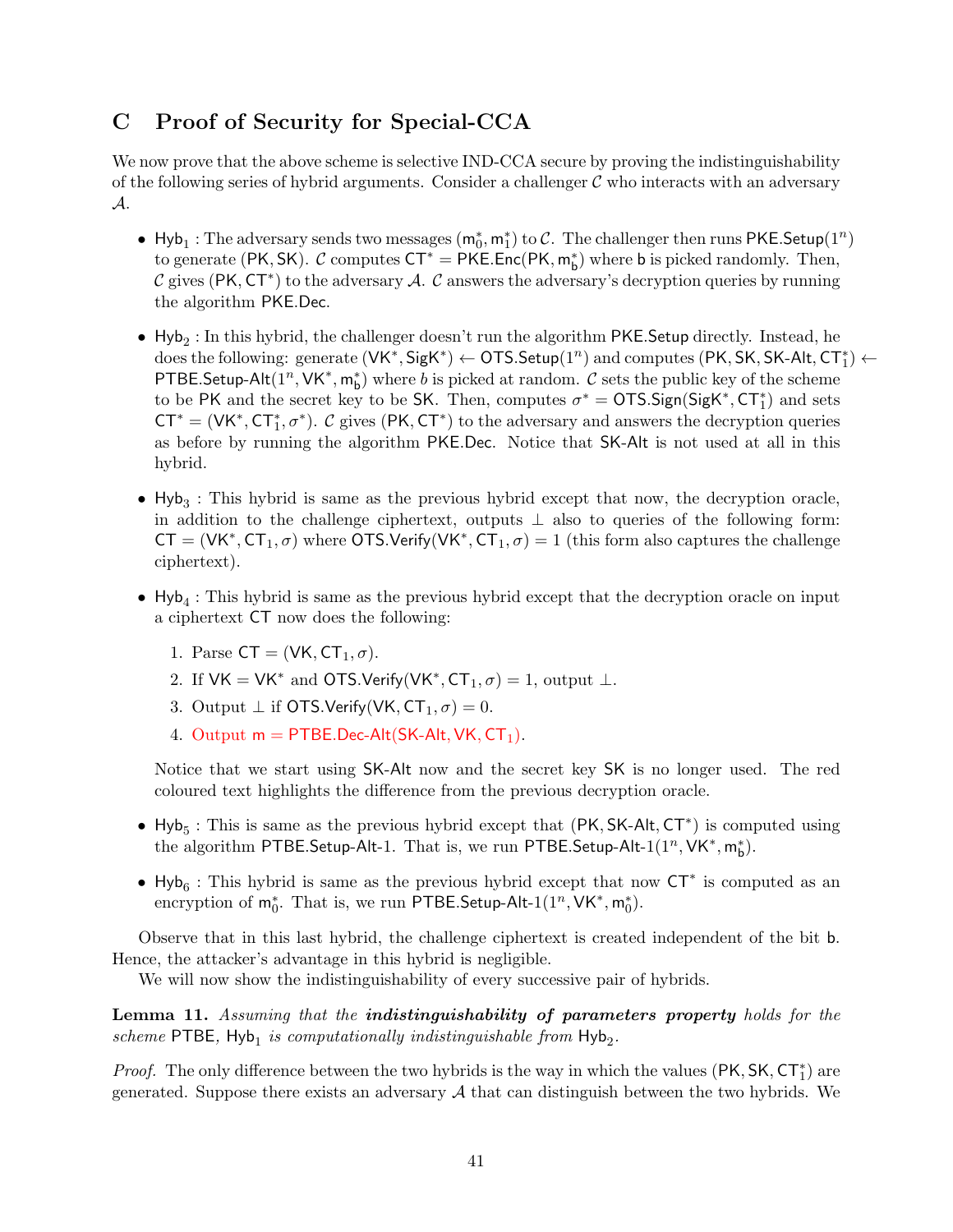# C Proof of Security for Special-CCA

We now prove that the above scheme is selective IND-CCA secure by proving the indistinguishability of the following series of hybrid arguments. Consider a challenger $\mathcal{C}$ who interacts with an adversary $\mathcal{A}$.

- $\mathsf{Hyb}_1$ : The adversary sends two messages $(\mathsf{m}_0^*, \mathsf{m}_1^*)$ to $\mathcal{C}$. The challenger then runs $\mathsf{PKE.Setup}(1^n)$ to generate $(\mathsf{PK}, \mathsf{SK})$. $\mathcal{C}$ computes $\mathsf{CT}^* = \mathsf{PKE.Enc}(\mathsf{PK}, \mathsf{m}_\mathsf{b}^*)$ where $\mathsf{b}$ is picked randomly. Then, $\mathcal{C}$ gives $(\mathsf{PK}, \mathsf{CT}^*)$ to the adversary $\mathcal{A}$. $\mathcal{C}$ answers the adversary's decryption queries by running the algorithm $\mathsf{PKE.Dec}$.

- $\mathsf{Hyb}_2$ : In this hybrid, the challenger doesn't run the algorithm $\mathsf{PKE.Setup}$ directly. Instead, he does the following: generate $(\mathsf{VK}^*, \mathsf{SigK}^*) \leftarrow \mathsf{OTS.Setup}(1^n)$ and computes $(\mathsf{PK}, \mathsf{SK}, \mathsf{SK\text{-}Alt}, \mathsf{CT}_1^*) \leftarrow \mathsf{PTBE.Setup\text{-}Alt}(1^n, \mathsf{VK}^*, \mathsf{m}_\mathsf{b}^*)$ where $b$ is picked at random. $\mathcal{C}$ sets the public key of the scheme to be $\mathsf{PK}$ and the secret key to be $\mathsf{SK}$. Then, computes $\sigma^* = \mathsf{OTS.Sign}(\mathsf{SigK}^*, \mathsf{CT}_1^*)$ and sets $\mathsf{CT}^* = (\mathsf{VK}^*, \mathsf{CT}_1^*, \sigma^*)$. $\mathcal{C}$ gives $(\mathsf{PK}, \mathsf{CT}^*)$ to the adversary and answers the decryption queries as before by running the algorithm $\mathsf{PKE.Dec}$. Notice that $\mathsf{SK\text{-}Alt}$ is not used at all in this hybrid.

- $\mathsf{Hyb}_3$ : This hybrid is same as the previous hybrid except that now, the decryption oracle, in addition to the challenge ciphertext, outputs $\perp$ also to queries of the following form: $\mathsf{CT} = (\mathsf{VK}^*, \mathsf{CT}_1, \sigma)$ where $\mathsf{OTS.Verify}(\mathsf{VK}^*, \mathsf{CT}_1, \sigma) = 1$ (this form also captures the challenge ciphertext).

- $\mathsf{Hyb}_4$ : This hybrid is same as the previous hybrid except that the decryption oracle on input a ciphertext $\mathsf{CT}$ now does the following:

  1. Parse $\mathsf{CT} = (\mathsf{VK}, \mathsf{CT}_1, \sigma)$.
  2. If $\mathsf{VK} = \mathsf{VK}^*$ and $\mathsf{OTS.Verify}(\mathsf{VK}^*, \mathsf{CT}_1, \sigma) = 1$, output $\perp$.
  3. Output $\perp$ if $\mathsf{OTS.Verify}(\mathsf{VK}, \mathsf{CT}_1, \sigma) = 0$.
  4. Output $\mathsf{m} = \mathsf{PTBE.Dec\text{-}Alt}(\mathsf{SK\text{-}Alt}, \mathsf{VK}, \mathsf{CT}_1)$.

  Notice that we start using $\mathsf{SK\text{-}Alt}$ now and the secret key $\mathsf{SK}$ is no longer used. The red coloured text highlights the difference from the previous decryption oracle.

- $\mathsf{Hyb}_5$ : This is same as the previous hybrid except that $(\mathsf{PK}, \mathsf{SK\text{-}Alt}, \mathsf{CT}^*)$ is computed using the algorithm $\mathsf{PTBE.Setup\text{-}Alt\text{-}1}$. That is, we run $\mathsf{PTBE.Setup\text{-}Alt\text{-}1}(1^n, \mathsf{VK}^*, \mathsf{m}_\mathsf{b}^*)$.

- $\mathsf{Hyb}_6$ : This hybrid is same as the previous hybrid except that now $\mathsf{CT}^*$ is computed as an encryption of $\mathsf{m}_0^*$. That is, we run $\mathsf{PTBE.Setup\text{-}Alt\text{-}1}(1^n, \mathsf{VK}^*, \mathsf{m}_0^*)$.

Observe that in this last hybrid, the challenge ciphertext is created independent of the bit $\mathsf{b}$. Hence, the attacker's advantage in this hybrid is negligible.

We will now show the indistinguishability of every successive pair of hybrids.

**Lemma 11.** *Assuming that the* ***indistinguishability of parameters property*** *holds for the scheme* $\mathsf{PTBE}$*,* $\mathsf{Hyb}_1$ *is computationally indistinguishable from* $\mathsf{Hyb}_2$*.*

*Proof.* The only difference between the two hybrids is the way in which the values $(\mathsf{PK}, \mathsf{SK}, \mathsf{CT}_1^*)$ are generated. Suppose there exists an adversary $\mathcal{A}$ that can distinguish between the two hybrids. We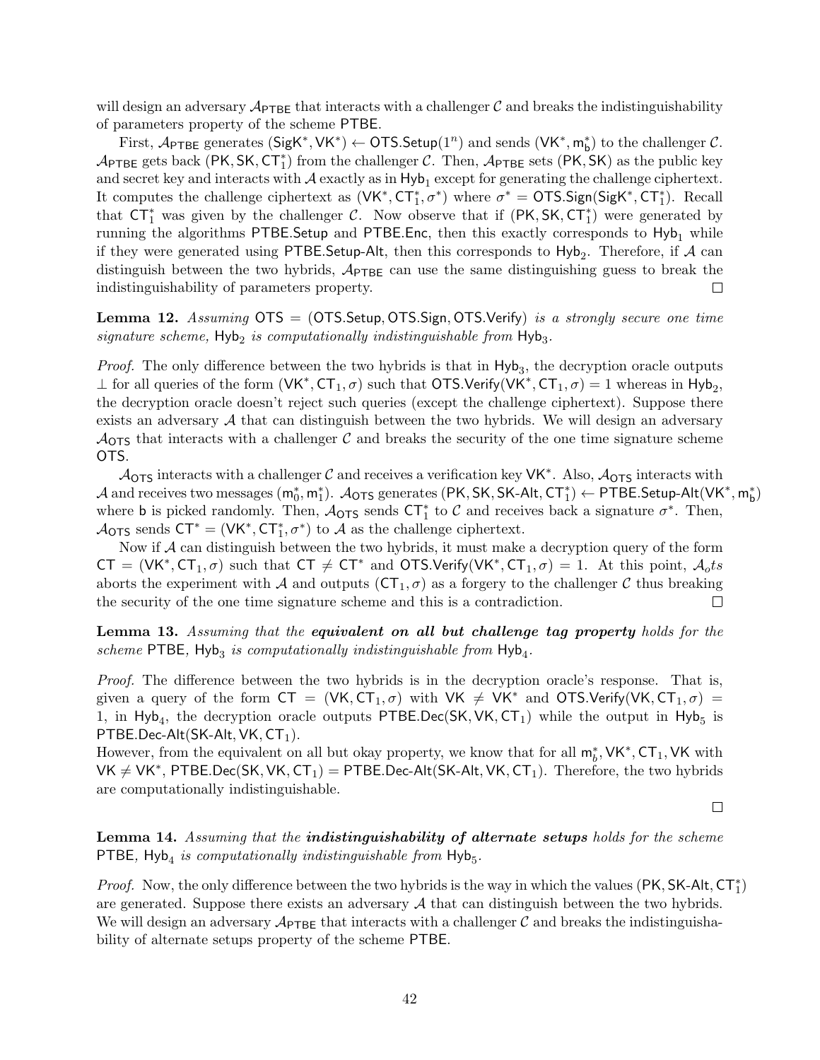will design an adversary $\mathcal{A}_{\mathsf{PTBE}}$ that interacts with a challenger $\mathcal{C}$ and breaks the indistinguishability of parameters property of the scheme PTBE.

First, $\mathcal{A}_{\mathsf{PTBE}}$ generates $(\mathsf{SigK}^*, \mathsf{VK}^*) \leftarrow \mathsf{OTS.Setup}(1^n)$ and sends $(\mathsf{VK}^*, \mathsf{m}_\mathsf{b}^*)$ to the challenger $\mathcal{C}$. $\mathcal{A}_{\mathsf{PTBE}}$ gets back $(\mathsf{PK}, \mathsf{SK}, \mathsf{CT}_1^*)$ from the challenger $\mathcal{C}$. Then, $\mathcal{A}_{\mathsf{PTBE}}$ sets $(\mathsf{PK}, \mathsf{SK})$ as the public key and secret key and interacts with $\mathcal{A}$ exactly as in $\mathsf{Hyb}_1$ except for generating the challenge ciphertext. It computes the challenge ciphertext as $(\mathsf{VK}^*, \mathsf{CT}_1^*, \sigma^*)$ where $\sigma^* = \mathsf{OTS.Sign}(\mathsf{SigK}^*, \mathsf{CT}_1^*)$. Recall that $\mathsf{CT}_1^*$ was given by the challenger $\mathcal{C}$. Now observe that if $(\mathsf{PK}, \mathsf{SK}, \mathsf{CT}_1^*)$ were generated by running the algorithms PTBE.Setup and PTBE.Enc, then this exactly corresponds to $\mathsf{Hyb}_1$ while if they were generated using PTBE.Setup-Alt, then this corresponds to $\mathsf{Hyb}_2$. Therefore, if $\mathcal{A}$ can distinguish between the two hybrids, $\mathcal{A}_{\mathsf{PTBE}}$ can use the same distinguishing guess to break the indistinguishability of parameters property. □

**Lemma 12.** *Assuming* $\mathsf{OTS} = (\mathsf{OTS.Setup}, \mathsf{OTS.Sign}, \mathsf{OTS.Verify})$ *is a strongly secure one time signature scheme,* $\mathsf{Hyb}_2$ *is computationally indistinguishable from* $\mathsf{Hyb}_3$*.*

*Proof.* The only difference between the two hybrids is that in $\mathsf{Hyb}_3$, the decryption oracle outputs $\perp$ for all queries of the form $(\mathsf{VK}^*, \mathsf{CT}_1, \sigma)$ such that $\mathsf{OTS.Verify}(\mathsf{VK}^*, \mathsf{CT}_1, \sigma) = 1$ whereas in $\mathsf{Hyb}_2$, the decryption oracle doesn't reject such queries (except the challenge ciphertext). Suppose there exists an adversary $\mathcal{A}$ that can distinguish between the two hybrids. We will design an adversary $\mathcal{A}_{\mathsf{OTS}}$ that interacts with a challenger $\mathcal{C}$ and breaks the security of the one time signature scheme OTS.

$\mathcal{A}_{\mathsf{OTS}}$ interacts with a challenger $\mathcal{C}$ and receives a verification key $\mathsf{VK}^*$. Also, $\mathcal{A}_{\mathsf{OTS}}$ interacts with $\mathcal{A}$ and receives two messages $(\mathsf{m}_0^*, \mathsf{m}_1^*)$. $\mathcal{A}_{\mathsf{OTS}}$ generates $(\mathsf{PK}, \mathsf{SK}, \mathsf{SK\text{-}Alt}, \mathsf{CT}_1^*) \leftarrow \mathsf{PTBE.Setup\text{-}Alt}(\mathsf{VK}^*, \mathsf{m}_\mathsf{b}^*)$ where b is picked randomly. Then, $\mathcal{A}_{\mathsf{OTS}}$ sends $\mathsf{CT}_1^*$ to $\mathcal{C}$ and receives back a signature $\sigma^*$. Then, $\mathcal{A}_{\mathsf{OTS}}$ sends $\mathsf{CT}^* = (\mathsf{VK}^*, \mathsf{CT}_1^*, \sigma^*)$ to $\mathcal{A}$ as the challenge ciphertext.

Now if $\mathcal{A}$ can distinguish between the two hybrids, it must make a decryption query of the form $\mathsf{CT} = (\mathsf{VK}^*, \mathsf{CT}_1, \sigma)$ such that $\mathsf{CT} \neq \mathsf{CT}^*$ and $\mathsf{OTS.Verify}(\mathsf{VK}^*, \mathsf{CT}_1, \sigma) = 1$. At this point, $\mathcal{A}_ots$ aborts the experiment with $\mathcal{A}$ and outputs $(\mathsf{CT}_1, \sigma)$ as a forgery to the challenger $\mathcal{C}$ thus breaking the security of the one time signature scheme and this is a contradiction. □

**Lemma 13.** *Assuming that the* ***equivalent on all but challenge tag property*** *holds for the scheme* PTBE*,* $\mathsf{Hyb}_3$ *is computationally indistinguishable from* $\mathsf{Hyb}_4$*.*

*Proof.* The difference between the two hybrids is in the decryption oracle's response. That is, given a query of the form $\mathsf{CT} = (\mathsf{VK}, \mathsf{CT}_1, \sigma)$ with $\mathsf{VK} \neq \mathsf{VK}^*$ and $\mathsf{OTS.Verify}(\mathsf{VK}, \mathsf{CT}_1, \sigma) = 1$, in $\mathsf{Hyb}_4$, the decryption oracle outputs $\mathsf{PTBE.Dec}(\mathsf{SK}, \mathsf{VK}, \mathsf{CT}_1)$ while the output in $\mathsf{Hyb}_5$ is $\mathsf{PTBE.Dec\text{-}Alt}(\mathsf{SK\text{-}Alt}, \mathsf{VK}, \mathsf{CT}_1)$.
However, from the equivalent on all but okay property, we know that for all $\mathsf{m}_b^*, \mathsf{VK}^*, \mathsf{CT}_1, \mathsf{VK}$ with $\mathsf{VK} \neq \mathsf{VK}^*$, $\mathsf{PTBE.Dec}(\mathsf{SK}, \mathsf{VK}, \mathsf{CT}_1) = \mathsf{PTBE.Dec\text{-}Alt}(\mathsf{SK\text{-}Alt}, \mathsf{VK}, \mathsf{CT}_1)$. Therefore, the two hybrids are computationally indistinguishable.

□

**Lemma 14.** *Assuming that the* ***indistinguishability of alternate setups*** *holds for the scheme* PTBE*,* $\mathsf{Hyb}_4$ *is computationally indistinguishable from* $\mathsf{Hyb}_5$*.*

*Proof.* Now, the only difference between the two hybrids is the way in which the values $(\mathsf{PK}, \mathsf{SK\text{-}Alt}, \mathsf{CT}_1^*)$ are generated. Suppose there exists an adversary $\mathcal{A}$ that can distinguish between the two hybrids. We will design an adversary $\mathcal{A}_{\mathsf{PTBE}}$ that interacts with a challenger $\mathcal{C}$ and breaks the indistinguishability of alternate setups property of the scheme PTBE.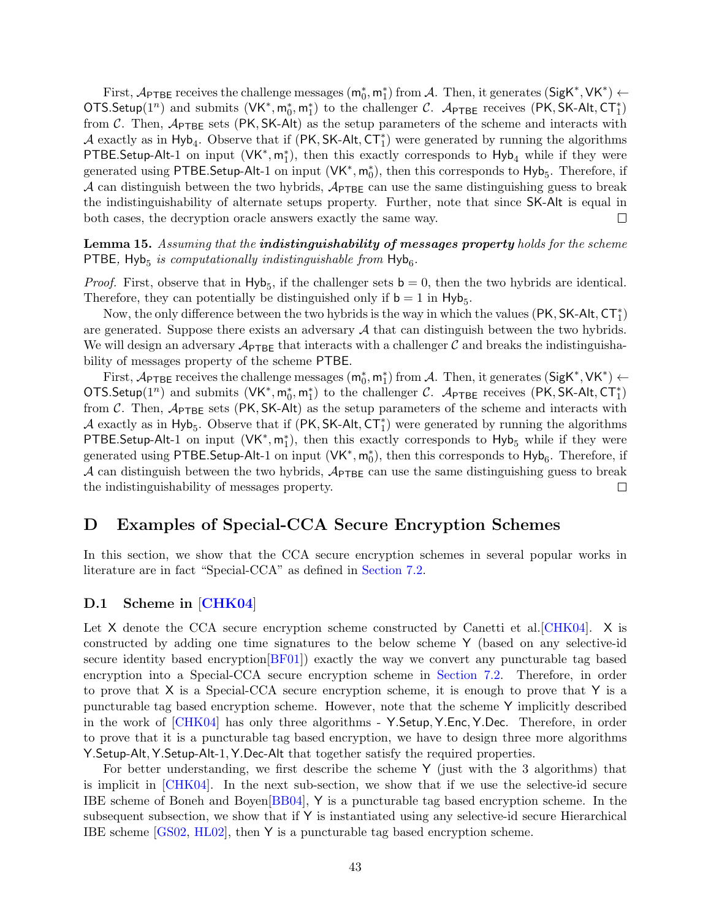First, $\mathcal{A}_{\mathsf{PTBE}}$ receives the challenge messages $(\mathsf{m}_0^*, \mathsf{m}_1^*)$ from $\mathcal{A}$. Then, it generates $(\mathsf{SigK}^*, \mathsf{VK}^*) \leftarrow \mathsf{OTS.Setup}(1^n)$ and submits $(\mathsf{VK}^*, \mathsf{m}_0^*, \mathsf{m}_1^*)$ to the challenger $\mathcal{C}$. $\mathcal{A}_{\mathsf{PTBE}}$ receives $(\mathsf{PK}, \mathsf{SK\text{-}Alt}, \mathsf{CT}_1^*)$ from $\mathcal{C}$. Then, $\mathcal{A}_{\mathsf{PTBE}}$ sets $(\mathsf{PK}, \mathsf{SK\text{-}Alt})$ as the setup parameters of the scheme and interacts with $\mathcal{A}$ exactly as in $\mathsf{Hyb}_4$. Observe that if $(\mathsf{PK}, \mathsf{SK\text{-}Alt}, \mathsf{CT}_1^*)$ were generated by running the algorithms $\mathsf{PTBE.Setup\text{-}Alt\text{-}1}$ on input $(\mathsf{VK}^*, \mathsf{m}_1^*)$, then this exactly corresponds to $\mathsf{Hyb}_4$ while if they were generated using $\mathsf{PTBE.Setup\text{-}Alt\text{-}1}$ on input $(\mathsf{VK}^*, \mathsf{m}_0^*)$, then this corresponds to $\mathsf{Hyb}_5$. Therefore, if $\mathcal{A}$ can distinguish between the two hybrids, $\mathcal{A}_{\mathsf{PTBE}}$ can use the same distinguishing guess to break the indistinguishability of alternate setups property. Further, note that since $\mathsf{SK\text{-}Alt}$ is equal in both cases, the decryption oracle answers exactly the same way. □

**Lemma 15.** *Assuming that the* ***indistinguishability of messages property*** *holds for the scheme* $\mathsf{PTBE}$*,* $\mathsf{Hyb}_5$ *is computationally indistinguishable from* $\mathsf{Hyb}_6$*.*

*Proof.* First, observe that in $\mathsf{Hyb}_5$, if the challenger sets $\mathsf{b} = 0$, then the two hybrids are identical. Therefore, they can potentially be distinguished only if $\mathsf{b} = 1$ in $\mathsf{Hyb}_5$.

Now, the only difference between the two hybrids is the way in which the values $(\mathsf{PK}, \mathsf{SK\text{-}Alt}, \mathsf{CT}_1^*)$ are generated. Suppose there exists an adversary $\mathcal{A}$ that can distinguish between the two hybrids. We will design an adversary $\mathcal{A}_{\mathsf{PTBE}}$ that interacts with a challenger $\mathcal{C}$ and breaks the indistinguishability of messages property of the scheme $\mathsf{PTBE}$.

First, $\mathcal{A}_{\mathsf{PTBE}}$ receives the challenge messages $(\mathsf{m}_0^*, \mathsf{m}_1^*)$ from $\mathcal{A}$. Then, it generates $(\mathsf{SigK}^*, \mathsf{VK}^*) \leftarrow \mathsf{OTS.Setup}(1^n)$ and submits $(\mathsf{VK}^*, \mathsf{m}_0^*, \mathsf{m}_1^*)$ to the challenger $\mathcal{C}$. $\mathcal{A}_{\mathsf{PTBE}}$ receives $(\mathsf{PK}, \mathsf{SK\text{-}Alt}, \mathsf{CT}_1^*)$ from $\mathcal{C}$. Then, $\mathcal{A}_{\mathsf{PTBE}}$ sets $(\mathsf{PK}, \mathsf{SK\text{-}Alt})$ as the setup parameters of the scheme and interacts with $\mathcal{A}$ exactly as in $\mathsf{Hyb}_5$. Observe that if $(\mathsf{PK}, \mathsf{SK\text{-}Alt}, \mathsf{CT}_1^*)$ were generated by running the algorithms $\mathsf{PTBE.Setup\text{-}Alt\text{-}1}$ on input $(\mathsf{VK}^*, \mathsf{m}_1^*)$, then this exactly corresponds to $\mathsf{Hyb}_5$ while if they were generated using $\mathsf{PTBE.Setup\text{-}Alt\text{-}1}$ on input $(\mathsf{VK}^*, \mathsf{m}_0^*)$, then this corresponds to $\mathsf{Hyb}_6$. Therefore, if $\mathcal{A}$ can distinguish between the two hybrids, $\mathcal{A}_{\mathsf{PTBE}}$ can use the same distinguishing guess to break the indistinguishability of messages property. □

# D Examples of Special-CCA Secure Encryption Schemes

In this section, we show that the CCA secure encryption schemes in several popular works in literature are in fact "Special-CCA" as defined in Section 7.2.

## D.1 Scheme in [CHK04]

Let $\mathsf{X}$ denote the CCA secure encryption scheme constructed by Canetti et al.[CHK04]. $\mathsf{X}$ is constructed by adding one time signatures to the below scheme $\mathsf{Y}$ (based on any selective-id secure identity based encryption[BF01]) exactly the way we convert any puncturable tag based encryption into a Special-CCA secure encryption scheme in Section 7.2. Therefore, in order to prove that $\mathsf{X}$ is a Special-CCA secure encryption scheme, it is enough to prove that $\mathsf{Y}$ is a puncturable tag based encryption scheme. However, note that the scheme $\mathsf{Y}$ implicitly described in the work of [CHK04] has only three algorithms - $\mathsf{Y.Setup}, \mathsf{Y.Enc}, \mathsf{Y.Dec}$. Therefore, in order to prove that it is a puncturable tag based encryption, we have to design three more algorithms $\mathsf{Y.Setup\text{-}Alt}, \mathsf{Y.Setup\text{-}Alt\text{-}1}, \mathsf{Y.Dec\text{-}Alt}$ that together satisfy the required properties.

For better understanding, we first describe the scheme $\mathsf{Y}$ (just with the 3 algorithms) that is implicit in [CHK04]. In the next sub-section, we show that if we use the selective-id secure IBE scheme of Boneh and Boyen[BB04], $\mathsf{Y}$ is a puncturable tag based encryption scheme. In the subsequent subsection, we show that if $\mathsf{Y}$ is instantiated using any selective-id secure Hierarchical IBE scheme [GS02, HL02], then $\mathsf{Y}$ is a puncturable tag based encryption scheme.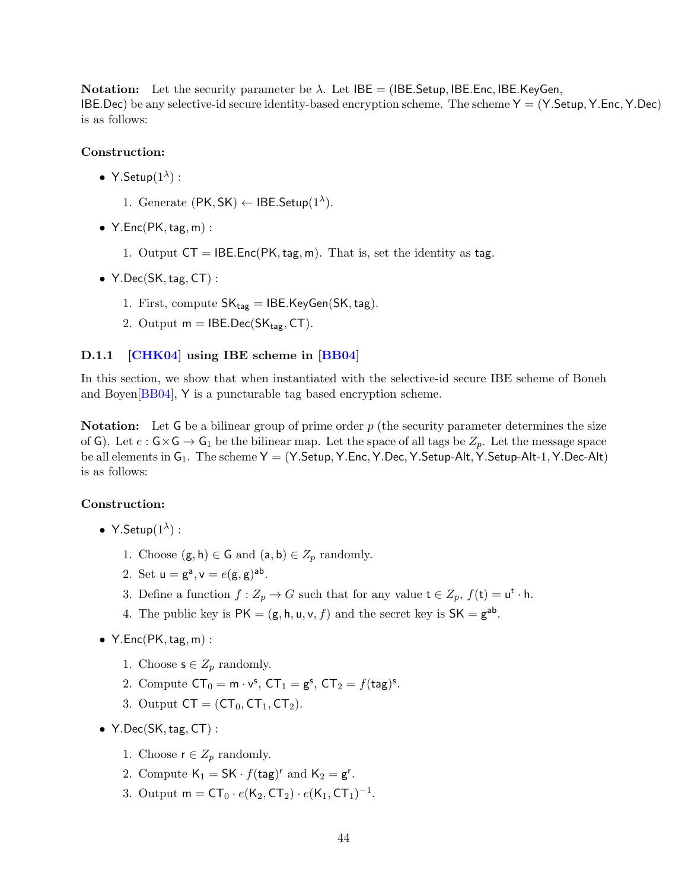**Notation:** Let the security parameter be $\lambda$. Let $\mathsf{IBE} = (\mathsf{IBE.Setup}, \mathsf{IBE.Enc}, \mathsf{IBE.KeyGen}, \mathsf{IBE.Dec})$ be any selective-id secure identity-based encryption scheme. The scheme $\mathsf{Y} = (\mathsf{Y.Setup}, \mathsf{Y.Enc}, \mathsf{Y.Dec})$ is as follows:

**Construction:**

- $\mathsf{Y.Setup}(1^\lambda)$ :
  1. Generate $(\mathsf{PK}, \mathsf{SK}) \leftarrow \mathsf{IBE.Setup}(1^\lambda)$.
- $\mathsf{Y.Enc}(\mathsf{PK}, \mathsf{tag}, \mathsf{m})$ :
  1. Output $\mathsf{CT} = \mathsf{IBE.Enc}(\mathsf{PK}, \mathsf{tag}, \mathsf{m})$. That is, set the identity as $\mathsf{tag}$.
- $\mathsf{Y.Dec}(\mathsf{SK}, \mathsf{tag}, \mathsf{CT})$ :
  1. First, compute $\mathsf{SK}_{\mathsf{tag}} = \mathsf{IBE.KeyGen}(\mathsf{SK}, \mathsf{tag})$.
  2. Output $\mathsf{m} = \mathsf{IBE.Dec}(\mathsf{SK}_{\mathsf{tag}}, \mathsf{CT})$.

### D.1.1 [CHK04] using IBE scheme in [BB04]

In this section, we show that when instantiated with the selective-id secure IBE scheme of Boneh and Boyen[BB04], $\mathsf{Y}$ is a puncturable tag based encryption scheme.

**Notation:** Let $\mathsf{G}$ be a bilinear group of prime order $p$ (the security parameter determines the size of $\mathsf{G}$). Let $e : \mathsf{G} \times \mathsf{G} \rightarrow \mathsf{G}_1$ be the bilinear map. Let the space of all tags be $Z_p$. Let the message space be all elements in $\mathsf{G}_1$. The scheme $\mathsf{Y} = (\mathsf{Y.Setup}, \mathsf{Y.Enc}, \mathsf{Y.Dec}, \mathsf{Y.Setup\text{-}Alt}, \mathsf{Y.Setup\text{-}Alt\text{-}1}, \mathsf{Y.Dec\text{-}Alt})$ is as follows:

**Construction:**

- $\mathsf{Y.Setup}(1^\lambda)$ :
  1. Choose $(\mathsf{g}, \mathsf{h}) \in \mathsf{G}$ and $(\mathsf{a}, \mathsf{b}) \in Z_p$ randomly.
  2. Set $\mathsf{u} = \mathsf{g}^{\mathsf{a}}, \mathsf{v} = e(\mathsf{g}, \mathsf{g})^{\mathsf{ab}}$.
  3. Define a function $f : Z_p \rightarrow G$ such that for any value $\mathsf{t} \in Z_p$, $f(\mathsf{t}) = \mathsf{u}^{\mathsf{t}} \cdot \mathsf{h}$.
  4. The public key is $\mathsf{PK} = (\mathsf{g}, \mathsf{h}, \mathsf{u}, \mathsf{v}, f)$ and the secret key is $\mathsf{SK} = \mathsf{g}^{\mathsf{ab}}$.
- $\mathsf{Y.Enc}(\mathsf{PK}, \mathsf{tag}, \mathsf{m})$ :
  1. Choose $\mathsf{s} \in Z_p$ randomly.
  2. Compute $\mathsf{CT}_0 = \mathsf{m} \cdot \mathsf{v}^{\mathsf{s}}$, $\mathsf{CT}_1 = \mathsf{g}^{\mathsf{s}}$, $\mathsf{CT}_2 = f(\mathsf{tag})^{\mathsf{s}}$.
  3. Output $\mathsf{CT} = (\mathsf{CT}_0, \mathsf{CT}_1, \mathsf{CT}_2)$.
- $\mathsf{Y.Dec}(\mathsf{SK}, \mathsf{tag}, \mathsf{CT})$ :
  1. Choose $\mathsf{r} \in Z_p$ randomly.
  2. Compute $\mathsf{K}_1 = \mathsf{SK} \cdot f(\mathsf{tag})^{\mathsf{r}}$ and $\mathsf{K}_2 = \mathsf{g}^{\mathsf{r}}$.
  3. Output $\mathsf{m} = \mathsf{CT}_0 \cdot e(\mathsf{K}_2, \mathsf{CT}_2) \cdot e(\mathsf{K}_1, \mathsf{CT}_1)^{-1}$.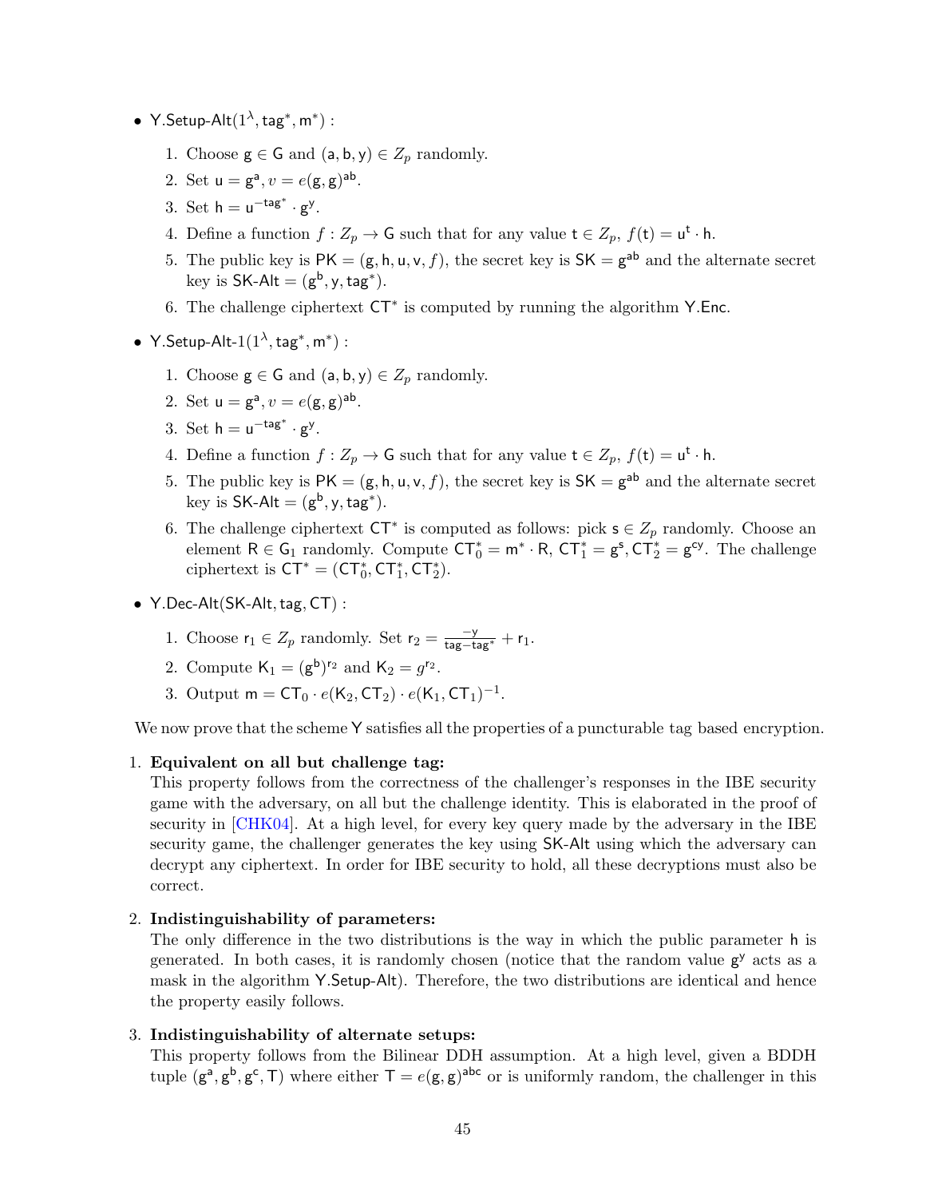- $\mathsf{Y.Setup\text{-}Alt}(1^\lambda, \mathsf{tag}^*, \mathsf{m}^*)$ :
  1. Choose $\mathsf{g} \in \mathsf{G}$ and $(\mathsf{a}, \mathsf{b}, \mathsf{y}) \in Z_p$ randomly.
  2. Set $\mathsf{u} = \mathsf{g}^{\mathsf{a}}, v = e(\mathsf{g}, \mathsf{g})^{\mathsf{ab}}$.
  3. Set $\mathsf{h} = \mathsf{u}^{-\mathsf{tag}^*} \cdot \mathsf{g}^{\mathsf{y}}$.
  4. Define a function $f : Z_p \to \mathsf{G}$ such that for any value $\mathsf{t} \in Z_p$, $f(\mathsf{t}) = \mathsf{u}^{\mathsf{t}} \cdot \mathsf{h}$.
  5. The public key is $\mathsf{PK} = (\mathsf{g}, \mathsf{h}, \mathsf{u}, \mathsf{v}, f)$, the secret key is $\mathsf{SK} = \mathsf{g}^{\mathsf{ab}}$ and the alternate secret key is $\mathsf{SK\text{-}Alt} = (\mathsf{g}^{\mathsf{b}}, \mathsf{y}, \mathsf{tag}^*)$.
  6. The challenge ciphertext $\mathsf{CT}^*$ is computed by running the algorithm $\mathsf{Y.Enc}$.
- $\mathsf{Y.Setup\text{-}Alt\text{-}1}(1^\lambda, \mathsf{tag}^*, \mathsf{m}^*)$ :
  1. Choose $\mathsf{g} \in \mathsf{G}$ and $(\mathsf{a}, \mathsf{b}, \mathsf{y}) \in Z_p$ randomly.
  2. Set $\mathsf{u} = \mathsf{g}^{\mathsf{a}}, v = e(\mathsf{g}, \mathsf{g})^{\mathsf{ab}}$.
  3. Set $\mathsf{h} = \mathsf{u}^{-\mathsf{tag}^*} \cdot \mathsf{g}^{\mathsf{y}}$.
  4. Define a function $f : Z_p \to \mathsf{G}$ such that for any value $\mathsf{t} \in Z_p$, $f(\mathsf{t}) = \mathsf{u}^{\mathsf{t}} \cdot \mathsf{h}$.
  5. The public key is $\mathsf{PK} = (\mathsf{g}, \mathsf{h}, \mathsf{u}, \mathsf{v}, f)$, the secret key is $\mathsf{SK} = \mathsf{g}^{\mathsf{ab}}$ and the alternate secret key is $\mathsf{SK\text{-}Alt} = (\mathsf{g}^{\mathsf{b}}, \mathsf{y}, \mathsf{tag}^*)$.
  6. The challenge ciphertext $\mathsf{CT}^*$ is computed as follows: pick $\mathsf{s} \in Z_p$ randomly. Choose an element $\mathsf{R} \in \mathsf{G}_1$ randomly. Compute $\mathsf{CT}^*_0 = \mathsf{m}^* \cdot \mathsf{R}$, $\mathsf{CT}^*_1 = \mathsf{g}^{\mathsf{s}}, \mathsf{CT}^*_2 = \mathsf{g}^{\mathsf{cy}}$. The challenge ciphertext is $\mathsf{CT}^* = (\mathsf{CT}^*_0, \mathsf{CT}^*_1, \mathsf{CT}^*_2)$.
- $\mathsf{Y.Dec\text{-}Alt}(\mathsf{SK\text{-}Alt}, \mathsf{tag}, \mathsf{CT})$ :
  1. Choose $\mathsf{r}_1 \in Z_p$ randomly. Set $\mathsf{r}_2 = \frac{-\mathsf{y}}{\mathsf{tag} - \mathsf{tag}^*} + \mathsf{r}_1$.
  2. Compute $\mathsf{K}_1 = (\mathsf{g}^{\mathsf{b}})^{\mathsf{r}_2}$ and $\mathsf{K}_2 = g^{\mathsf{r}_2}$.
  3. Output $\mathsf{m} = \mathsf{CT}_0 \cdot e(\mathsf{K}_2, \mathsf{CT}_2) \cdot e(\mathsf{K}_1, \mathsf{CT}_1)^{-1}$.

We now prove that the scheme $\mathsf{Y}$ satisfies all the properties of a puncturable tag based encryption.

1. **Equivalent on all but challenge tag:**
   This property follows from the correctness of the challenger's responses in the IBE security game with the adversary, on all but the challenge identity. This is elaborated in the proof of security in [CHK04]. At a high level, for every key query made by the adversary in the IBE security game, the challenger generates the key using $\mathsf{SK\text{-}Alt}$ using which the adversary can decrypt any ciphertext. In order for IBE security to hold, all these decryptions must also be correct.
2. **Indistinguishability of parameters:**
   The only difference in the two distributions is the way in which the public parameter $\mathsf{h}$ is generated. In both cases, it is randomly chosen (notice that the random value $\mathsf{g}^{\mathsf{y}}$ acts as a mask in the algorithm $\mathsf{Y.Setup\text{-}Alt}$). Therefore, the two distributions are identical and hence the property easily follows.
3. **Indistinguishability of alternate setups:**
   This property follows from the Bilinear DDH assumption. At a high level, given a BDDH tuple $(\mathsf{g}^{\mathsf{a}}, \mathsf{g}^{\mathsf{b}}, \mathsf{g}^{\mathsf{c}}, \mathsf{T})$ where either $\mathsf{T} = e(\mathsf{g}, \mathsf{g})^{\mathsf{abc}}$ or is uniformly random, the challenger in this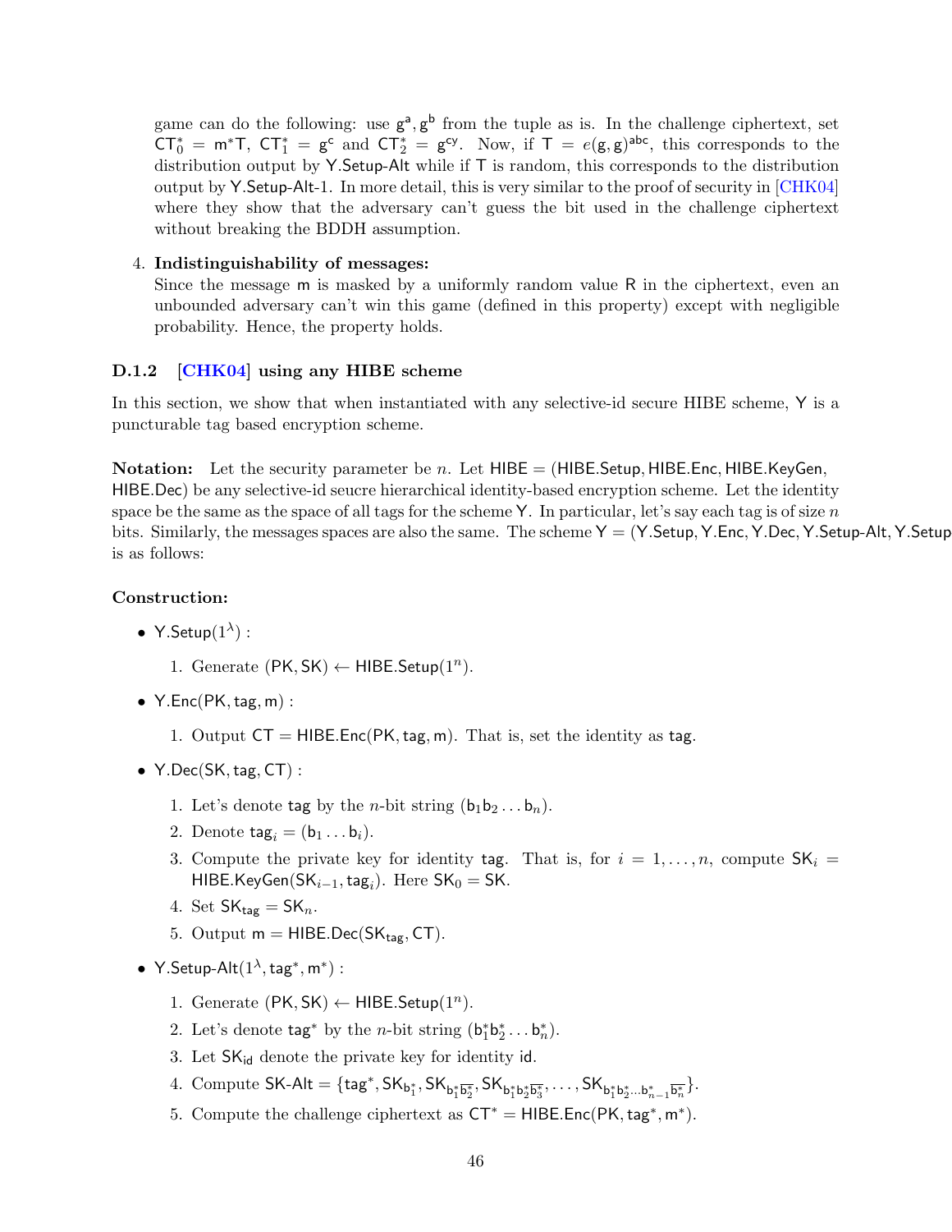game can do the following: use $g^a, g^b$ from the tuple as is. In the challenge ciphertext, set $\mathsf{CT}_0^* = \mathsf{m}^*\mathsf{T}$, $\mathsf{CT}_1^* = g^c$ and $\mathsf{CT}_2^* = g^{cy}$. Now, if $\mathsf{T} = e(g,g)^{abc}$, this corresponds to the distribution output by Y.Setup-Alt while if T is random, this corresponds to the distribution output by Y.Setup-Alt-1. In more detail, this is very similar to the proof of security in [CHK04] where they show that the adversary can't guess the bit used in the challenge ciphertext without breaking the BDDH assumption.

4. **Indistinguishability of messages:**
   Since the message m is masked by a uniformly random value R in the ciphertext, even an unbounded adversary can't win this game (defined in this property) except with negligible probability. Hence, the property holds.

#### D.1.2 [CHK04] using any HIBE scheme

In this section, we show that when instantiated with any selective-id secure HIBE scheme, Y is a puncturable tag based encryption scheme.

**Notation:** Let the security parameter be $n$. Let HIBE = (HIBE.Setup, HIBE.Enc, HIBE.KeyGen, HIBE.Dec) be any selective-id seucre hierarchical identity-based encryption scheme. Let the identity space be the same as the space of all tags for the scheme Y. In particular, let's say each tag is of size $n$ bits. Similarly, the messages spaces are also the same. The scheme Y = (Y.Setup, Y.Enc, Y.Dec, Y.Setup-Alt, Y.Setup is as follows:

**Construction:**

- $\mathsf{Y.Setup}(1^\lambda)$ :
  1. Generate $(\mathsf{PK}, \mathsf{SK}) \leftarrow \mathsf{HIBE.Setup}(1^n)$.

- $\mathsf{Y.Enc}(\mathsf{PK}, \mathsf{tag}, \mathsf{m})$ :
  1. Output $\mathsf{CT} = \mathsf{HIBE.Enc}(\mathsf{PK}, \mathsf{tag}, \mathsf{m})$. That is, set the identity as tag.

- $\mathsf{Y.Dec}(\mathsf{SK}, \mathsf{tag}, \mathsf{CT})$ :
  1. Let's denote tag by the $n$-bit string $(\mathsf{b}_1\mathsf{b}_2 \ldots \mathsf{b}_n)$.
  2. Denote $\mathsf{tag}_i = (\mathsf{b}_1 \ldots \mathsf{b}_i)$.
  3. Compute the private key for identity tag. That is, for $i = 1, \ldots, n$, compute $\mathsf{SK}_i = \mathsf{HIBE.KeyGen}(\mathsf{SK}_{i-1}, \mathsf{tag}_i)$. Here $\mathsf{SK}_0 = \mathsf{SK}$.
  4. Set $\mathsf{SK}_{\mathsf{tag}} = \mathsf{SK}_n$.
  5. Output $\mathsf{m} = \mathsf{HIBE.Dec}(\mathsf{SK}_{\mathsf{tag}}, \mathsf{CT})$.

- $\mathsf{Y.Setup\text{-}Alt}(1^\lambda, \mathsf{tag}^*, \mathsf{m}^*)$ :
  1. Generate $(\mathsf{PK}, \mathsf{SK}) \leftarrow \mathsf{HIBE.Setup}(1^n)$.
  2. Let's denote $\mathsf{tag}^*$ by the $n$-bit string $(\mathsf{b}_1^*\mathsf{b}_2^* \ldots \mathsf{b}_n^*)$.
  3. Let $\mathsf{SK}_{\mathsf{id}}$ denote the private key for identity id.
  4. Compute $\mathsf{SK\text{-}Alt} = \{\mathsf{tag}^*, \mathsf{SK}_{\mathsf{b}_1^*}, \mathsf{SK}_{\mathsf{b}_1^*\overline{\mathsf{b}_2^*}}, \mathsf{SK}_{\mathsf{b}_1^*\mathsf{b}_2^*\overline{\mathsf{b}_3^*}}, \ldots, \mathsf{SK}_{\mathsf{b}_1^*\mathsf{b}_2^*\ldots\mathsf{b}_{n-1}^*\overline{\mathsf{b}_n^*}}\}$.
  5. Compute the challenge ciphertext as $\mathsf{CT}^* = \mathsf{HIBE.Enc}(\mathsf{PK}, \mathsf{tag}^*, \mathsf{m}^*)$.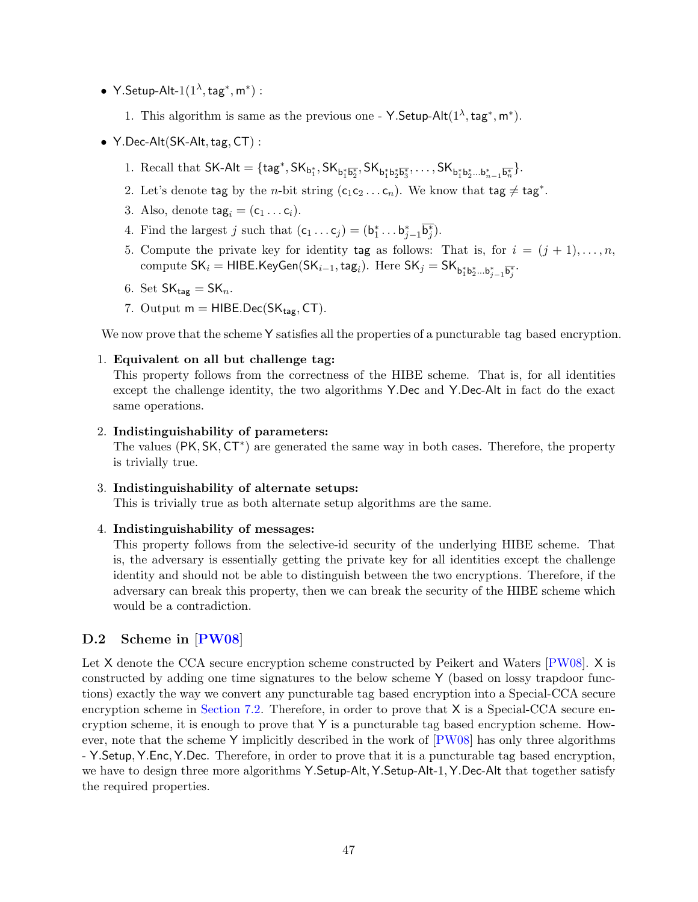- $\mathsf{Y.Setup\text{-}Alt\text{-}1}(1^\lambda, \mathsf{tag}^*, \mathsf{m}^*)$ :

  1. This algorithm is same as the previous one - $\mathsf{Y.Setup\text{-}Alt}(1^\lambda, \mathsf{tag}^*, \mathsf{m}^*)$.

- $\mathsf{Y.Dec\text{-}Alt}(\mathsf{SK\text{-}Alt}, \mathsf{tag}, \mathsf{CT})$ :

  1. Recall that $\mathsf{SK\text{-}Alt} = \{\mathsf{tag}^*, \mathsf{SK}_{\mathsf{b}_1^*}, \mathsf{SK}_{\mathsf{b}_1^*\overline{\mathsf{b}_2^*}}, \mathsf{SK}_{\mathsf{b}_1^*\mathsf{b}_2^*\overline{\mathsf{b}_3^*}}, \ldots, \mathsf{SK}_{\mathsf{b}_1^*\mathsf{b}_2^*\ldots\mathsf{b}_{n-1}^*\overline{\mathsf{b}_n^*}}\}$.
  2. Let's denote $\mathsf{tag}$ by the $n$-bit string $(\mathsf{c}_1\mathsf{c}_2\ldots\mathsf{c}_n)$. We know that $\mathsf{tag} \neq \mathsf{tag}^*$.
  3. Also, denote $\mathsf{tag}_i = (\mathsf{c}_1 \ldots \mathsf{c}_i)$.
  4. Find the largest $j$ such that $(\mathsf{c}_1 \ldots \mathsf{c}_j) = (\mathsf{b}_1^* \ldots \mathsf{b}_{j-1}^* \overline{\mathsf{b}_j^*})$.
  5. Compute the private key for identity $\mathsf{tag}$ as follows: That is, for $i = (j+1), \ldots, n$, compute $\mathsf{SK}_i = \mathsf{HIBE.KeyGen}(\mathsf{SK}_{i-1}, \mathsf{tag}_i)$. Here $\mathsf{SK}_j = \mathsf{SK}_{\mathsf{b}_1^*\mathsf{b}_2^*\ldots\mathsf{b}_{j-1}^*\overline{\mathsf{b}_j^*}}$.
  6. Set $\mathsf{SK}_{\mathsf{tag}} = \mathsf{SK}_n$.
  7. Output $\mathsf{m} = \mathsf{HIBE.Dec}(\mathsf{SK}_{\mathsf{tag}}, \mathsf{CT})$.

We now prove that the scheme $\mathsf{Y}$ satisfies all the properties of a puncturable tag based encryption.

1. **Equivalent on all but challenge tag:**
   This property follows from the correctness of the HIBE scheme. That is, for all identities except the challenge identity, the two algorithms $\mathsf{Y.Dec}$ and $\mathsf{Y.Dec\text{-}Alt}$ in fact do the exact same operations.

2. **Indistinguishability of parameters:**
   The values $(\mathsf{PK}, \mathsf{SK}, \mathsf{CT}^*)$ are generated the same way in both cases. Therefore, the property is trivially true.

3. **Indistinguishability of alternate setups:**
   This is trivially true as both alternate setup algorithms are the same.

4. **Indistinguishability of messages:**
   This property follows from the selective-id security of the underlying HIBE scheme. That is, the adversary is essentially getting the private key for all identities except the challenge identity and should not be able to distinguish between the two encryptions. Therefore, if the adversary can break this property, then we can break the security of the HIBE scheme which would be a contradiction.

### D.2 Scheme in [PW08]

Let $\mathsf{X}$ denote the CCA secure encryption scheme constructed by Peikert and Waters [PW08]. $\mathsf{X}$ is constructed by adding one time signatures to the below scheme $\mathsf{Y}$ (based on lossy trapdoor functions) exactly the way we convert any puncturable tag based encryption into a Special-CCA secure encryption scheme in Section 7.2. Therefore, in order to prove that $\mathsf{X}$ is a Special-CCA secure encryption scheme, it is enough to prove that $\mathsf{Y}$ is a puncturable tag based encryption scheme. However, note that the scheme $\mathsf{Y}$ implicitly described in the work of [PW08] has only three algorithms - $\mathsf{Y.Setup}, \mathsf{Y.Enc}, \mathsf{Y.Dec}$. Therefore, in order to prove that it is a puncturable tag based encryption, we have to design three more algorithms $\mathsf{Y.Setup\text{-}Alt}, \mathsf{Y.Setup\text{-}Alt\text{-}1}, \mathsf{Y.Dec\text{-}Alt}$ that together satisfy the required properties.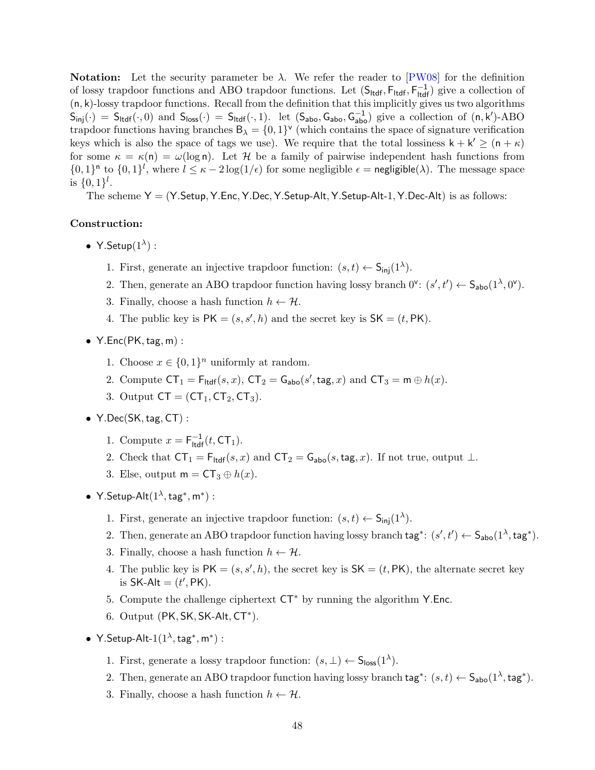**Notation:** Let the security parameter be $\lambda$. We refer the reader to [PW08] for the definition of lossy trapdoor functions and ABO trapdoor functions. Let $(\mathsf{S}_{\mathsf{ltdf}}, \mathsf{F}_{\mathsf{ltdf}}, \mathsf{F}^{-1}_{\mathsf{ltdf}})$ give a collection of $(\mathsf{n}, \mathsf{k})$-lossy trapdoor functions. Recall from the definition that this implicitly gives us two algorithms $\mathsf{S}_{\mathsf{inj}}(\cdot) = \mathsf{S}_{\mathsf{ltdf}}(\cdot, 0)$ and $\mathsf{S}_{\mathsf{loss}}(\cdot) = \mathsf{S}_{\mathsf{ltdf}}(\cdot, 1)$. let $(\mathsf{S}_{\mathsf{abo}}, \mathsf{G}_{\mathsf{abo}}, \mathsf{G}^{-1}_{\mathsf{abo}})$ give a collection of $(\mathsf{n}, \mathsf{k}')$-ABO trapdoor functions having branches $\mathsf{B}_\lambda = \{0,1\}^{\mathsf{v}}$ (which contains the space of signature verification keys which is also the space of tags we use). We require that the total lossiness $\mathsf{k} + \mathsf{k}' \geq (\mathsf{n} + \kappa)$ for some $\kappa = \kappa(\mathsf{n}) = \omega(\log \mathsf{n})$. Let $\mathcal{H}$ be a family of pairwise independent hash functions from $\{0,1\}^{\mathsf{n}}$ to $\{0,1\}^{l}$, where $l \leq \kappa - 2\log(1/\epsilon)$ for some negligible $\epsilon = \mathsf{negligible}(\lambda)$. The message space is $\{0,1\}^{l}$.

The scheme $\mathsf{Y} = (\mathsf{Y.Setup}, \mathsf{Y.Enc}, \mathsf{Y.Dec}, \mathsf{Y.Setup\text{-}Alt}, \mathsf{Y.Setup\text{-}Alt\text{-}1}, \mathsf{Y.Dec\text{-}Alt})$ is as follows:

**Construction:**

- $\mathsf{Y.Setup}(1^\lambda)$ :
  1. First, generate an injective trapdoor function: $(s, t) \leftarrow \mathsf{S}_{\mathsf{inj}}(1^\lambda)$.
  2. Then, generate an ABO trapdoor function having lossy branch $0^{\mathsf{v}}$: $(s', t') \leftarrow \mathsf{S}_{\mathsf{abo}}(1^\lambda, 0^{\mathsf{v}})$.
  3. Finally, choose a hash function $h \leftarrow \mathcal{H}$.
  4. The public key is $\mathsf{PK} = (s, s', h)$ and the secret key is $\mathsf{SK} = (t, \mathsf{PK})$.

- $\mathsf{Y.Enc}(\mathsf{PK}, \mathsf{tag}, \mathsf{m})$ :
  1. Choose $x \in \{0,1\}^n$ uniformly at random.
  2. Compute $\mathsf{CT}_1 = \mathsf{F}_{\mathsf{ltdf}}(s, x)$, $\mathsf{CT}_2 = \mathsf{G}_{\mathsf{abo}}(s', \mathsf{tag}, x)$ and $\mathsf{CT}_3 = \mathsf{m} \oplus h(x)$.
  3. Output $\mathsf{CT} = (\mathsf{CT}_1, \mathsf{CT}_2, \mathsf{CT}_3)$.

- $\mathsf{Y.Dec}(\mathsf{SK}, \mathsf{tag}, \mathsf{CT})$ :
  1. Compute $x = \mathsf{F}^{-1}_{\mathsf{ltdf}}(t, \mathsf{CT}_1)$.
  2. Check that $\mathsf{CT}_1 = \mathsf{F}_{\mathsf{ltdf}}(s, x)$ and $\mathsf{CT}_2 = \mathsf{G}_{\mathsf{abo}}(s, \mathsf{tag}, x)$. If not true, output $\perp$.
  3. Else, output $\mathsf{m} = \mathsf{CT}_3 \oplus h(x)$.

- $\mathsf{Y.Setup\text{-}Alt}(1^\lambda, \mathsf{tag}^*, \mathsf{m}^*)$ :
  1. First, generate an injective trapdoor function: $(s, t) \leftarrow \mathsf{S}_{\mathsf{inj}}(1^\lambda)$.
  2. Then, generate an ABO trapdoor function having lossy branch $\mathsf{tag}^*$: $(s', t') \leftarrow \mathsf{S}_{\mathsf{abo}}(1^\lambda, \mathsf{tag}^*)$.
  3. Finally, choose a hash function $h \leftarrow \mathcal{H}$.
  4. The public key is $\mathsf{PK} = (s, s', h)$, the secret key is $\mathsf{SK} = (t, \mathsf{PK})$, the alternate secret key is $\mathsf{SK\text{-}Alt} = (t', \mathsf{PK})$.
  5. Compute the challenge ciphertext $\mathsf{CT}^*$ by running the algorithm $\mathsf{Y.Enc}$.
  6. Output $(\mathsf{PK}, \mathsf{SK}, \mathsf{SK\text{-}Alt}, \mathsf{CT}^*)$.

- $\mathsf{Y.Setup\text{-}Alt\text{-}1}(1^\lambda, \mathsf{tag}^*, \mathsf{m}^*)$ :
  1. First, generate a lossy trapdoor function: $(s, \perp) \leftarrow \mathsf{S}_{\mathsf{loss}}(1^\lambda)$.
  2. Then, generate an ABO trapdoor function having lossy branch $\mathsf{tag}^*$: $(s, t) \leftarrow \mathsf{S}_{\mathsf{abo}}(1^\lambda, \mathsf{tag}^*)$.
  3. Finally, choose a hash function $h \leftarrow \mathcal{H}$.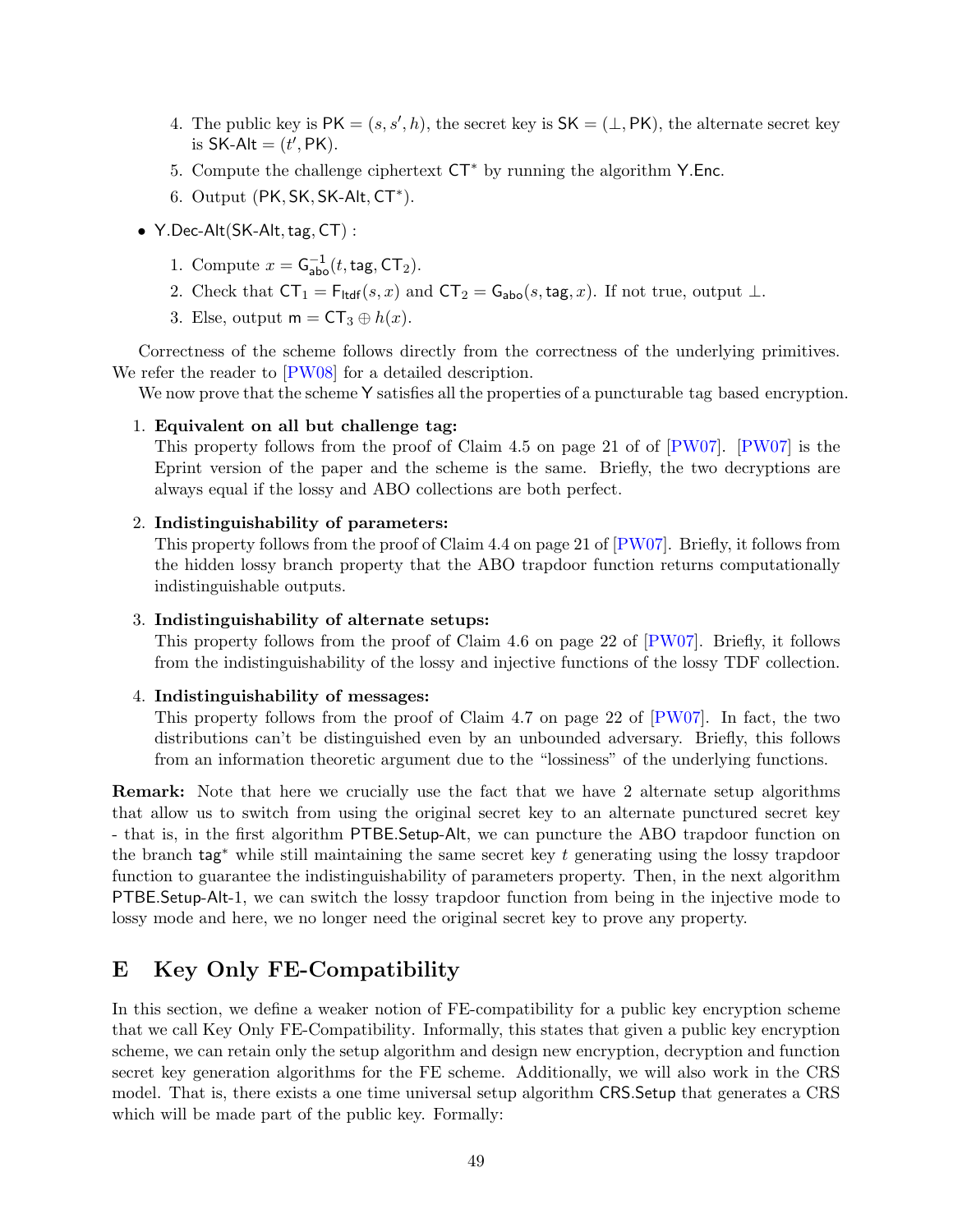4. The public key is $\mathsf{PK} = (s, s', h)$, the secret key is $\mathsf{SK} = (\bot, \mathsf{PK})$, the alternate secret key is $\mathsf{SK\text{-}Alt} = (t', \mathsf{PK})$.
5. Compute the challenge ciphertext $\mathsf{CT}^*$ by running the algorithm $\mathsf{Y.Enc}$.
6. Output $(\mathsf{PK}, \mathsf{SK}, \mathsf{SK\text{-}Alt}, \mathsf{CT}^*)$.

- $\mathsf{Y.Dec\text{-}Alt}(\mathsf{SK\text{-}Alt}, \mathsf{tag}, \mathsf{CT})$ :
  1. Compute $x = \mathsf{G}_{\mathsf{abo}}^{-1}(t, \mathsf{tag}, \mathsf{CT}_2)$.
  2. Check that $\mathsf{CT}_1 = \mathsf{F}_{\mathsf{ltdf}}(s, x)$ and $\mathsf{CT}_2 = \mathsf{G}_{\mathsf{abo}}(s, \mathsf{tag}, x)$. If not true, output $\bot$.
  3. Else, output $\mathsf{m} = \mathsf{CT}_3 \oplus h(x)$.

Correctness of the scheme follows directly from the correctness of the underlying primitives. We refer the reader to [PW08] for a detailed description.

We now prove that the scheme $\mathsf{Y}$ satisfies all the properties of a puncturable tag based encryption.

1. **Equivalent on all but challenge tag:**
   This property follows from the proof of Claim 4.5 on page 21 of of [PW07]. [PW07] is the Eprint version of the paper and the scheme is the same. Briefly, the two decryptions are always equal if the lossy and ABO collections are both perfect.

2. **Indistinguishability of parameters:**
   This property follows from the proof of Claim 4.4 on page 21 of [PW07]. Briefly, it follows from the hidden lossy branch property that the ABO trapdoor function returns computationally indistinguishable outputs.

3. **Indistinguishability of alternate setups:**
   This property follows from the proof of Claim 4.6 on page 22 of [PW07]. Briefly, it follows from the indistinguishability of the lossy and injective functions of the lossy TDF collection.

4. **Indistinguishability of messages:**
   This property follows from the proof of Claim 4.7 on page 22 of [PW07]. In fact, the two distributions can't be distinguished even by an unbounded adversary. Briefly, this follows from an information theoretic argument due to the "lossiness" of the underlying functions.

**Remark:** Note that here we crucially use the fact that we have 2 alternate setup algorithms that allow us to switch from using the original secret key to an alternate punctured secret key - that is, in the first algorithm $\mathsf{PTBE.Setup\text{-}Alt}$, we can puncture the ABO trapdoor function on the branch $\mathsf{tag}^*$ while still maintaining the same secret key $t$ generating using the lossy trapdoor function to guarantee the indistinguishability of parameters property. Then, in the next algorithm $\mathsf{PTBE.Setup\text{-}Alt\text{-}1}$, we can switch the lossy trapdoor function from being in the injective mode to lossy mode and here, we no longer need the original secret key to prove any property.

# E Key Only FE-Compatibility

In this section, we define a weaker notion of FE-compatibility for a public key encryption scheme that we call Key Only FE-Compatibility. Informally, this states that given a public key encryption scheme, we can retain only the setup algorithm and design new encryption, decryption and function secret key generation algorithms for the FE scheme. Additionally, we will also work in the CRS model. That is, there exists a one time universal setup algorithm $\mathsf{CRS.Setup}$ that generates a CRS which will be made part of the public key. Formally: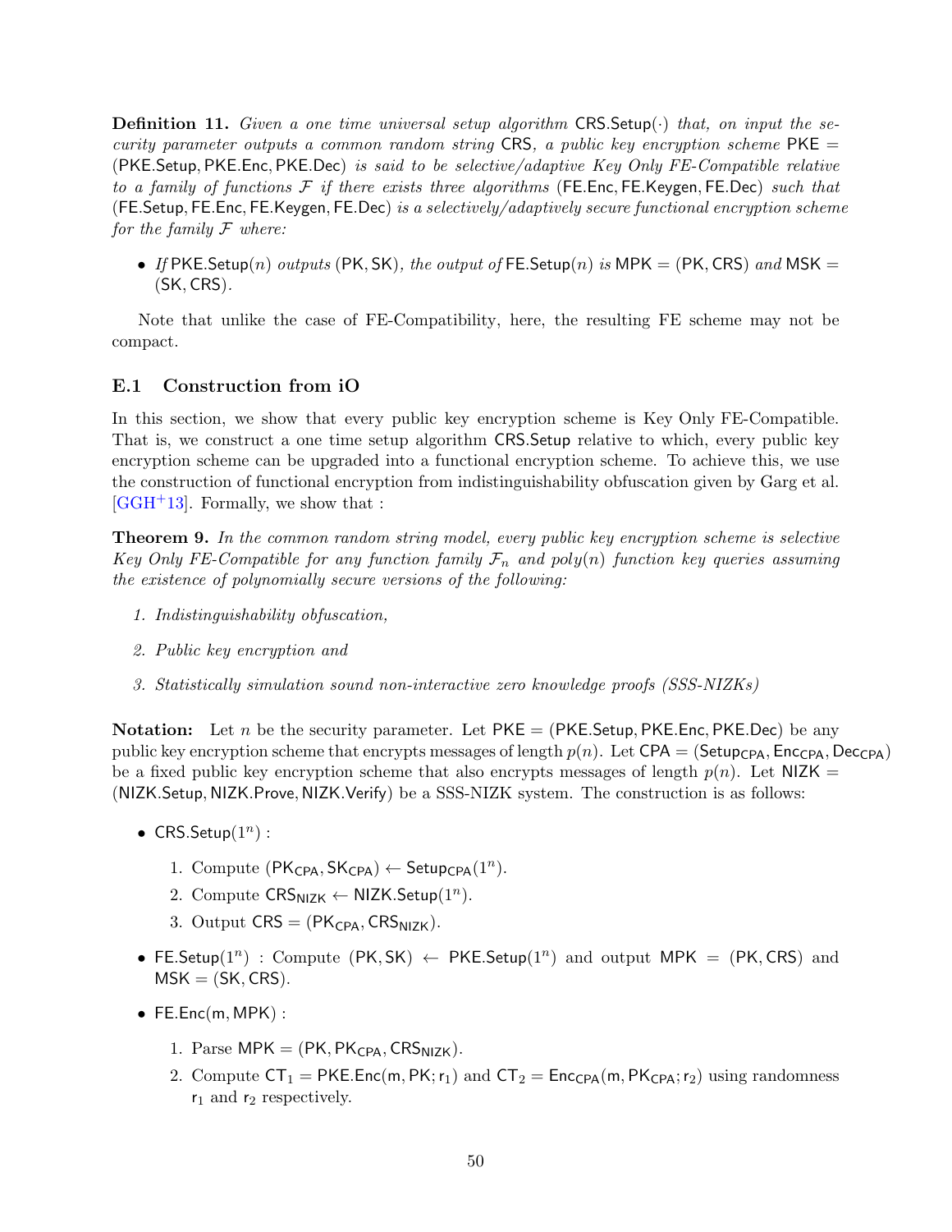**Definition 11.** *Given a one time universal setup algorithm* $\mathsf{CRS.Setup}(\cdot)$ *that, on input the security parameter outputs a common random string* $\mathsf{CRS}$*, a public key encryption scheme* $\mathsf{PKE} = (\mathsf{PKE.Setup}, \mathsf{PKE.Enc}, \mathsf{PKE.Dec})$ *is said to be selective/adaptive Key Only FE-Compatible relative to a family of functions* $\mathcal{F}$ *if there exists three algorithms* $(\mathsf{FE.Enc}, \mathsf{FE.Keygen}, \mathsf{FE.Dec})$ *such that* $(\mathsf{FE.Setup}, \mathsf{FE.Enc}, \mathsf{FE.Keygen}, \mathsf{FE.Dec})$ *is a selectively/adaptively secure functional encryption scheme for the family* $\mathcal{F}$ *where:*

- *If* $\mathsf{PKE.Setup}(n)$ *outputs* $(\mathsf{PK}, \mathsf{SK})$*, the output of* $\mathsf{FE.Setup}(n)$ *is* $\mathsf{MPK} = (\mathsf{PK}, \mathsf{CRS})$ *and* $\mathsf{MSK} = (\mathsf{SK}, \mathsf{CRS})$*.*

Note that unlike the case of FE-Compatibility, here, the resulting FE scheme may not be compact.

### E.1 Construction from iO

In this section, we show that every public key encryption scheme is Key Only FE-Compatible. That is, we construct a one time setup algorithm $\mathsf{CRS.Setup}$ relative to which, every public key encryption scheme can be upgraded into a functional encryption scheme. To achieve this, we use the construction of functional encryption from indistinguishability obfuscation given by Garg et al. [GGH+13]. Formally, we show that :

**Theorem 9.** *In the common random string model, every public key encryption scheme is selective Key Only FE-Compatible for any function family* $\mathcal{F}_n$ *and* $poly(n)$ *function key queries assuming the existence of polynomially secure versions of the following:*

1. *Indistinguishability obfuscation,*
2. *Public key encryption and*
3. *Statistically simulation sound non-interactive zero knowledge proofs (SSS-NIZKs)*

**Notation:** Let $n$ be the security parameter. Let $\mathsf{PKE} = (\mathsf{PKE.Setup}, \mathsf{PKE.Enc}, \mathsf{PKE.Dec})$ be any public key encryption scheme that encrypts messages of length $p(n)$. Let $\mathsf{CPA} = (\mathsf{Setup_{CPA}}, \mathsf{Enc_{CPA}}, \mathsf{Dec_{CPA}})$ be a fixed public key encryption scheme that also encrypts messages of length $p(n)$. Let $\mathsf{NIZK} = (\mathsf{NIZK.Setup}, \mathsf{NIZK.Prove}, \mathsf{NIZK.Verify})$ be a SSS-NIZK system. The construction is as follows:

- $\mathsf{CRS.Setup}(1^n)$ :
  1. Compute $(\mathsf{PK_{CPA}}, \mathsf{SK_{CPA}}) \leftarrow \mathsf{Setup_{CPA}}(1^n)$.
  2. Compute $\mathsf{CRS_{NIZK}} \leftarrow \mathsf{NIZK.Setup}(1^n)$.
  3. Output $\mathsf{CRS} = (\mathsf{PK_{CPA}}, \mathsf{CRS_{NIZK}})$.
- $\mathsf{FE.Setup}(1^n)$ : Compute $(\mathsf{PK}, \mathsf{SK}) \leftarrow \mathsf{PKE.Setup}(1^n)$ and output $\mathsf{MPK} = (\mathsf{PK}, \mathsf{CRS})$ and $\mathsf{MSK} = (\mathsf{SK}, \mathsf{CRS})$.
- $\mathsf{FE.Enc}(\mathsf{m}, \mathsf{MPK})$ :
  1. Parse $\mathsf{MPK} = (\mathsf{PK}, \mathsf{PK_{CPA}}, \mathsf{CRS_{NIZK}})$.
  2. Compute $\mathsf{CT}_1 = \mathsf{PKE.Enc}(\mathsf{m}, \mathsf{PK}; \mathsf{r}_1)$ and $\mathsf{CT}_2 = \mathsf{Enc_{CPA}}(\mathsf{m}, \mathsf{PK_{CPA}}; \mathsf{r}_2)$ using randomness $\mathsf{r}_1$ and $\mathsf{r}_2$ respectively.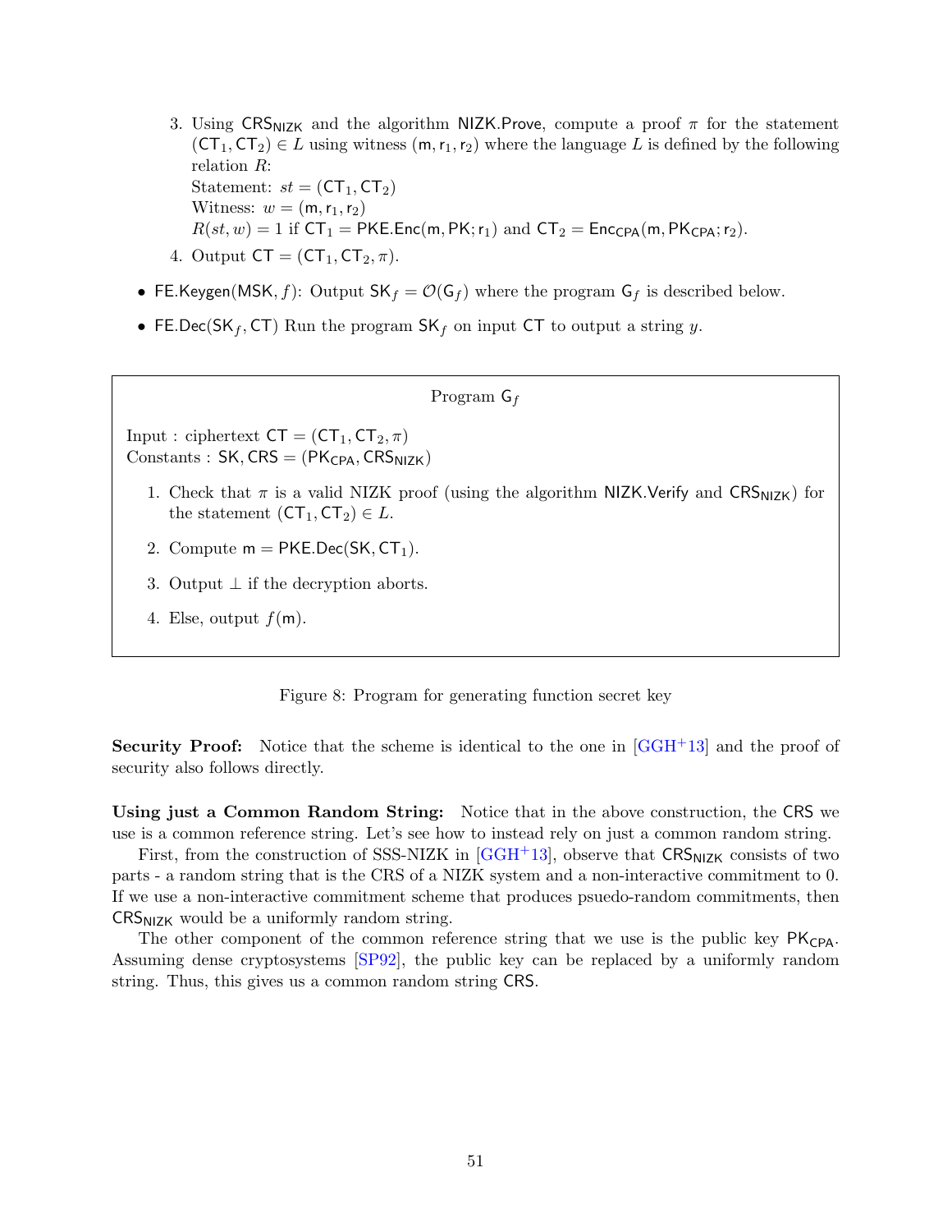3. Using $\mathsf{CRS}_{\mathsf{NIZK}}$ and the algorithm $\mathsf{NIZK.Prove}$, compute a proof $\pi$ for the statement $(\mathsf{CT}_1, \mathsf{CT}_2) \in L$ using witness $(\mathsf{m}, \mathsf{r}_1, \mathsf{r}_2)$ where the language $L$ is defined by the following relation $R$:
   Statement: $st = (\mathsf{CT}_1, \mathsf{CT}_2)$
   Witness: $w = (\mathsf{m}, \mathsf{r}_1, \mathsf{r}_2)$
   $R(st, w) = 1$ if $\mathsf{CT}_1 = \mathsf{PKE.Enc}(\mathsf{m}, \mathsf{PK}; \mathsf{r}_1)$ and $\mathsf{CT}_2 = \mathsf{Enc}_{\mathsf{CPA}}(\mathsf{m}, \mathsf{PK}_{\mathsf{CPA}}; \mathsf{r}_2)$.
4. Output $\mathsf{CT} = (\mathsf{CT}_1, \mathsf{CT}_2, \pi)$.

- $\mathsf{FE.Keygen}(\mathsf{MSK}, f)$: Output $\mathsf{SK}_f = \mathcal{O}(\mathsf{G}_f)$ where the program $\mathsf{G}_f$ is described below.
- $\mathsf{FE.Dec}(\mathsf{SK}_f, \mathsf{CT})$ Run the program $\mathsf{SK}_f$ on input $\mathsf{CT}$ to output a string $y$.

---

Program $\mathsf{G}_f$

Input : ciphertext $\mathsf{CT} = (\mathsf{CT}_1, \mathsf{CT}_2, \pi)$
Constants : $\mathsf{SK}, \mathsf{CRS} = (\mathsf{PK}_{\mathsf{CPA}}, \mathsf{CRS}_{\mathsf{NIZK}})$

1. Check that $\pi$ is a valid NIZK proof (using the algorithm $\mathsf{NIZK.Verify}$ and $\mathsf{CRS}_{\mathsf{NIZK}}$) for the statement $(\mathsf{CT}_1, \mathsf{CT}_2) \in L$.
2. Compute $\mathsf{m} = \mathsf{PKE.Dec}(\mathsf{SK}, \mathsf{CT}_1)$.
3. Output $\perp$ if the decryption aborts.
4. Else, output $f(\mathsf{m})$.

---

Figure 8: Program for generating function secret key

**Security Proof:** Notice that the scheme is identical to the one in [GGH+13] and the proof of security also follows directly.

**Using just a Common Random String:** Notice that in the above construction, the $\mathsf{CRS}$ we use is a common reference string. Let's see how to instead rely on just a common random string.

First, from the construction of SSS-NIZK in [GGH+13], observe that $\mathsf{CRS}_{\mathsf{NIZK}}$ consists of two parts - a random string that is the CRS of a NIZK system and a non-interactive commitment to 0. If we use a non-interactive commitment scheme that produces psuedo-random commitments, then $\mathsf{CRS}_{\mathsf{NIZK}}$ would be a uniformly random string.

The other component of the common reference string that we use is the public key $\mathsf{PK}_{\mathsf{CPA}}$. Assuming dense cryptosystems [SP92], the public key can be replaced by a uniformly random string. Thus, this gives us a common random string $\mathsf{CRS}$.